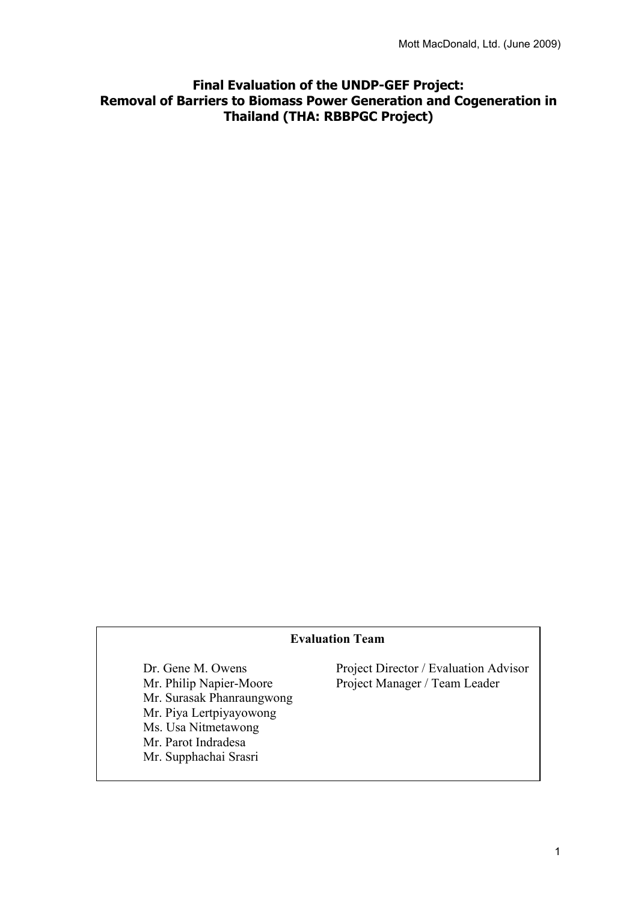Mott MacDonald, Ltd. (June 2009)

# Final Evaluation of the UNDP-GEF Project: Removal of Barriers to Biomass Power Generation and Cogeneration in Thailand (THA: RBBPGC Project)

**Evaluation Team**

| | |
|---|---|
| Dr. Gene M. Owens | Project Director / Evaluation Advisor |
| Mr. Philip Napier-Moore | Project Manager / Team Leader |
| Mr. Surasak Phanraungwong | |
| Mr. Piya Lertpiyayowong | |
| Ms. Usa Nitmetawong | |
| Mr. Parot Indradesa | |
| Mr. Supphachai Srasri | |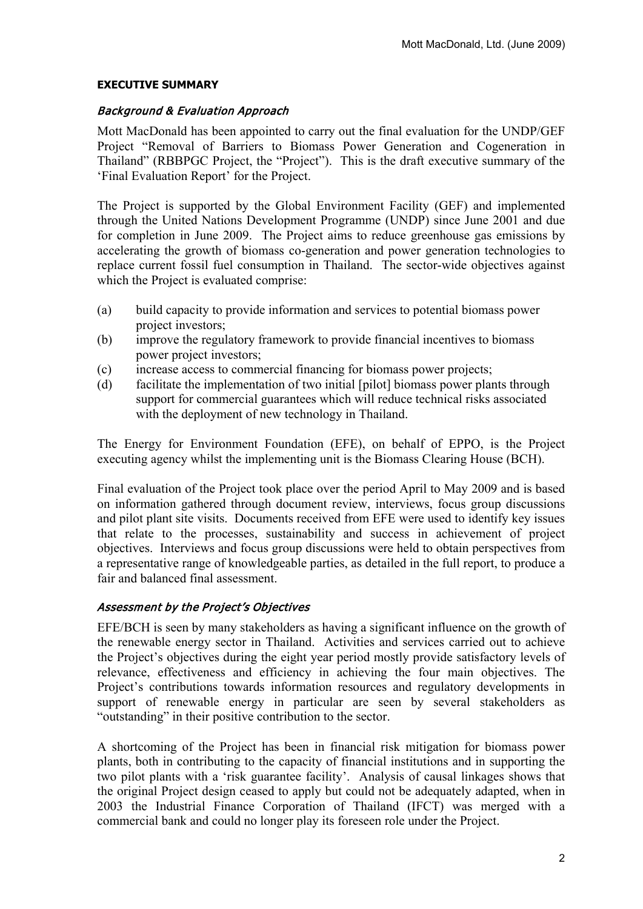## EXECUTIVE SUMMARY

### *Background & Evaluation Approach*

Mott MacDonald has been appointed to carry out the final evaluation for the UNDP/GEF Project "Removal of Barriers to Biomass Power Generation and Cogeneration in Thailand" (RBBPGC Project, the "Project"). This is the draft executive summary of the 'Final Evaluation Report' for the Project.

The Project is supported by the Global Environment Facility (GEF) and implemented through the United Nations Development Programme (UNDP) since June 2001 and due for completion in June 2009. The Project aims to reduce greenhouse gas emissions by accelerating the growth of biomass co-generation and power generation technologies to replace current fossil fuel consumption in Thailand. The sector-wide objectives against which the Project is evaluated comprise:

(a) build capacity to provide information and services to potential biomass power project investors;
(b) improve the regulatory framework to provide financial incentives to biomass power project investors;
(c) increase access to commercial financing for biomass power projects;
(d) facilitate the implementation of two initial [pilot] biomass power plants through support for commercial guarantees which will reduce technical risks associated with the deployment of new technology in Thailand.

The Energy for Environment Foundation (EFE), on behalf of EPPO, is the Project executing agency whilst the implementing unit is the Biomass Clearing House (BCH).

Final evaluation of the Project took place over the period April to May 2009 and is based on information gathered through document review, interviews, focus group discussions and pilot plant site visits. Documents received from EFE were used to identify key issues that relate to the processes, sustainability and success in achievement of project objectives. Interviews and focus group discussions were held to obtain perspectives from a representative range of knowledgeable parties, as detailed in the full report, to produce a fair and balanced final assessment.

### *Assessment by the Project's Objectives*

EFE/BCH is seen by many stakeholders as having a significant influence on the growth of the renewable energy sector in Thailand. Activities and services carried out to achieve the Project's objectives during the eight year period mostly provide satisfactory levels of relevance, effectiveness and efficiency in achieving the four main objectives. The Project's contributions towards information resources and regulatory developments in support of renewable energy in particular are seen by several stakeholders as "outstanding" in their positive contribution to the sector.

A shortcoming of the Project has been in financial risk mitigation for biomass power plants, both in contributing to the capacity of financial institutions and in supporting the two pilot plants with a 'risk guarantee facility'. Analysis of causal linkages shows that the original Project design ceased to apply but could not be adequately adapted, when in 2003 the Industrial Finance Corporation of Thailand (IFCT) was merged with a commercial bank and could no longer play its foreseen role under the Project.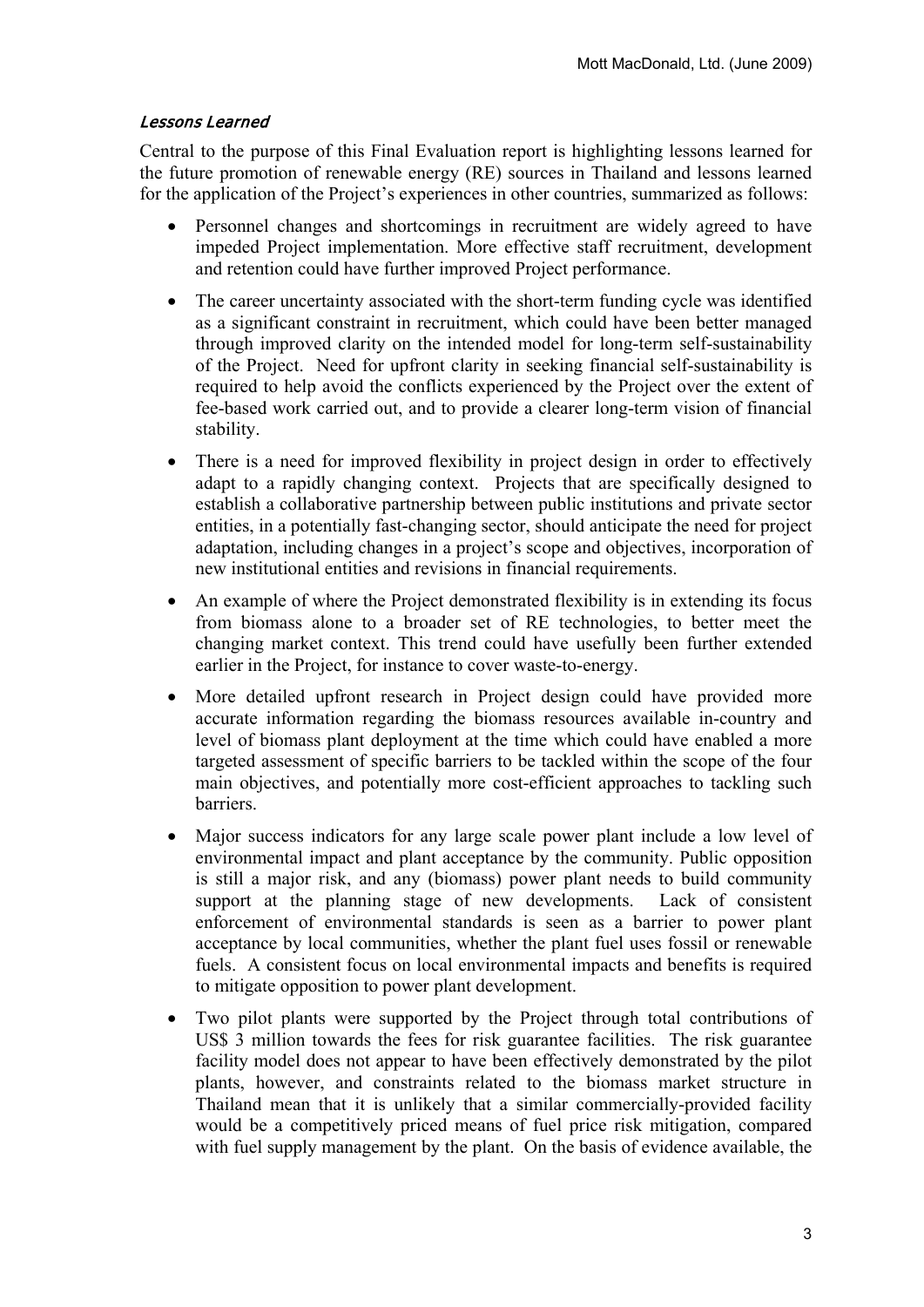### *Lessons Learned*

Central to the purpose of this Final Evaluation report is highlighting lessons learned for the future promotion of renewable energy (RE) sources in Thailand and lessons learned for the application of the Project's experiences in other countries, summarized as follows:

- Personnel changes and shortcomings in recruitment are widely agreed to have impeded Project implementation. More effective staff recruitment, development and retention could have further improved Project performance.
- The career uncertainty associated with the short-term funding cycle was identified as a significant constraint in recruitment, which could have been better managed through improved clarity on the intended model for long-term self-sustainability of the Project. Need for upfront clarity in seeking financial self-sustainability is required to help avoid the conflicts experienced by the Project over the extent of fee-based work carried out, and to provide a clearer long-term vision of financial stability.
- There is a need for improved flexibility in project design in order to effectively adapt to a rapidly changing context. Projects that are specifically designed to establish a collaborative partnership between public institutions and private sector entities, in a potentially fast-changing sector, should anticipate the need for project adaptation, including changes in a project's scope and objectives, incorporation of new institutional entities and revisions in financial requirements.
- An example of where the Project demonstrated flexibility is in extending its focus from biomass alone to a broader set of RE technologies, to better meet the changing market context. This trend could have usefully been further extended earlier in the Project, for instance to cover waste-to-energy.
- More detailed upfront research in Project design could have provided more accurate information regarding the biomass resources available in-country and level of biomass plant deployment at the time which could have enabled a more targeted assessment of specific barriers to be tackled within the scope of the four main objectives, and potentially more cost-efficient approaches to tackling such barriers.
- Major success indicators for any large scale power plant include a low level of environmental impact and plant acceptance by the community. Public opposition is still a major risk, and any (biomass) power plant needs to build community support at the planning stage of new developments. Lack of consistent enforcement of environmental standards is seen as a barrier to power plant acceptance by local communities, whether the plant fuel uses fossil or renewable fuels. A consistent focus on local environmental impacts and benefits is required to mitigate opposition to power plant development.
- Two pilot plants were supported by the Project through total contributions of US$ 3 million towards the fees for risk guarantee facilities. The risk guarantee facility model does not appear to have been effectively demonstrated by the pilot plants, however, and constraints related to the biomass market structure in Thailand mean that it is unlikely that a similar commercially-provided facility would be a competitively priced means of fuel price risk mitigation, compared with fuel supply management by the plant. On the basis of evidence available, the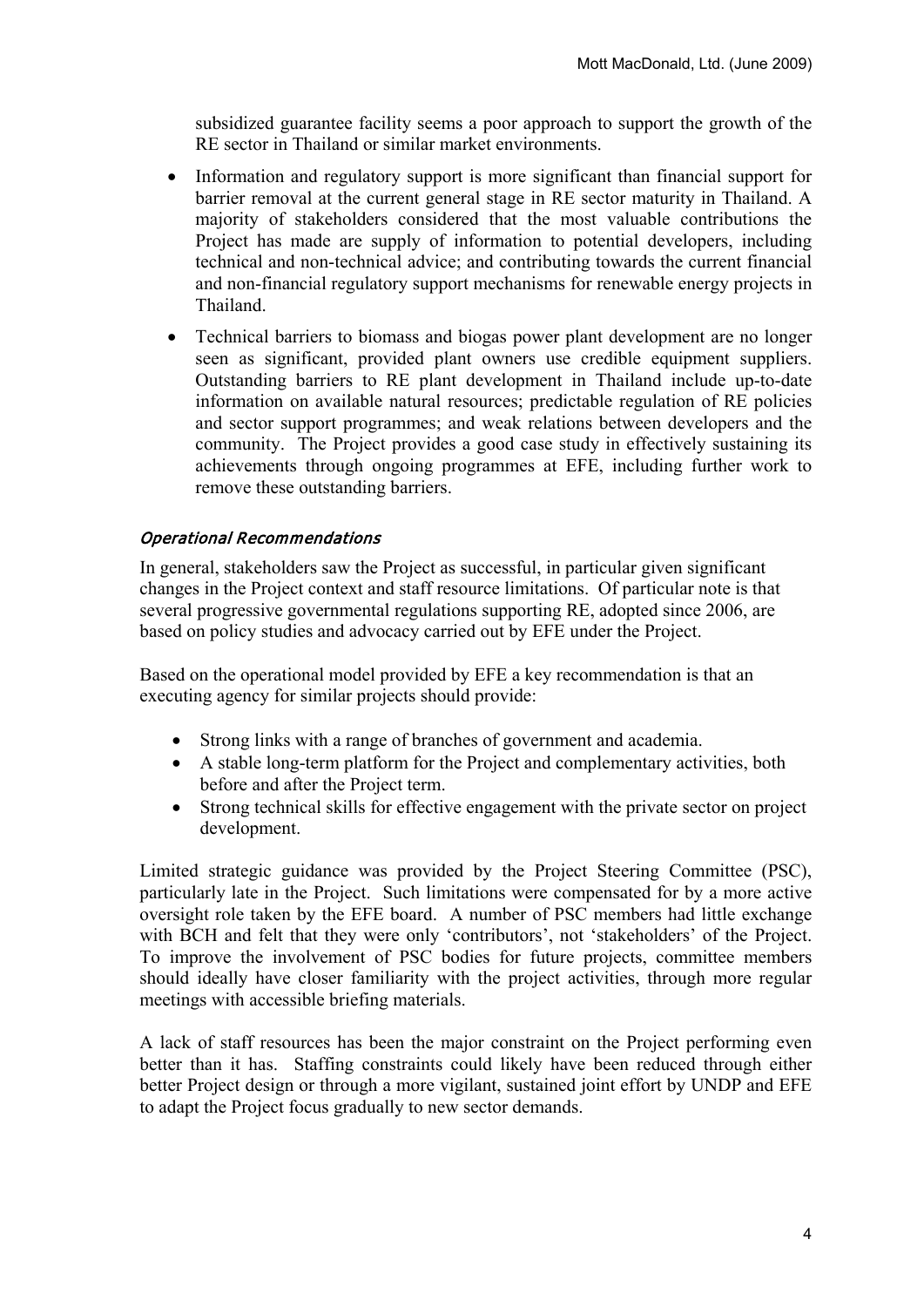subsidized guarantee facility seems a poor approach to support the growth of the RE sector in Thailand or similar market environments.

- Information and regulatory support is more significant than financial support for barrier removal at the current general stage in RE sector maturity in Thailand. A majority of stakeholders considered that the most valuable contributions the Project has made are supply of information to potential developers, including technical and non-technical advice; and contributing towards the current financial and non-financial regulatory support mechanisms for renewable energy projects in Thailand.
- Technical barriers to biomass and biogas power plant development are no longer seen as significant, provided plant owners use credible equipment suppliers. Outstanding barriers to RE plant development in Thailand include up-to-date information on available natural resources; predictable regulation of RE policies and sector support programmes; and weak relations between developers and the community. The Project provides a good case study in effectively sustaining its achievements through ongoing programmes at EFE, including further work to remove these outstanding barriers.

### *Operational Recommendations*

In general, stakeholders saw the Project as successful, in particular given significant changes in the Project context and staff resource limitations. Of particular note is that several progressive governmental regulations supporting RE, adopted since 2006, are based on policy studies and advocacy carried out by EFE under the Project.

Based on the operational model provided by EFE a key recommendation is that an executing agency for similar projects should provide:

- Strong links with a range of branches of government and academia.
- A stable long-term platform for the Project and complementary activities, both before and after the Project term.
- Strong technical skills for effective engagement with the private sector on project development.

Limited strategic guidance was provided by the Project Steering Committee (PSC), particularly late in the Project. Such limitations were compensated for by a more active oversight role taken by the EFE board. A number of PSC members had little exchange with BCH and felt that they were only 'contributors', not 'stakeholders' of the Project. To improve the involvement of PSC bodies for future projects, committee members should ideally have closer familiarity with the project activities, through more regular meetings with accessible briefing materials.

A lack of staff resources has been the major constraint on the Project performing even better than it has. Staffing constraints could likely have been reduced through either better Project design or through a more vigilant, sustained joint effort by UNDP and EFE to adapt the Project focus gradually to new sector demands.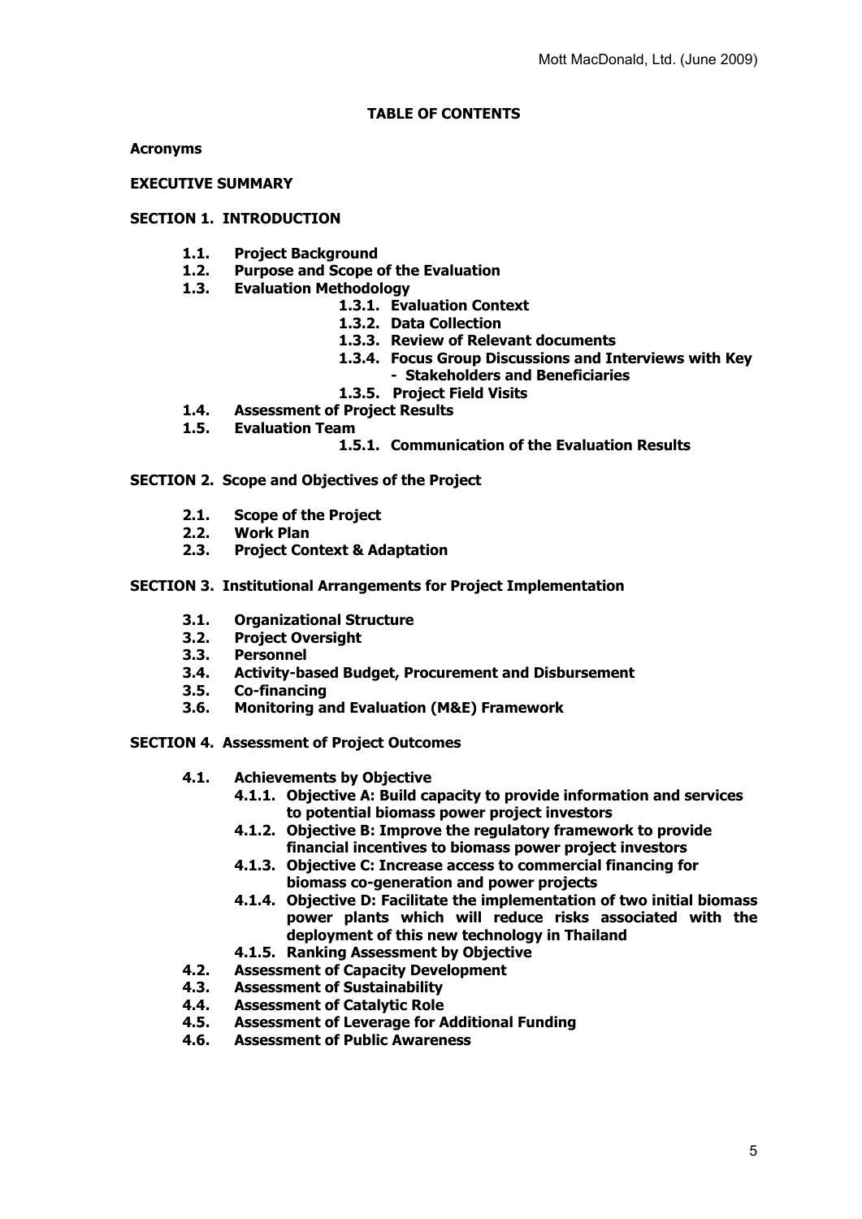**TABLE OF CONTENTS**

**Acronyms**

**EXECUTIVE SUMMARY**

**SECTION 1. INTRODUCTION**

- **1.1. Project Background**
- **1.2. Purpose and Scope of the Evaluation**
- **1.3. Evaluation Methodology**
  - **1.3.1. Evaluation Context**
  - **1.3.2. Data Collection**
  - **1.3.3. Review of Relevant documents**
  - **1.3.4. Focus Group Discussions and Interviews with Key - Stakeholders and Beneficiaries**
  - **1.3.5. Project Field Visits**
- **1.4. Assessment of Project Results**
- **1.5. Evaluation Team**
  - **1.5.1. Communication of the Evaluation Results**

**SECTION 2. Scope and Objectives of the Project**

- **2.1. Scope of the Project**
- **2.2. Work Plan**
- **2.3. Project Context & Adaptation**

**SECTION 3. Institutional Arrangements for Project Implementation**

- **3.1. Organizational Structure**
- **3.2. Project Oversight**
- **3.3. Personnel**
- **3.4. Activity-based Budget, Procurement and Disbursement**
- **3.5. Co-financing**
- **3.6. Monitoring and Evaluation (M&E) Framework**

**SECTION 4. Assessment of Project Outcomes**

- **4.1. Achievements by Objective**
  - **4.1.1. Objective A: Build capacity to provide information and services to potential biomass power project investors**
  - **4.1.2. Objective B: Improve the regulatory framework to provide financial incentives to biomass power project investors**
  - **4.1.3. Objective C: Increase access to commercial financing for biomass co-generation and power projects**
  - **4.1.4. Objective D: Facilitate the implementation of two initial biomass power plants which will reduce risks associated with the deployment of this new technology in Thailand**
  - **4.1.5. Ranking Assessment by Objective**
- **4.2. Assessment of Capacity Development**
- **4.3. Assessment of Sustainability**
- **4.4. Assessment of Catalytic Role**
- **4.5. Assessment of Leverage for Additional Funding**
- **4.6. Assessment of Public Awareness**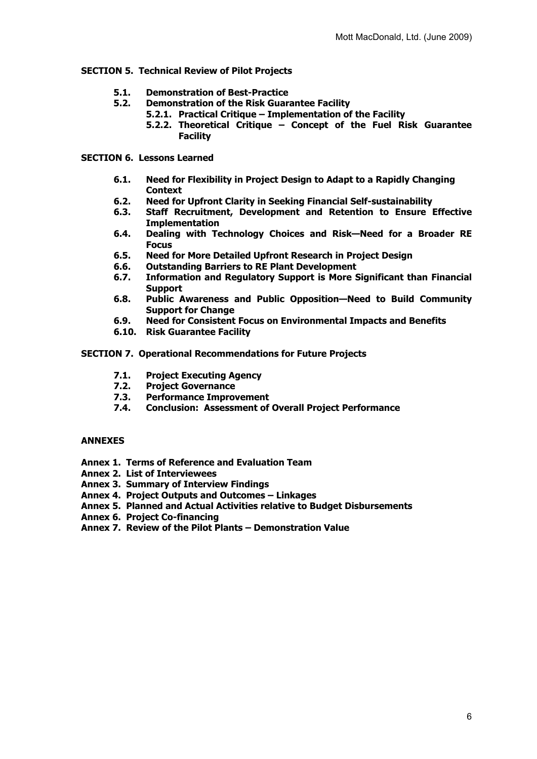**SECTION 5. Technical Review of Pilot Projects**

- **5.1. Demonstration of Best-Practice**
- **5.2. Demonstration of the Risk Guarantee Facility**
  - **5.2.1. Practical Critique – Implementation of the Facility**
  - **5.2.2. Theoretical Critique – Concept of the Fuel Risk Guarantee Facility**

**SECTION 6. Lessons Learned**

- **6.1. Need for Flexibility in Project Design to Adapt to a Rapidly Changing Context**
- **6.2. Need for Upfront Clarity in Seeking Financial Self-sustainability**
- **6.3. Staff Recruitment, Development and Retention to Ensure Effective Implementation**
- **6.4. Dealing with Technology Choices and Risk—Need for a Broader RE Focus**
- **6.5. Need for More Detailed Upfront Research in Project Design**
- **6.6. Outstanding Barriers to RE Plant Development**
- **6.7. Information and Regulatory Support is More Significant than Financial Support**
- **6.8. Public Awareness and Public Opposition—Need to Build Community Support for Change**
- **6.9. Need for Consistent Focus on Environmental Impacts and Benefits**
- **6.10. Risk Guarantee Facility**

**SECTION 7. Operational Recommendations for Future Projects**

- **7.1. Project Executing Agency**
- **7.2. Project Governance**
- **7.3. Performance Improvement**
- **7.4. Conclusion: Assessment of Overall Project Performance**

**ANNEXES**

- **Annex 1. Terms of Reference and Evaluation Team**
- **Annex 2. List of Interviewees**
- **Annex 3. Summary of Interview Findings**
- **Annex 4. Project Outputs and Outcomes – Linkages**
- **Annex 5. Planned and Actual Activities relative to Budget Disbursements**
- **Annex 6. Project Co-financing**
- **Annex 7. Review of the Pilot Plants – Demonstration Value**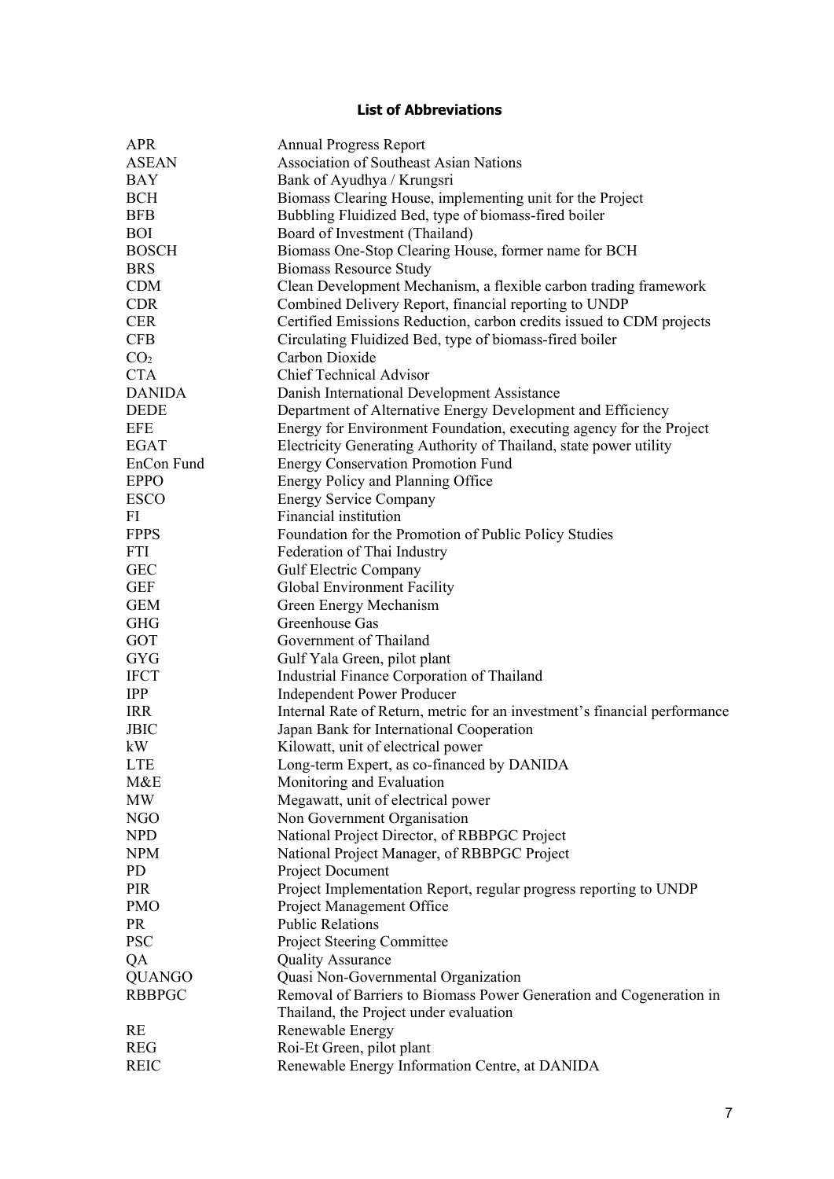## List of Abbreviations

| | |
|---|---|
| APR | Annual Progress Report |
| ASEAN | Association of Southeast Asian Nations |
| BAY | Bank of Ayudhya / Krungsri |
| BCH | Biomass Clearing House, implementing unit for the Project |
| BFB | Bubbling Fluidized Bed, type of biomass-fired boiler |
| BOI | Board of Investment (Thailand) |
| BOSCH | Biomass One-Stop Clearing House, former name for BCH |
| BRS | Biomass Resource Study |
| CDM | Clean Development Mechanism, a flexible carbon trading framework |
| CDR | Combined Delivery Report, financial reporting to UNDP |
| CER | Certified Emissions Reduction, carbon credits issued to CDM projects |
| CFB | Circulating Fluidized Bed, type of biomass-fired boiler |
| $CO_2$ | Carbon Dioxide |
| CTA | Chief Technical Advisor |
| DANIDA | Danish International Development Assistance |
| DEDE | Department of Alternative Energy Development and Efficiency |
| EFE | Energy for Environment Foundation, executing agency for the Project |
| EGAT | Electricity Generating Authority of Thailand, state power utility |
| EnCon Fund | Energy Conservation Promotion Fund |
| EPPO | Energy Policy and Planning Office |
| ESCO | Energy Service Company |
| FI | Financial institution |
| FPPS | Foundation for the Promotion of Public Policy Studies |
| FTI | Federation of Thai Industry |
| GEC | Gulf Electric Company |
| GEF | Global Environment Facility |
| GEM | Green Energy Mechanism |
| GHG | Greenhouse Gas |
| GOT | Government of Thailand |
| GYG | Gulf Yala Green, pilot plant |
| IFCT | Industrial Finance Corporation of Thailand |
| IPP | Independent Power Producer |
| IRR | Internal Rate of Return, metric for an investment's financial performance |
| JBIC | Japan Bank for International Cooperation |
| kW | Kilowatt, unit of electrical power |
| LTE | Long-term Expert, as co-financed by DANIDA |
| M&E | Monitoring and Evaluation |
| MW | Megawatt, unit of electrical power |
| NGO | Non Government Organisation |
| NPD | National Project Director, of RBBPGC Project |
| NPM | National Project Manager, of RBBPGC Project |
| PD | Project Document |
| PIR | Project Implementation Report, regular progress reporting to UNDP |
| PMO | Project Management Office |
| PR | Public Relations |
| PSC | Project Steering Committee |
| QA | Quality Assurance |
| QUANGO | Quasi Non-Governmental Organization |
| RBBPGC | Removal of Barriers to Biomass Power Generation and Cogeneration in Thailand, the Project under evaluation |
| RE | Renewable Energy |
| REG | Roi-Et Green, pilot plant |
| REIC | Renewable Energy Information Centre, at DANIDA |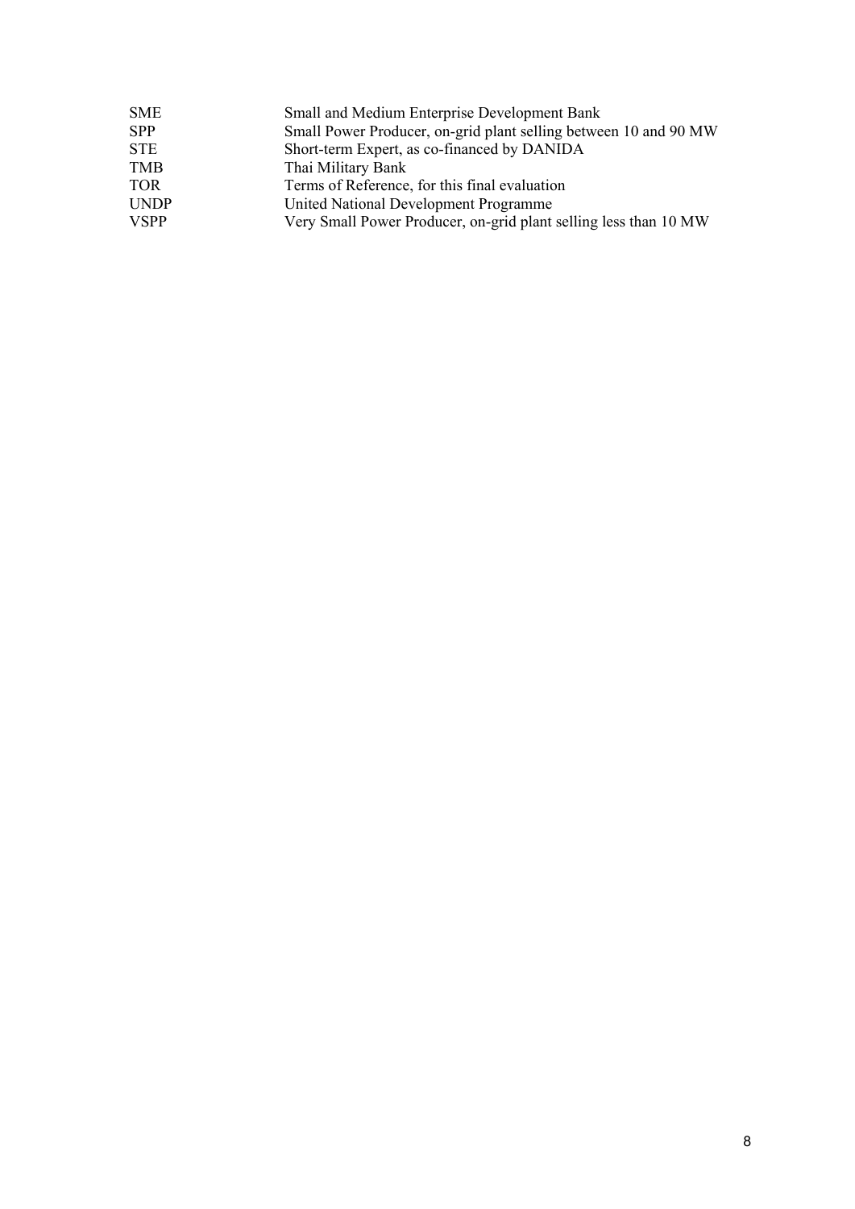| | |
|---|---|
| SME | Small and Medium Enterprise Development Bank |
| SPP | Small Power Producer, on-grid plant selling between 10 and 90 MW |
| STE | Short-term Expert, as co-financed by DANIDA |
| TMB | Thai Military Bank |
| TOR | Terms of Reference, for this final evaluation |
| UNDP | United National Development Programme |
| VSPP | Very Small Power Producer, on-grid plant selling less than 10 MW |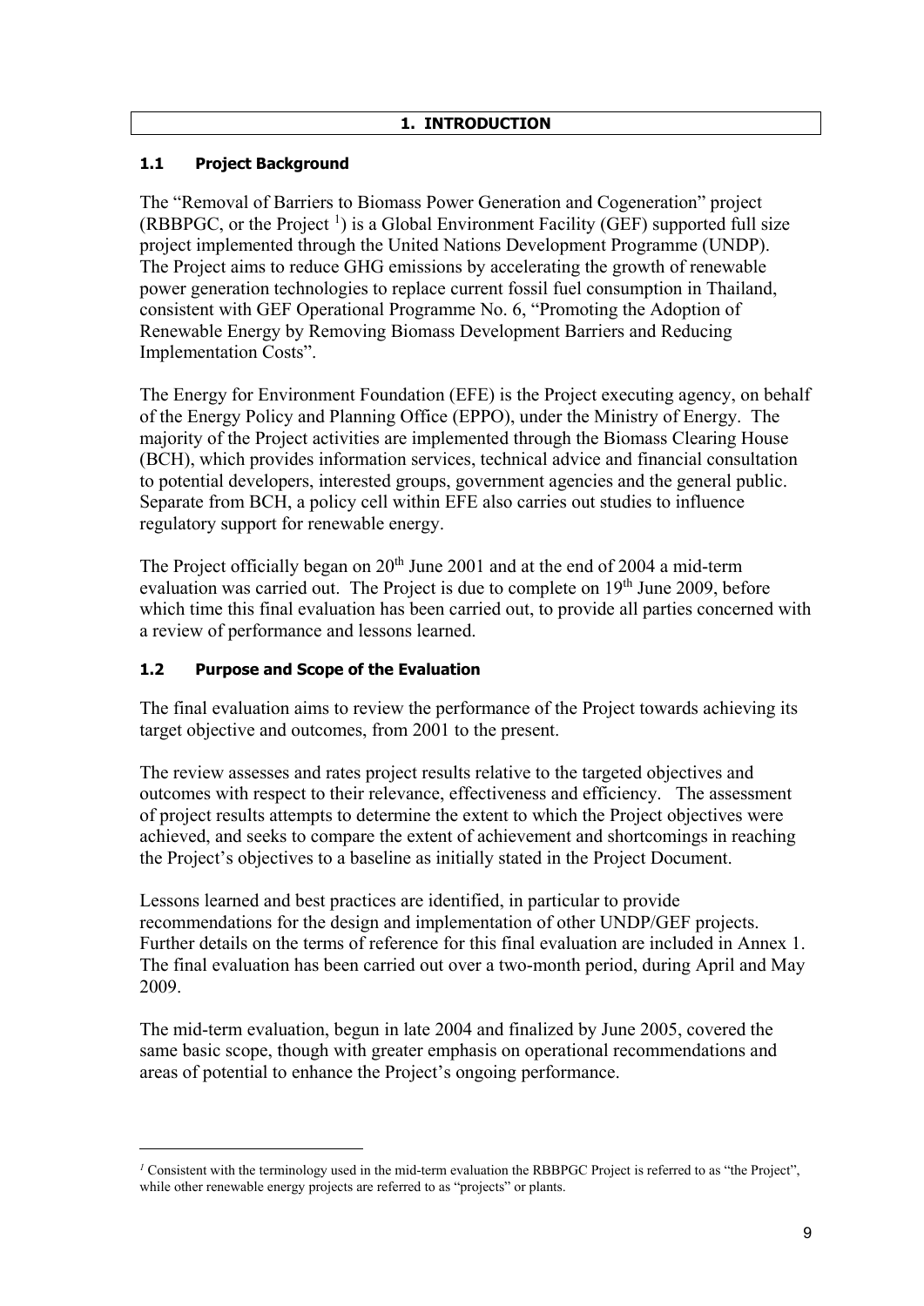# 1. INTRODUCTION

## 1.1 Project Background

The "Removal of Barriers to Biomass Power Generation and Cogeneration" project (RBBPGC, or the Project [1]) is a Global Environment Facility (GEF) supported full size project implemented through the United Nations Development Programme (UNDP). The Project aims to reduce GHG emissions by accelerating the growth of renewable power generation technologies to replace current fossil fuel consumption in Thailand, consistent with GEF Operational Programme No. 6, "Promoting the Adoption of Renewable Energy by Removing Biomass Development Barriers and Reducing Implementation Costs".

The Energy for Environment Foundation (EFE) is the Project executing agency, on behalf of the Energy Policy and Planning Office (EPPO), under the Ministry of Energy. The majority of the Project activities are implemented through the Biomass Clearing House (BCH), which provides information services, technical advice and financial consultation to potential developers, interested groups, government agencies and the general public. Separate from BCH, a policy cell within EFE also carries out studies to influence regulatory support for renewable energy.

The Project officially began on 20th June 2001 and at the end of 2004 a mid-term evaluation was carried out. The Project is due to complete on 19th June 2009, before which time this final evaluation has been carried out, to provide all parties concerned with a review of performance and lessons learned.

## 1.2 Purpose and Scope of the Evaluation

The final evaluation aims to review the performance of the Project towards achieving its target objective and outcomes, from 2001 to the present.

The review assesses and rates project results relative to the targeted objectives and outcomes with respect to their relevance, effectiveness and efficiency. The assessment of project results attempts to determine the extent to which the Project objectives were achieved, and seeks to compare the extent of achievement and shortcomings in reaching the Project's objectives to a baseline as initially stated in the Project Document.

Lessons learned and best practices are identified, in particular to provide recommendations for the design and implementation of other UNDP/GEF projects. Further details on the terms of reference for this final evaluation are included in Annex 1. The final evaluation has been carried out over a two-month period, during April and May 2009.

The mid-term evaluation, begun in late 2004 and finalized by June 2005, covered the same basic scope, though with greater emphasis on operational recommendations and areas of potential to enhance the Project's ongoing performance.

---

[1] Consistent with the terminology used in the mid-term evaluation the RBBPGC Project is referred to as "the Project", while other renewable energy projects are referred to as "projects" or plants.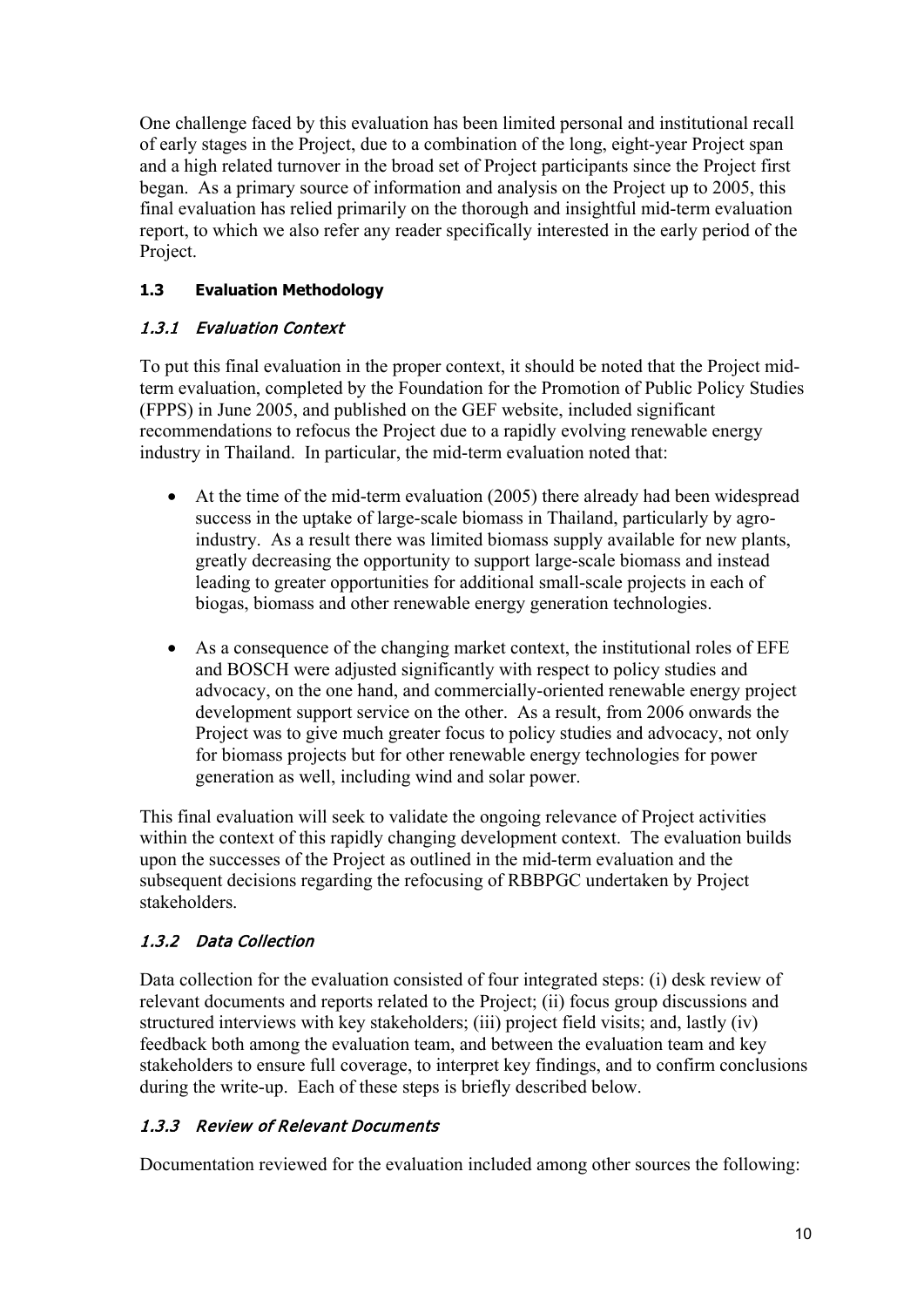One challenge faced by this evaluation has been limited personal and institutional recall of early stages in the Project, due to a combination of the long, eight-year Project span and a high related turnover in the broad set of Project participants since the Project first began. As a primary source of information and analysis on the Project up to 2005, this final evaluation has relied primarily on the thorough and insightful mid-term evaluation report, to which we also refer any reader specifically interested in the early period of the Project.

### 1.3 Evaluation Methodology

#### *1.3.1 Evaluation Context*

To put this final evaluation in the proper context, it should be noted that the Project mid-term evaluation, completed by the Foundation for the Promotion of Public Policy Studies (FPPS) in June 2005, and published on the GEF website, included significant recommendations to refocus the Project due to a rapidly evolving renewable energy industry in Thailand. In particular, the mid-term evaluation noted that:

- At the time of the mid-term evaluation (2005) there already had been widespread success in the uptake of large-scale biomass in Thailand, particularly by agro-industry. As a result there was limited biomass supply available for new plants, greatly decreasing the opportunity to support large-scale biomass and instead leading to greater opportunities for additional small-scale projects in each of biogas, biomass and other renewable energy generation technologies.

- As a consequence of the changing market context, the institutional roles of EFE and BOSCH were adjusted significantly with respect to policy studies and advocacy, on the one hand, and commercially-oriented renewable energy project development support service on the other. As a result, from 2006 onwards the Project was to give much greater focus to policy studies and advocacy, not only for biomass projects but for other renewable energy technologies for power generation as well, including wind and solar power.

This final evaluation will seek to validate the ongoing relevance of Project activities within the context of this rapidly changing development context. The evaluation builds upon the successes of the Project as outlined in the mid-term evaluation and the subsequent decisions regarding the refocusing of RBBPGC undertaken by Project stakeholders.

#### *1.3.2 Data Collection*

Data collection for the evaluation consisted of four integrated steps: (i) desk review of relevant documents and reports related to the Project; (ii) focus group discussions and structured interviews with key stakeholders; (iii) project field visits; and, lastly (iv) feedback both among the evaluation team, and between the evaluation team and key stakeholders to ensure full coverage, to interpret key findings, and to confirm conclusions during the write-up. Each of these steps is briefly described below.

#### *1.3.3 Review of Relevant Documents*

Documentation reviewed for the evaluation included among other sources the following: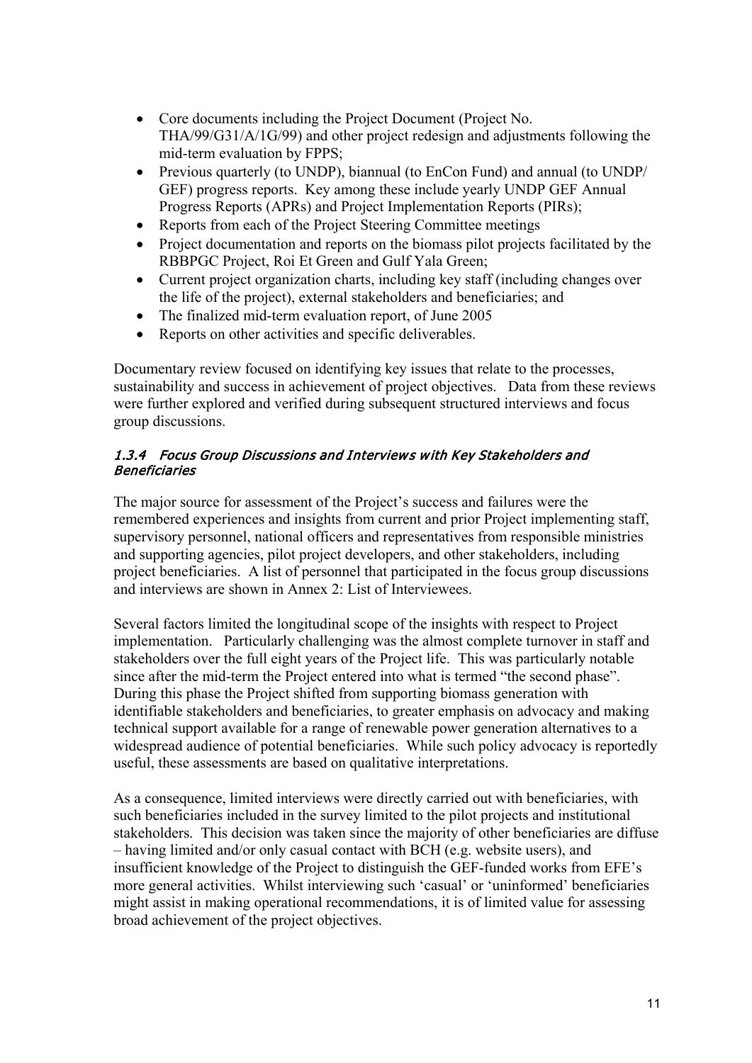- Core documents including the Project Document (Project No. THA/99/G31/A/1G/99) and other project redesign and adjustments following the mid-term evaluation by FPPS;
- Previous quarterly (to UNDP), biannual (to EnCon Fund) and annual (to UNDP/ GEF) progress reports. Key among these include yearly UNDP GEF Annual Progress Reports (APRs) and Project Implementation Reports (PIRs);
- Reports from each of the Project Steering Committee meetings
- Project documentation and reports on the biomass pilot projects facilitated by the RBBPGC Project, Roi Et Green and Gulf Yala Green;
- Current project organization charts, including key staff (including changes over the life of the project), external stakeholders and beneficiaries; and
- The finalized mid-term evaluation report, of June 2005
- Reports on other activities and specific deliverables.

Documentary review focused on identifying key issues that relate to the processes, sustainability and success in achievement of project objectives. Data from these reviews were further explored and verified during subsequent structured interviews and focus group discussions.

#### *1.3.4 Focus Group Discussions and Interviews with Key Stakeholders and Beneficiaries*

The major source for assessment of the Project's success and failures were the remembered experiences and insights from current and prior Project implementing staff, supervisory personnel, national officers and representatives from responsible ministries and supporting agencies, pilot project developers, and other stakeholders, including project beneficiaries. A list of personnel that participated in the focus group discussions and interviews are shown in Annex 2: List of Interviewees.

Several factors limited the longitudinal scope of the insights with respect to Project implementation. Particularly challenging was the almost complete turnover in staff and stakeholders over the full eight years of the Project life. This was particularly notable since after the mid-term the Project entered into what is termed "the second phase". During this phase the Project shifted from supporting biomass generation with identifiable stakeholders and beneficiaries, to greater emphasis on advocacy and making technical support available for a range of renewable power generation alternatives to a widespread audience of potential beneficiaries. While such policy advocacy is reportedly useful, these assessments are based on qualitative interpretations.

As a consequence, limited interviews were directly carried out with beneficiaries, with such beneficiaries included in the survey limited to the pilot projects and institutional stakeholders. This decision was taken since the majority of other beneficiaries are diffuse – having limited and/or only casual contact with BCH (e.g. website users), and insufficient knowledge of the Project to distinguish the GEF-funded works from EFE's more general activities. Whilst interviewing such 'casual' or 'uninformed' beneficiaries might assist in making operational recommendations, it is of limited value for assessing broad achievement of the project objectives.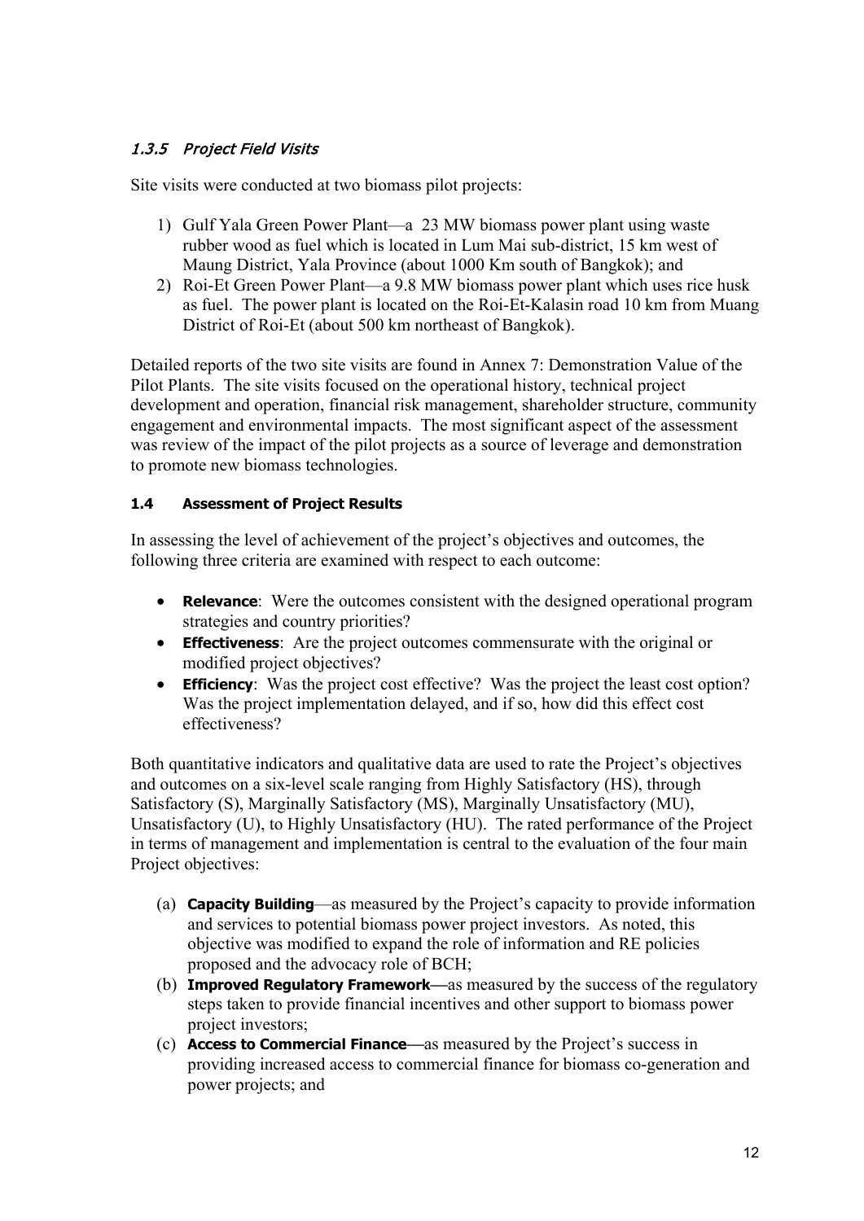#### *1.3.5 Project Field Visits*

Site visits were conducted at two biomass pilot projects:

1) Gulf Yala Green Power Plant—a 23 MW biomass power plant using waste rubber wood as fuel which is located in Lum Mai sub-district, 15 km west of Maung District, Yala Province (about 1000 Km south of Bangkok); and
2) Roi-Et Green Power Plant—a 9.8 MW biomass power plant which uses rice husk as fuel. The power plant is located on the Roi-Et-Kalasin road 10 km from Muang District of Roi-Et (about 500 km northeast of Bangkok).

Detailed reports of the two site visits are found in Annex 7: Demonstration Value of the Pilot Plants. The site visits focused on the operational history, technical project development and operation, financial risk management, shareholder structure, community engagement and environmental impacts. The most significant aspect of the assessment was review of the impact of the pilot projects as a source of leverage and demonstration to promote new biomass technologies.

### 1.4 Assessment of Project Results

In assessing the level of achievement of the project's objectives and outcomes, the following three criteria are examined with respect to each outcome:

- **Relevance**: Were the outcomes consistent with the designed operational program strategies and country priorities?
- **Effectiveness**: Are the project outcomes commensurate with the original or modified project objectives?
- **Efficiency**: Was the project cost effective? Was the project the least cost option? Was the project implementation delayed, and if so, how did this effect cost effectiveness?

Both quantitative indicators and qualitative data are used to rate the Project's objectives and outcomes on a six-level scale ranging from Highly Satisfactory (HS), through Satisfactory (S), Marginally Satisfactory (MS), Marginally Unsatisfactory (MU), Unsatisfactory (U), to Highly Unsatisfactory (HU). The rated performance of the Project in terms of management and implementation is central to the evaluation of the four main Project objectives:

(a) **Capacity Building**—as measured by the Project's capacity to provide information and services to potential biomass power project investors. As noted, this objective was modified to expand the role of information and RE policies proposed and the advocacy role of BCH;
(b) **Improved Regulatory Framework—**as measured by the success of the regulatory steps taken to provide financial incentives and other support to biomass power project investors;
(c) **Access to Commercial Finance—**as measured by the Project's success in providing increased access to commercial finance for biomass co-generation and power projects; and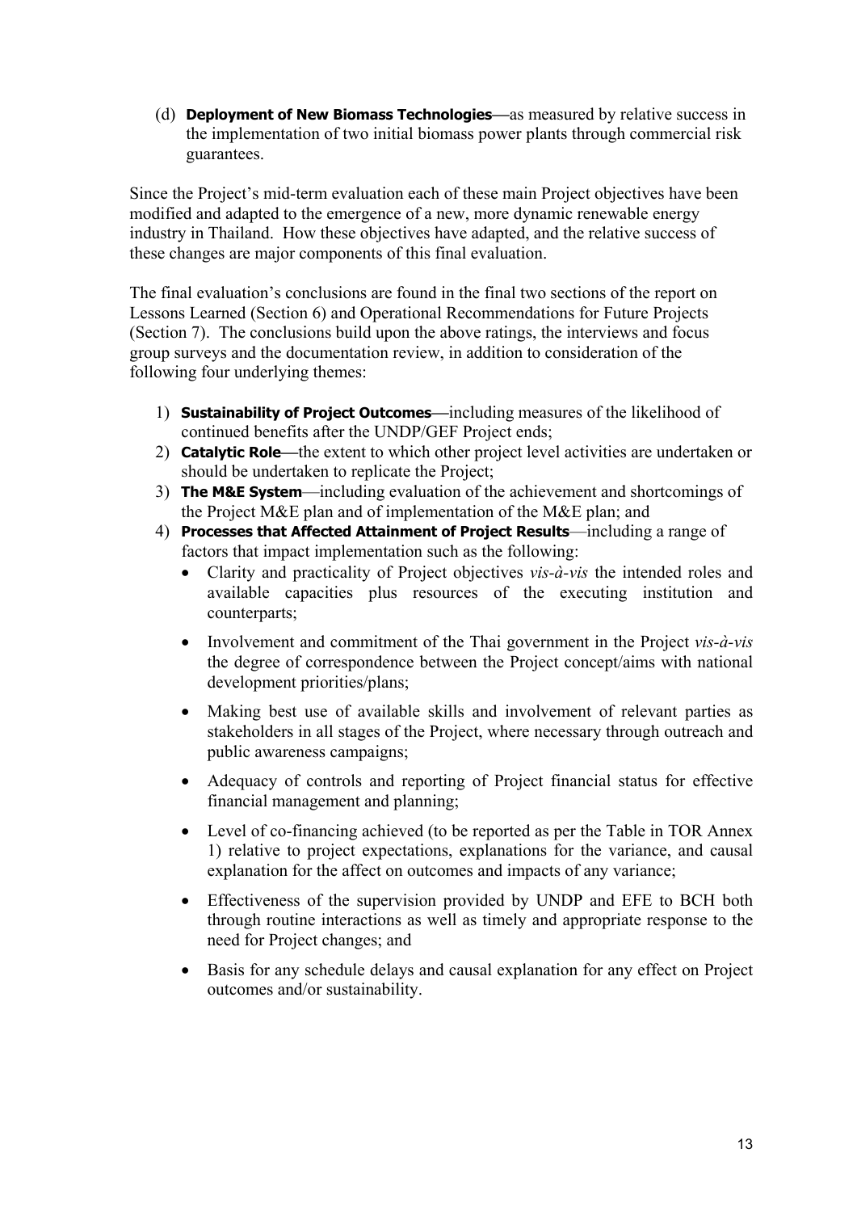(d) **Deployment of New Biomass Technologies**—as measured by relative success in the implementation of two initial biomass power plants through commercial risk guarantees.

Since the Project's mid-term evaluation each of these main Project objectives have been modified and adapted to the emergence of a new, more dynamic renewable energy industry in Thailand. How these objectives have adapted, and the relative success of these changes are major components of this final evaluation.

The final evaluation's conclusions are found in the final two sections of the report on Lessons Learned (Section 6) and Operational Recommendations for Future Projects (Section 7). The conclusions build upon the above ratings, the interviews and focus group surveys and the documentation review, in addition to consideration of the following four underlying themes:

1) **Sustainability of Project Outcomes**—including measures of the likelihood of continued benefits after the UNDP/GEF Project ends;
2) **Catalytic Role**—the extent to which other project level activities are undertaken or should be undertaken to replicate the Project;
3) **The M&E System**—including evaluation of the achievement and shortcomings of the Project M&E plan and of implementation of the M&E plan; and
4) **Processes that Affected Attainment of Project Results**—including a range of factors that impact implementation such as the following:
   - Clarity and practicality of Project objectives *vis-à-vis* the intended roles and available capacities plus resources of the executing institution and counterparts;
   - Involvement and commitment of the Thai government in the Project *vis-à-vis* the degree of correspondence between the Project concept/aims with national development priorities/plans;
   - Making best use of available skills and involvement of relevant parties as stakeholders in all stages of the Project, where necessary through outreach and public awareness campaigns;
   - Adequacy of controls and reporting of Project financial status for effective financial management and planning;
   - Level of co-financing achieved (to be reported as per the Table in TOR Annex 1) relative to project expectations, explanations for the variance, and causal explanation for the affect on outcomes and impacts of any variance;
   - Effectiveness of the supervision provided by UNDP and EFE to BCH both through routine interactions as well as timely and appropriate response to the need for Project changes; and
   - Basis for any schedule delays and causal explanation for any effect on Project outcomes and/or sustainability.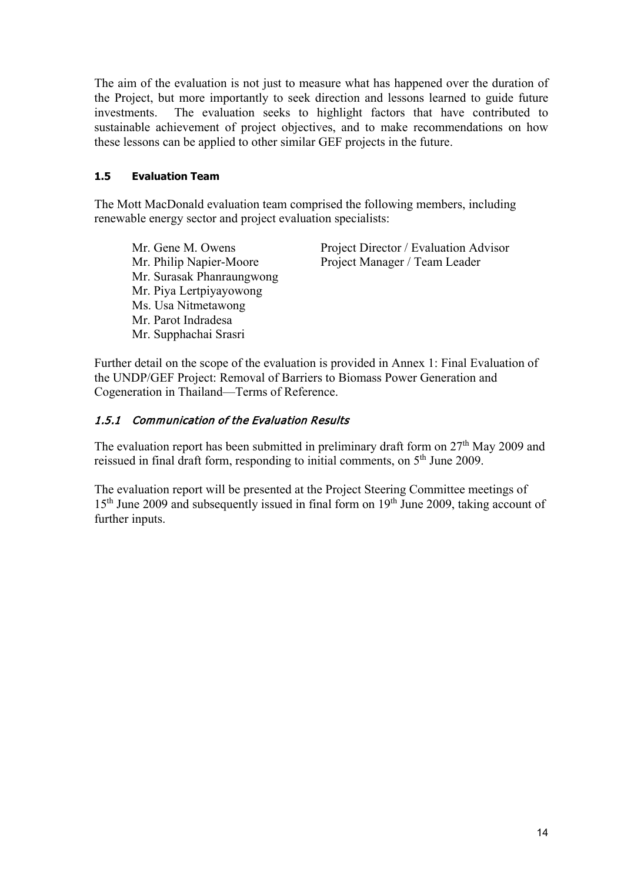The aim of the evaluation is not just to measure what has happened over the duration of the Project, but more importantly to seek direction and lessons learned to guide future investments. The evaluation seeks to highlight factors that have contributed to sustainable achievement of project objectives, and to make recommendations on how these lessons can be applied to other similar GEF projects in the future.

### 1.5 Evaluation Team

The Mott MacDonald evaluation team comprised the following members, including renewable energy sector and project evaluation specialists:

| | |
|---|---|
| Mr. Gene M. Owens | Project Director / Evaluation Advisor |
| Mr. Philip Napier-Moore | Project Manager / Team Leader |
| Mr. Surasak Phanraungwong | |
| Mr. Piya Lertpiyayowong | |
| Ms. Usa Nitmetawong | |
| Mr. Parot Indradesa | |
| Mr. Supphachai Srasri | |

Further detail on the scope of the evaluation is provided in Annex 1: Final Evaluation of the UNDP/GEF Project: Removal of Barriers to Biomass Power Generation and Cogeneration in Thailand—Terms of Reference.

#### *1.5.1 Communication of the Evaluation Results*

The evaluation report has been submitted in preliminary draft form on 27th May 2009 and reissued in final draft form, responding to initial comments, on 5th June 2009.

The evaluation report will be presented at the Project Steering Committee meetings of 15th June 2009 and subsequently issued in final form on 19th June 2009, taking account of further inputs.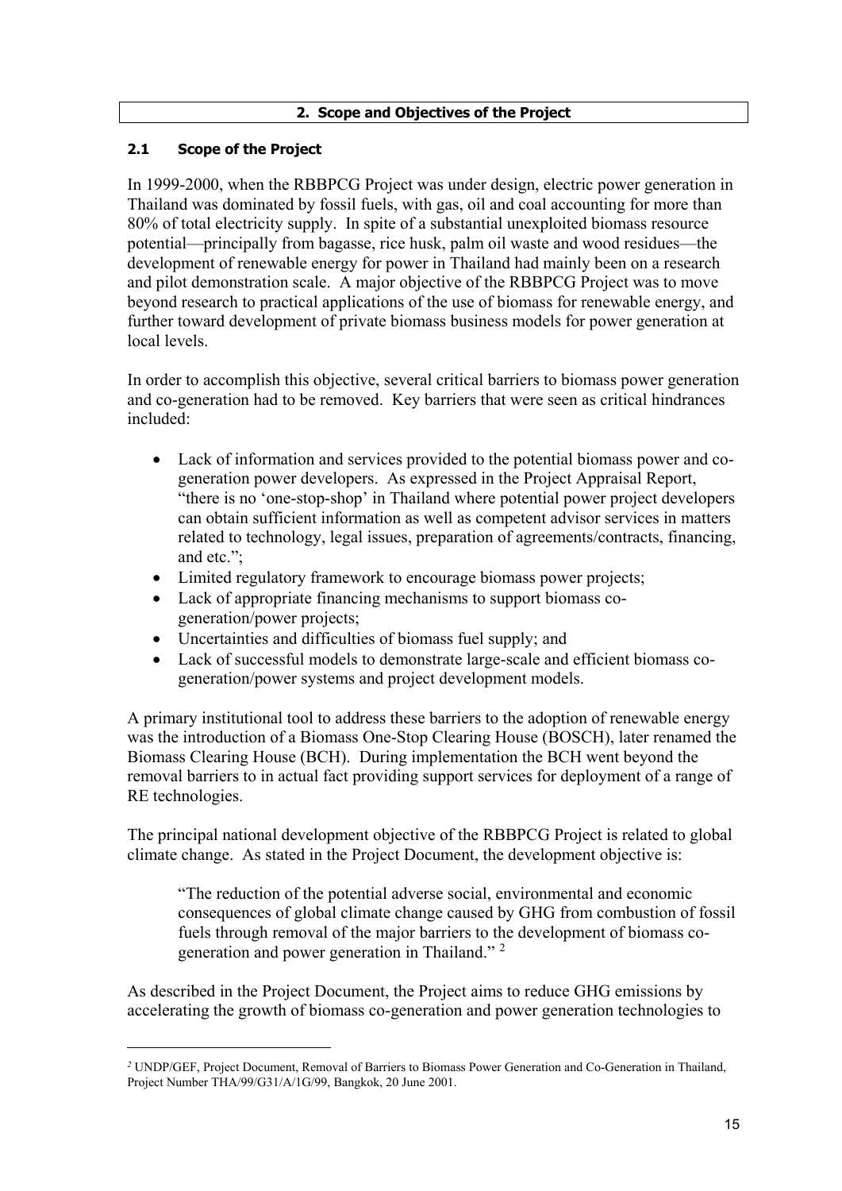## 2. Scope and Objectives of the Project

### 2.1 Scope of the Project

In 1999-2000, when the RBBPCG Project was under design, electric power generation in Thailand was dominated by fossil fuels, with gas, oil and coal accounting for more than 80% of total electricity supply. In spite of a substantial unexploited biomass resource potential—principally from bagasse, rice husk, palm oil waste and wood residues—the development of renewable energy for power in Thailand had mainly been on a research and pilot demonstration scale. A major objective of the RBBPCG Project was to move beyond research to practical applications of the use of biomass for renewable energy, and further toward development of private biomass business models for power generation at local levels.

In order to accomplish this objective, several critical barriers to biomass power generation and co-generation had to be removed. Key barriers that were seen as critical hindrances included:

- Lack of information and services provided to the potential biomass power and co-generation power developers. As expressed in the Project Appraisal Report, "there is no 'one-stop-shop' in Thailand where potential power project developers can obtain sufficient information as well as competent advisor services in matters related to technology, legal issues, preparation of agreements/contracts, financing, and etc.";
- Limited regulatory framework to encourage biomass power projects;
- Lack of appropriate financing mechanisms to support biomass co-generation/power projects;
- Uncertainties and difficulties of biomass fuel supply; and
- Lack of successful models to demonstrate large-scale and efficient biomass co-generation/power systems and project development models.

A primary institutional tool to address these barriers to the adoption of renewable energy was the introduction of a Biomass One-Stop Clearing House (BOSCH), later renamed the Biomass Clearing House (BCH). During implementation the BCH went beyond the removal barriers to in actual fact providing support services for deployment of a range of RE technologies.

The principal national development objective of the RBBPCG Project is related to global climate change. As stated in the Project Document, the development objective is:

> "The reduction of the potential adverse social, environmental and economic consequences of global climate change caused by GHG from combustion of fossil fuels through removal of the major barriers to the development of biomass co-generation and power generation in Thailand." [2]

As described in the Project Document, the Project aims to reduce GHG emissions by accelerating the growth of biomass co-generation and power generation technologies to

---

[2] UNDP/GEF, Project Document, Removal of Barriers to Biomass Power Generation and Co-Generation in Thailand, Project Number THA/99/G31/A/1G/99, Bangkok, 20 June 2001.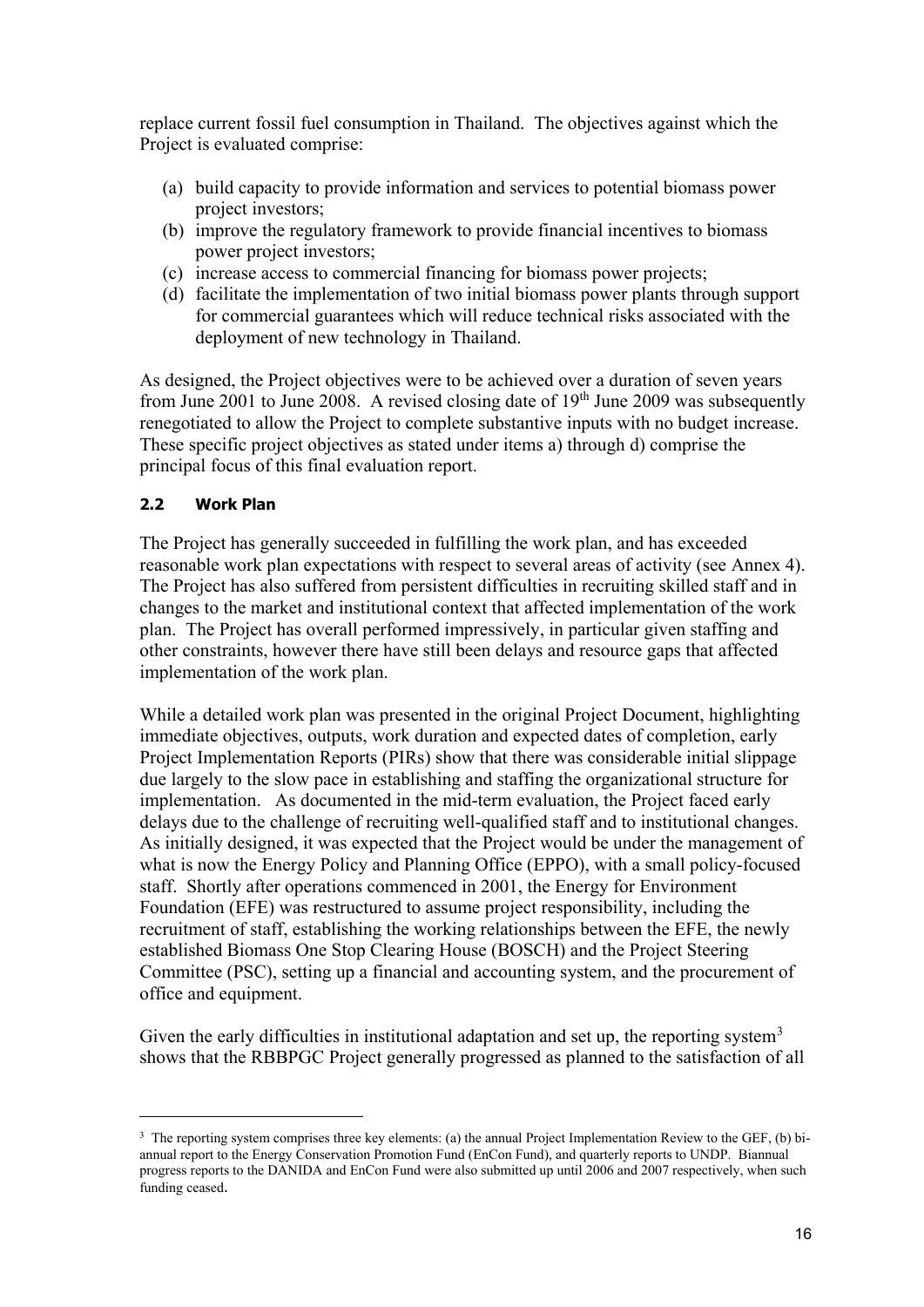replace current fossil fuel consumption in Thailand. The objectives against which the Project is evaluated comprise:

(a) build capacity to provide information and services to potential biomass power project investors;
(b) improve the regulatory framework to provide financial incentives to biomass power project investors;
(c) increase access to commercial financing for biomass power projects;
(d) facilitate the implementation of two initial biomass power plants through support for commercial guarantees which will reduce technical risks associated with the deployment of new technology in Thailand.

As designed, the Project objectives were to be achieved over a duration of seven years from June 2001 to June 2008. A revised closing date of 19th June 2009 was subsequently renegotiated to allow the Project to complete substantive inputs with no budget increase. These specific project objectives as stated under items a) through d) comprise the principal focus of this final evaluation report.

### 2.2 Work Plan

The Project has generally succeeded in fulfilling the work plan, and has exceeded reasonable work plan expectations with respect to several areas of activity (see Annex 4). The Project has also suffered from persistent difficulties in recruiting skilled staff and in changes to the market and institutional context that affected implementation of the work plan. The Project has overall performed impressively, in particular given staffing and other constraints, however there have still been delays and resource gaps that affected implementation of the work plan.

While a detailed work plan was presented in the original Project Document, highlighting immediate objectives, outputs, work duration and expected dates of completion, early Project Implementation Reports (PIRs) show that there was considerable initial slippage due largely to the slow pace in establishing and staffing the organizational structure for implementation. As documented in the mid-term evaluation, the Project faced early delays due to the challenge of recruiting well-qualified staff and to institutional changes. As initially designed, it was expected that the Project would be under the management of what is now the Energy Policy and Planning Office (EPPO), with a small policy-focused staff. Shortly after operations commenced in 2001, the Energy for Environment Foundation (EFE) was restructured to assume project responsibility, including the recruitment of staff, establishing the working relationships between the EFE, the newly established Biomass One Stop Clearing House (BOSCH) and the Project Steering Committee (PSC), setting up a financial and accounting system, and the procurement of office and equipment.

Given the early difficulties in institutional adaptation and set up, the reporting system[3] shows that the RBBPGC Project generally progressed as planned to the satisfaction of all

[3] The reporting system comprises three key elements: (a) the annual Project Implementation Review to the GEF, (b) bi-annual report to the Energy Conservation Promotion Fund (EnCon Fund), and quarterly reports to UNDP. Biannual progress reports to the DANIDA and EnCon Fund were also submitted up until 2006 and 2007 respectively, when such funding ceased.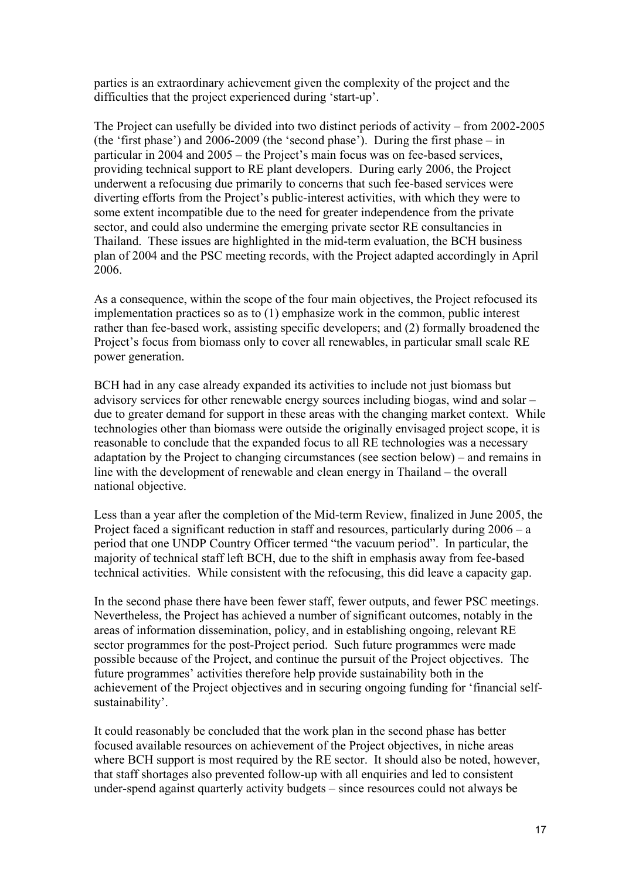parties is an extraordinary achievement given the complexity of the project and the difficulties that the project experienced during 'start-up'.

The Project can usefully be divided into two distinct periods of activity – from 2002-2005 (the 'first phase') and 2006-2009 (the 'second phase'). During the first phase – in particular in 2004 and 2005 – the Project's main focus was on fee-based services, providing technical support to RE plant developers. During early 2006, the Project underwent a refocusing due primarily to concerns that such fee-based services were diverting efforts from the Project's public-interest activities, with which they were to some extent incompatible due to the need for greater independence from the private sector, and could also undermine the emerging private sector RE consultancies in Thailand. These issues are highlighted in the mid-term evaluation, the BCH business plan of 2004 and the PSC meeting records, with the Project adapted accordingly in April 2006.

As a consequence, within the scope of the four main objectives, the Project refocused its implementation practices so as to (1) emphasize work in the common, public interest rather than fee-based work, assisting specific developers; and (2) formally broadened the Project's focus from biomass only to cover all renewables, in particular small scale RE power generation.

BCH had in any case already expanded its activities to include not just biomass but advisory services for other renewable energy sources including biogas, wind and solar – due to greater demand for support in these areas with the changing market context. While technologies other than biomass were outside the originally envisaged project scope, it is reasonable to conclude that the expanded focus to all RE technologies was a necessary adaptation by the Project to changing circumstances (see section below) – and remains in line with the development of renewable and clean energy in Thailand – the overall national objective.

Less than a year after the completion of the Mid-term Review, finalized in June 2005, the Project faced a significant reduction in staff and resources, particularly during 2006 – a period that one UNDP Country Officer termed "the vacuum period". In particular, the majority of technical staff left BCH, due to the shift in emphasis away from fee-based technical activities. While consistent with the refocusing, this did leave a capacity gap.

In the second phase there have been fewer staff, fewer outputs, and fewer PSC meetings. Nevertheless, the Project has achieved a number of significant outcomes, notably in the areas of information dissemination, policy, and in establishing ongoing, relevant RE sector programmes for the post-Project period. Such future programmes were made possible because of the Project, and continue the pursuit of the Project objectives. The future programmes' activities therefore help provide sustainability both in the achievement of the Project objectives and in securing ongoing funding for 'financial self-sustainability'.

It could reasonably be concluded that the work plan in the second phase has better focused available resources on achievement of the Project objectives, in niche areas where BCH support is most required by the RE sector. It should also be noted, however, that staff shortages also prevented follow-up with all enquiries and led to consistent under-spend against quarterly activity budgets – since resources could not always be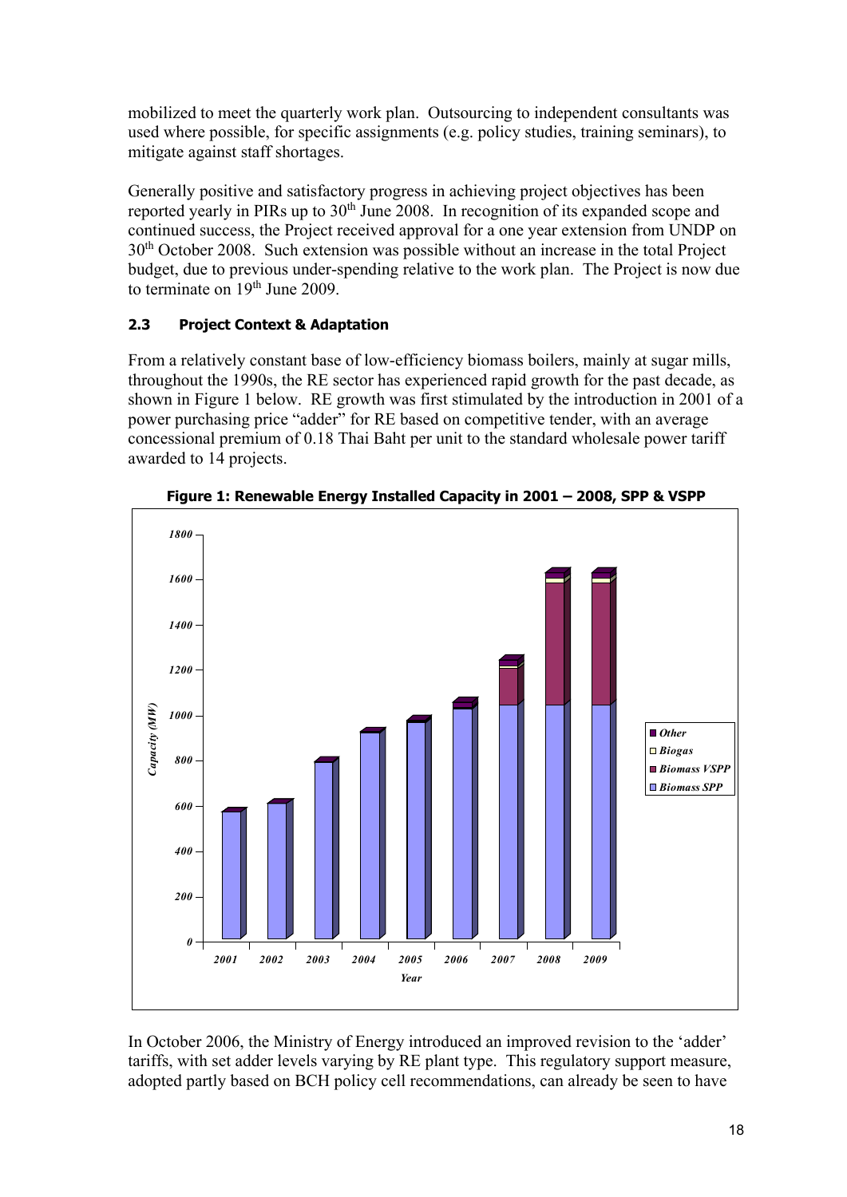mobilized to meet the quarterly work plan. Outsourcing to independent consultants was used where possible, for specific assignments (e.g. policy studies, training seminars), to mitigate against staff shortages.

Generally positive and satisfactory progress in achieving project objectives has been reported yearly in PIRs up to 30th June 2008. In recognition of its expanded scope and continued success, the Project received approval for a one year extension from UNDP on 30th October 2008. Such extension was possible without an increase in the total Project budget, due to previous under-spending relative to the work plan. The Project is now due to terminate on 19th June 2009.

### 2.3 Project Context & Adaptation

From a relatively constant base of low-efficiency biomass boilers, mainly at sugar mills, throughout the 1990s, the RE sector has experienced rapid growth for the past decade, as shown in Figure 1 below. RE growth was first stimulated by the introduction in 2001 of a power purchasing price "adder" for RE based on competitive tender, with an average concessional premium of 0.18 Thai Baht per unit to the standard wholesale power tariff awarded to 14 projects.

**Figure 1: Renewable Energy Installed Capacity in 2001 – 2008, SPP & VSPP**

In October 2006, the Ministry of Energy introduced an improved revision to the 'adder' tariffs, with set adder levels varying by RE plant type. This regulatory support measure, adopted partly based on BCH policy cell recommendations, can already be seen to have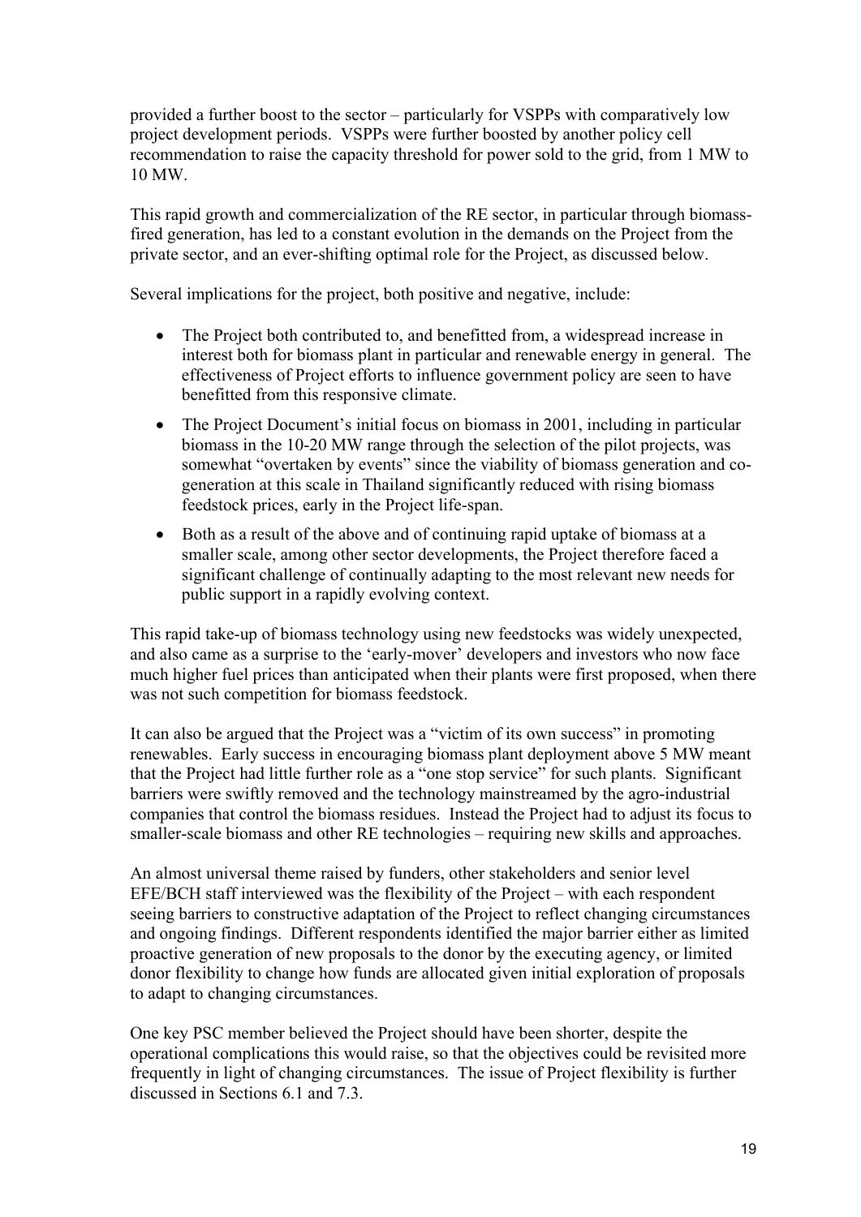provided a further boost to the sector – particularly for VSPPs with comparatively low project development periods. VSPPs were further boosted by another policy cell recommendation to raise the capacity threshold for power sold to the grid, from 1 MW to 10 MW.

This rapid growth and commercialization of the RE sector, in particular through biomass-fired generation, has led to a constant evolution in the demands on the Project from the private sector, and an ever-shifting optimal role for the Project, as discussed below.

Several implications for the project, both positive and negative, include:

- The Project both contributed to, and benefitted from, a widespread increase in interest both for biomass plant in particular and renewable energy in general. The effectiveness of Project efforts to influence government policy are seen to have benefitted from this responsive climate.
- The Project Document's initial focus on biomass in 2001, including in particular biomass in the 10-20 MW range through the selection of the pilot projects, was somewhat "overtaken by events" since the viability of biomass generation and co-generation at this scale in Thailand significantly reduced with rising biomass feedstock prices, early in the Project life-span.
- Both as a result of the above and of continuing rapid uptake of biomass at a smaller scale, among other sector developments, the Project therefore faced a significant challenge of continually adapting to the most relevant new needs for public support in a rapidly evolving context.

This rapid take-up of biomass technology using new feedstocks was widely unexpected, and also came as a surprise to the 'early-mover' developers and investors who now face much higher fuel prices than anticipated when their plants were first proposed, when there was not such competition for biomass feedstock.

It can also be argued that the Project was a "victim of its own success" in promoting renewables. Early success in encouraging biomass plant deployment above 5 MW meant that the Project had little further role as a "one stop service" for such plants. Significant barriers were swiftly removed and the technology mainstreamed by the agro-industrial companies that control the biomass residues. Instead the Project had to adjust its focus to smaller-scale biomass and other RE technologies – requiring new skills and approaches.

An almost universal theme raised by funders, other stakeholders and senior level EFE/BCH staff interviewed was the flexibility of the Project – with each respondent seeing barriers to constructive adaptation of the Project to reflect changing circumstances and ongoing findings. Different respondents identified the major barrier either as limited proactive generation of new proposals to the donor by the executing agency, or limited donor flexibility to change how funds are allocated given initial exploration of proposals to adapt to changing circumstances.

One key PSC member believed the Project should have been shorter, despite the operational complications this would raise, so that the objectives could be revisited more frequently in light of changing circumstances. The issue of Project flexibility is further discussed in Sections 6.1 and 7.3.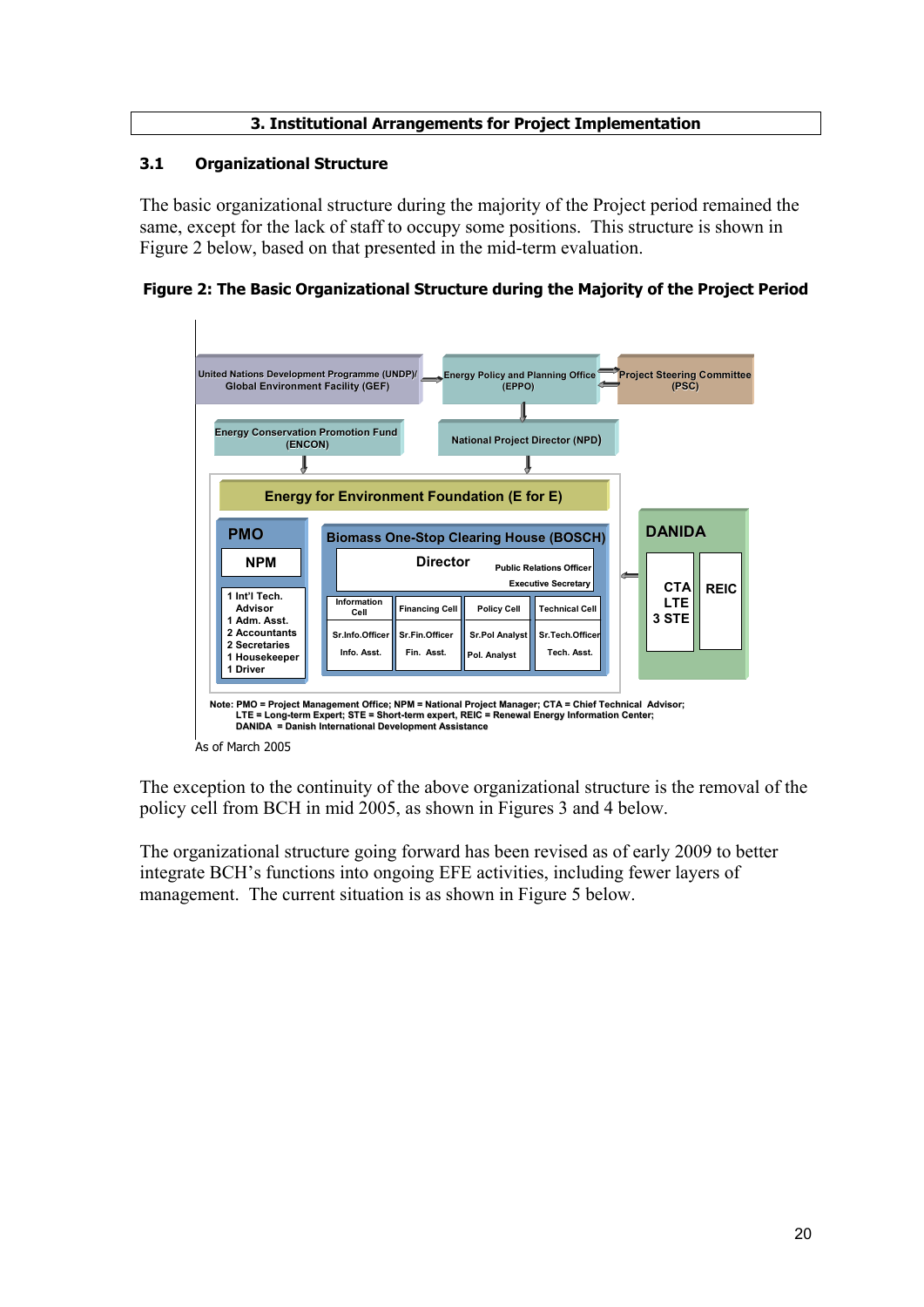## 3. Institutional Arrangements for Project Implementation

### 3.1 Organizational Structure

The basic organizational structure during the majority of the Project period remained the same, except for the lack of staff to occupy some positions. This structure is shown in Figure 2 below, based on that presented in the mid-term evaluation.

**Figure 2: The Basic Organizational Structure during the Majority of the Project Period**

United Nations Development Programme (UNDP)/ Global Environment Facility (GEF)

Energy Policy and Planning Office (EPPO)

Project Steering Committee (PSC)

Energy Conservation Promotion Fund (ENCON)

National Project Director (NPD)

Energy for Environment Foundation (E for E)

PMO

NPM

1 Int'l Tech. Advisor
1 Adm. Asst.
2 Accountants
2 Secretaries
1 Housekeeper
1 Driver

Biomass One-Stop Clearing House (BOSCH)

Director

Public Relations Officer
Executive Secretary

| Information Cell | Financing Cell | Policy Cell | Technical Cell |
|---|---|---|---|
| Sr.Info.Officer | Sr.Fin.Officer | Sr.Pol Analyst | Sr.Tech.Officer |
| Info. Asst. | Fin. Asst. | Pol. Analyst | Tech. Asst. |

DANIDA

CTA
LTE
3 STE

REIC

Note: PMO = Project Management Office; NPM = National Project Manager; CTA = Chief Technical Advisor; LTE = Long-term Expert; STE = Short-term expert, REIC = Renewal Energy Information Center; DANIDA = Danish International Development Assistance

As of March 2005

The exception to the continuity of the above organizational structure is the removal of the policy cell from BCH in mid 2005, as shown in Figures 3 and 4 below.

The organizational structure going forward has been revised as of early 2009 to better integrate BCH's functions into ongoing EFE activities, including fewer layers of management. The current situation is as shown in Figure 5 below.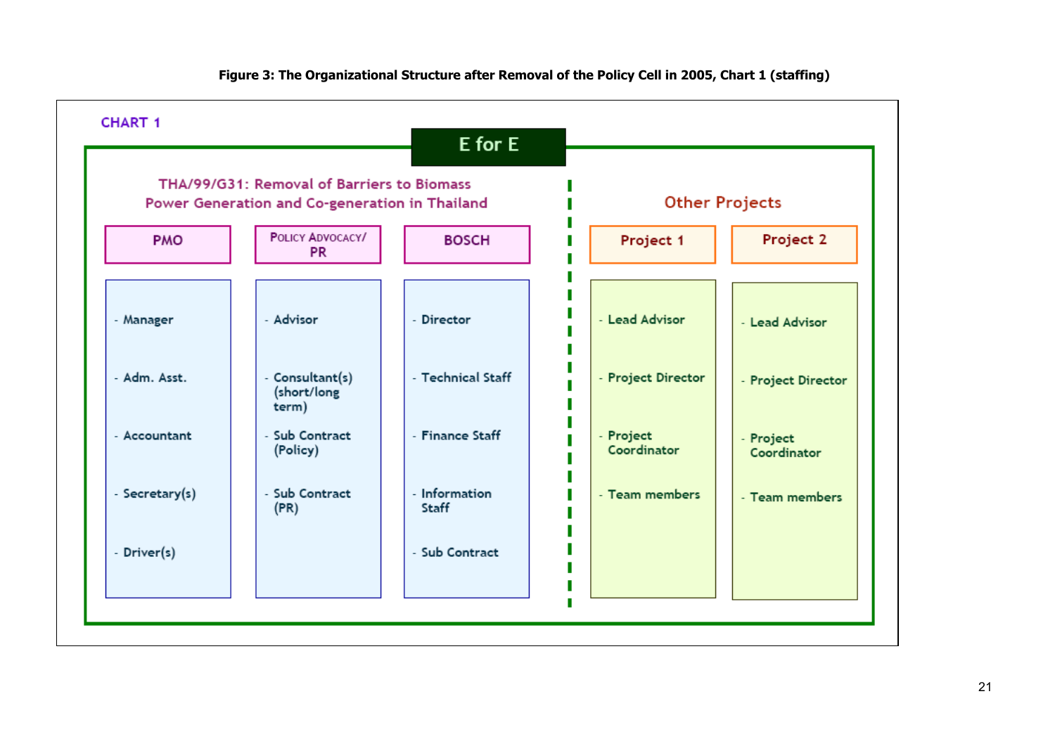**Figure 3: The Organizational Structure after Removal of the Policy Cell in 2005, Chart 1 (staffing)**

CHART 1

**E for E**

**THA/99/G31: Removal of Barriers to Biomass Power Generation and Co-generation in Thailand**

| PMO | POLICY ADVOCACY/ PR | BOSCH |
|---|---|---|
| - Manager<br>- Adm. Asst.<br>- Accountant<br>- Secretary(s)<br>- Driver(s) | - Advisor<br>- Consultant(s) (short/long term)<br>- Sub Contract (Policy)<br>- Sub Contract (PR) | - Director<br>- Technical Staff<br>- Finance Staff<br>- Information Staff<br>- Sub Contract |

**Other Projects**

| Project 1 | Project 2 |
|---|---|
| - Lead Advisor<br>- Project Director<br>- Project Coordinator<br>- Team members | - Lead Advisor<br>- Project Director<br>- Project Coordinator<br>- Team members |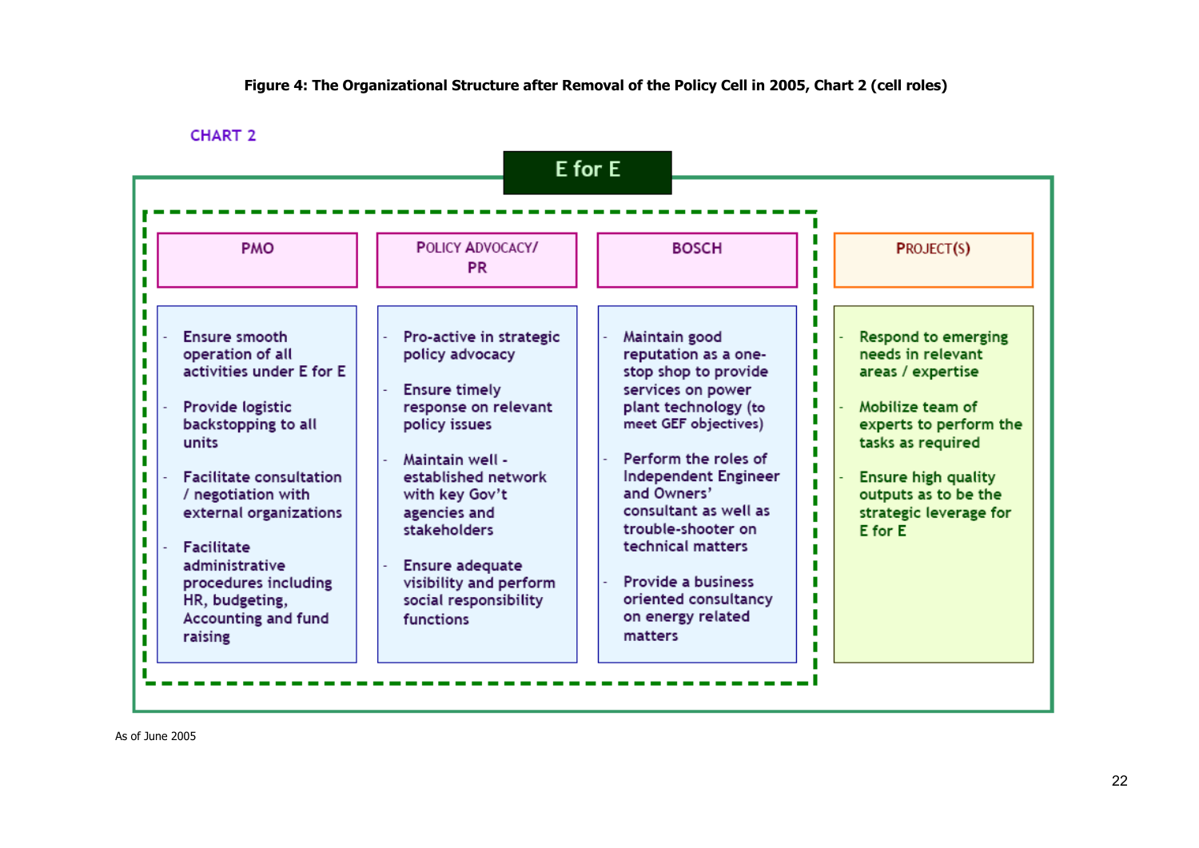**Figure 4: The Organizational Structure after Removal of the Policy Cell in 2005, Chart 2 (cell roles)**

CHART 2

**E for E**

| PMO | POLICY ADVOCACY/ PR | BOSCH | PROJECT(S) |
|---|---|---|---|
| - Ensure smooth operation of all activities under E for E<br>- Provide logistic backstopping to all units<br>- Facilitate consultation / negotiation with external organizations<br>- Facilitate administrative procedures including HR, budgeting, Accounting and fund raising | - Pro-active in strategic policy advocacy<br>- Ensure timely response on relevant policy issues<br>- Maintain well - established network with key Gov't agencies and stakeholders<br>- Ensure adequate visibility and perform social responsibility functions | - Maintain good reputation as a one-stop shop to provide services on power plant technology (to meet GEF objectives)<br>- Perform the roles of Independent Engineer and Owners' consultant as well as trouble-shooter on technical matters<br>- Provide a business oriented consultancy on energy related matters | - Respond to emerging needs in relevant areas / expertise<br>- Mobilize team of experts to perform the tasks as required<br>- Ensure high quality outputs as to be the strategic leverage for E for E |

As of June 2005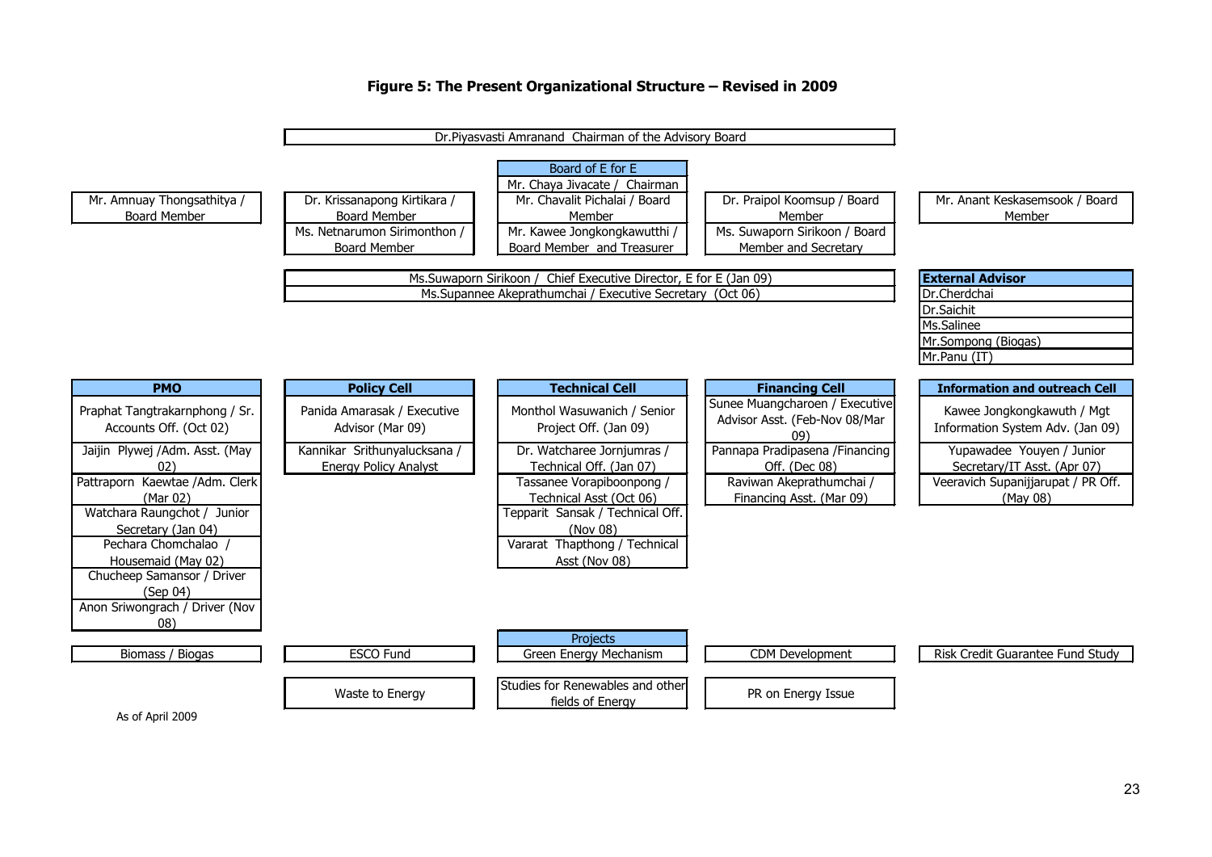# Figure 5: The Present Organizational Structure – Revised in 2009

**Dr.Piyasvasti Amranand Chairman of the Advisory Board**

**Board of E for E**

- Mr. Chaya Jivacate / Chairman
- Mr. Amnuay Thongsathitya / Board Member
- Dr. Krissanapong Kirtikara / Board Member
- Ms. Netnarumon Sirimonthon / Board Member
- Mr. Chavalit Pichalai / Board Member
- Mr. Kawee Jongkongkawutthi / Board Member and Treasurer
- Dr. Praipol Koomsup / Board Member
- Ms. Suwaporn Sirikoon / Board Member and Secretary
- Mr. Anant Keskasemsook / Board Member

Ms.Suwaporn Sirikoon / Chief Executive Director, E for E (Jan 09)
Ms.Supannee Akeprathumchai / Executive Secretary (Oct 06)

**External Advisor**

- Dr.Cherdchai
- Dr.Saichit
- Ms.Salinee
- Mr.Sompong (Biogas)
- Mr.Panu (IT)

| PMO | Policy Cell | Technical Cell | Financing Cell | Information and outreach Cell |
|---|---|---|---|---|
| Praphat Tangtrakarnphong / Sr. Accounts Off. (Oct 02) | Panida Amarasak / Executive Advisor (Mar 09) | Monthol Wasuwanich / Senior Project Off. (Jan 09) | Sunee Muangcharoen / Executive Advisor Asst. (Feb-Nov 08/Mar 09) | Kawee Jongkongkawuth / Mgt Information System Adv. (Jan 09) |
| Jaijin Plywej /Adm. Asst. (May 02) | Kannikar Srithunyalucksana / Energy Policy Analyst | Dr. Watcharee Jornjumras / Technical Off. (Jan 07) | Pannapa Pradipasena /Financing Off. (Dec 08) | Yupawadee Youyen / Junior Secretary/IT Asst. (Apr 07) |
| Pattraporn Kaewtae /Adm. Clerk (Mar 02) | | Tassanee Vorapiboonpong / Technical Asst (Oct 06) | Raviwan Akeprathumchai / Financing Asst. (Mar 09) | Veeravich Supanijjarupat / PR Off. (May 08) |
| Watchara Raungchot / Junior Secretary (Jan 04) | | Tepparit Sansak / Technical Off. (Nov 08) | | |
| Pechara Chomchalao / Housemaid (May 02) | | Vararat Thapthong / Technical Asst (Nov 08) | | |
| Chucheep Samansor / Driver (Sep 04) | | | | |
| Anon Sriwongrach / Driver (Nov 08) | | | | |

**Projects**

- Biomass / Biogas
- ESCO Fund
- Green Energy Mechanism
- CDM Development
- Risk Credit Guarantee Fund Study
- Waste to Energy
- Studies for Renewables and other fields of Energy
- PR on Energy Issue

As of April 2009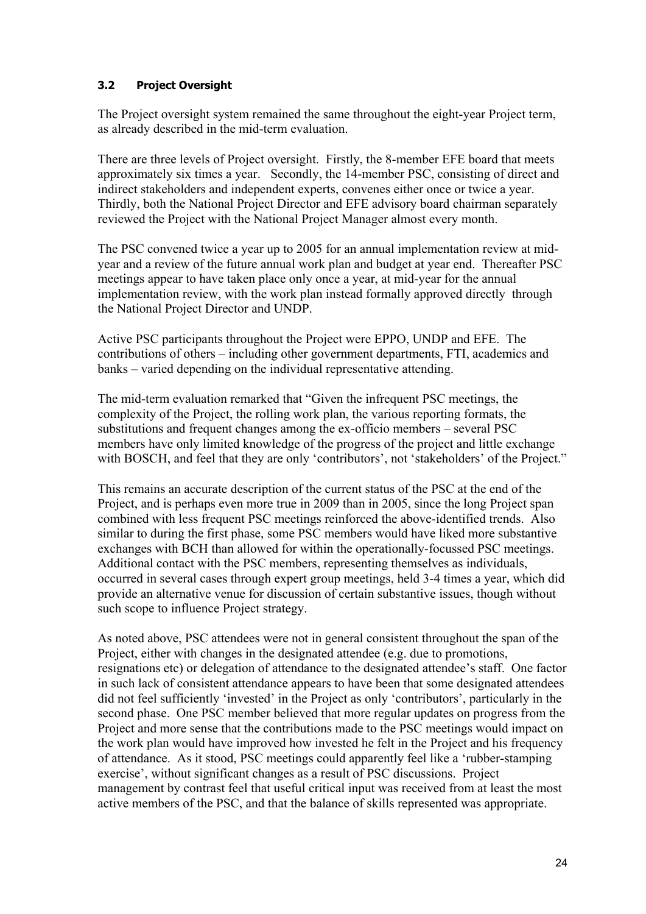### 3.2 Project Oversight

The Project oversight system remained the same throughout the eight-year Project term, as already described in the mid-term evaluation.

There are three levels of Project oversight. Firstly, the 8-member EFE board that meets approximately six times a year. Secondly, the 14-member PSC, consisting of direct and indirect stakeholders and independent experts, convenes either once or twice a year. Thirdly, both the National Project Director and EFE advisory board chairman separately reviewed the Project with the National Project Manager almost every month.

The PSC convened twice a year up to 2005 for an annual implementation review at mid-year and a review of the future annual work plan and budget at year end. Thereafter PSC meetings appear to have taken place only once a year, at mid-year for the annual implementation review, with the work plan instead formally approved directly through the National Project Director and UNDP.

Active PSC participants throughout the Project were EPPO, UNDP and EFE. The contributions of others – including other government departments, FTI, academics and banks – varied depending on the individual representative attending.

The mid-term evaluation remarked that "Given the infrequent PSC meetings, the complexity of the Project, the rolling work plan, the various reporting formats, the substitutions and frequent changes among the ex-officio members – several PSC members have only limited knowledge of the progress of the project and little exchange with BOSCH, and feel that they are only 'contributors', not 'stakeholders' of the Project."

This remains an accurate description of the current status of the PSC at the end of the Project, and is perhaps even more true in 2009 than in 2005, since the long Project span combined with less frequent PSC meetings reinforced the above-identified trends. Also similar to during the first phase, some PSC members would have liked more substantive exchanges with BCH than allowed for within the operationally-focussed PSC meetings. Additional contact with the PSC members, representing themselves as individuals, occurred in several cases through expert group meetings, held 3-4 times a year, which did provide an alternative venue for discussion of certain substantive issues, though without such scope to influence Project strategy.

As noted above, PSC attendees were not in general consistent throughout the span of the Project, either with changes in the designated attendee (e.g. due to promotions, resignations etc) or delegation of attendance to the designated attendee's staff. One factor in such lack of consistent attendance appears to have been that some designated attendees did not feel sufficiently 'invested' in the Project as only 'contributors', particularly in the second phase. One PSC member believed that more regular updates on progress from the Project and more sense that the contributions made to the PSC meetings would impact on the work plan would have improved how invested he felt in the Project and his frequency of attendance. As it stood, PSC meetings could apparently feel like a 'rubber-stamping exercise', without significant changes as a result of PSC discussions. Project management by contrast feel that useful critical input was received from at least the most active members of the PSC, and that the balance of skills represented was appropriate.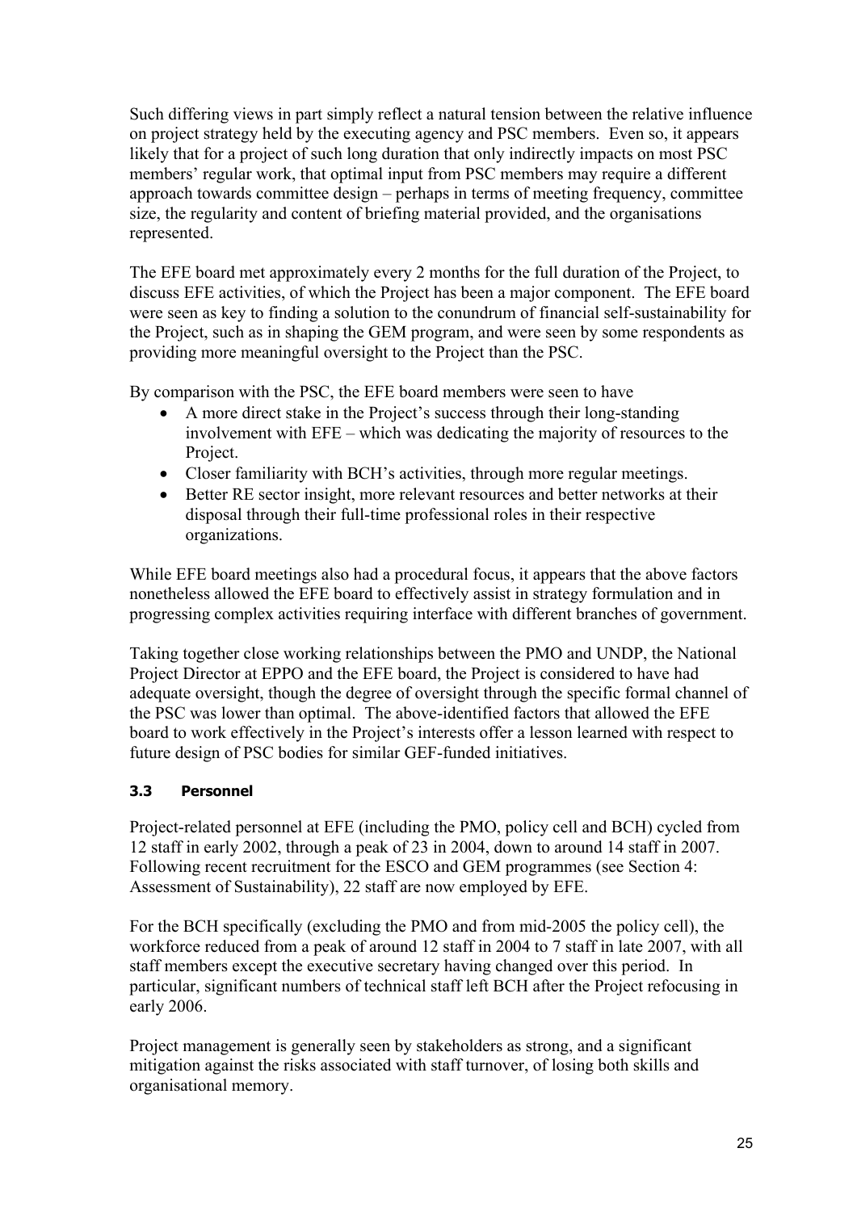Such differing views in part simply reflect a natural tension between the relative influence on project strategy held by the executing agency and PSC members. Even so, it appears likely that for a project of such long duration that only indirectly impacts on most PSC members' regular work, that optimal input from PSC members may require a different approach towards committee design – perhaps in terms of meeting frequency, committee size, the regularity and content of briefing material provided, and the organisations represented.

The EFE board met approximately every 2 months for the full duration of the Project, to discuss EFE activities, of which the Project has been a major component. The EFE board were seen as key to finding a solution to the conundrum of financial self-sustainability for the Project, such as in shaping the GEM program, and were seen by some respondents as providing more meaningful oversight to the Project than the PSC.

By comparison with the PSC, the EFE board members were seen to have

- A more direct stake in the Project's success through their long-standing involvement with EFE – which was dedicating the majority of resources to the Project.
- Closer familiarity with BCH's activities, through more regular meetings.
- Better RE sector insight, more relevant resources and better networks at their disposal through their full-time professional roles in their respective organizations.

While EFE board meetings also had a procedural focus, it appears that the above factors nonetheless allowed the EFE board to effectively assist in strategy formulation and in progressing complex activities requiring interface with different branches of government.

Taking together close working relationships between the PMO and UNDP, the National Project Director at EPPO and the EFE board, the Project is considered to have had adequate oversight, though the degree of oversight through the specific formal channel of the PSC was lower than optimal. The above-identified factors that allowed the EFE board to work effectively in the Project's interests offer a lesson learned with respect to future design of PSC bodies for similar GEF-funded initiatives.

### 3.3 Personnel

Project-related personnel at EFE (including the PMO, policy cell and BCH) cycled from 12 staff in early 2002, through a peak of 23 in 2004, down to around 14 staff in 2007. Following recent recruitment for the ESCO and GEM programmes (see Section 4: Assessment of Sustainability), 22 staff are now employed by EFE.

For the BCH specifically (excluding the PMO and from mid-2005 the policy cell), the workforce reduced from a peak of around 12 staff in 2004 to 7 staff in late 2007, with all staff members except the executive secretary having changed over this period. In particular, significant numbers of technical staff left BCH after the Project refocusing in early 2006.

Project management is generally seen by stakeholders as strong, and a significant mitigation against the risks associated with staff turnover, of losing both skills and organisational memory.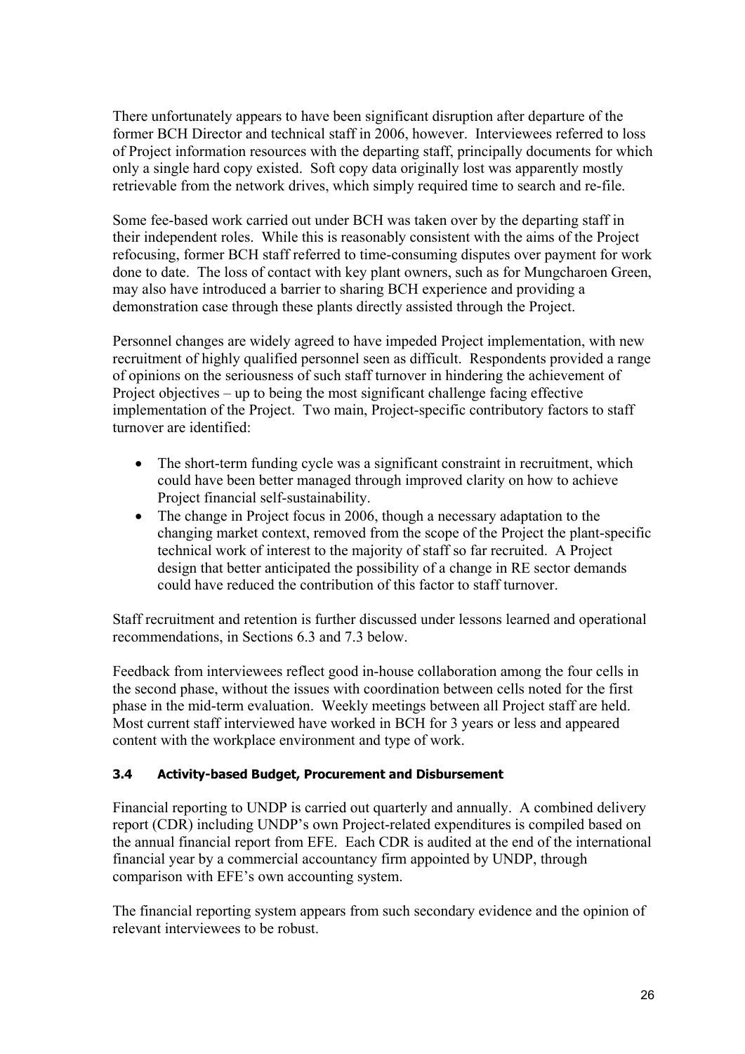There unfortunately appears to have been significant disruption after departure of the former BCH Director and technical staff in 2006, however. Interviewees referred to loss of Project information resources with the departing staff, principally documents for which only a single hard copy existed. Soft copy data originally lost was apparently mostly retrievable from the network drives, which simply required time to search and re-file.

Some fee-based work carried out under BCH was taken over by the departing staff in their independent roles. While this is reasonably consistent with the aims of the Project refocusing, former BCH staff referred to time-consuming disputes over payment for work done to date. The loss of contact with key plant owners, such as for Mungcharoen Green, may also have introduced a barrier to sharing BCH experience and providing a demonstration case through these plants directly assisted through the Project.

Personnel changes are widely agreed to have impeded Project implementation, with new recruitment of highly qualified personnel seen as difficult. Respondents provided a range of opinions on the seriousness of such staff turnover in hindering the achievement of Project objectives – up to being the most significant challenge facing effective implementation of the Project. Two main, Project-specific contributory factors to staff turnover are identified:

- The short-term funding cycle was a significant constraint in recruitment, which could have been better managed through improved clarity on how to achieve Project financial self-sustainability.
- The change in Project focus in 2006, though a necessary adaptation to the changing market context, removed from the scope of the Project the plant-specific technical work of interest to the majority of staff so far recruited. A Project design that better anticipated the possibility of a change in RE sector demands could have reduced the contribution of this factor to staff turnover.

Staff recruitment and retention is further discussed under lessons learned and operational recommendations, in Sections 6.3 and 7.3 below.

Feedback from interviewees reflect good in-house collaboration among the four cells in the second phase, without the issues with coordination between cells noted for the first phase in the mid-term evaluation. Weekly meetings between all Project staff are held. Most current staff interviewed have worked in BCH for 3 years or less and appeared content with the workplace environment and type of work.

### 3.4 Activity-based Budget, Procurement and Disbursement

Financial reporting to UNDP is carried out quarterly and annually. A combined delivery report (CDR) including UNDP's own Project-related expenditures is compiled based on the annual financial report from EFE. Each CDR is audited at the end of the international financial year by a commercial accountancy firm appointed by UNDP, through comparison with EFE's own accounting system.

The financial reporting system appears from such secondary evidence and the opinion of relevant interviewees to be robust.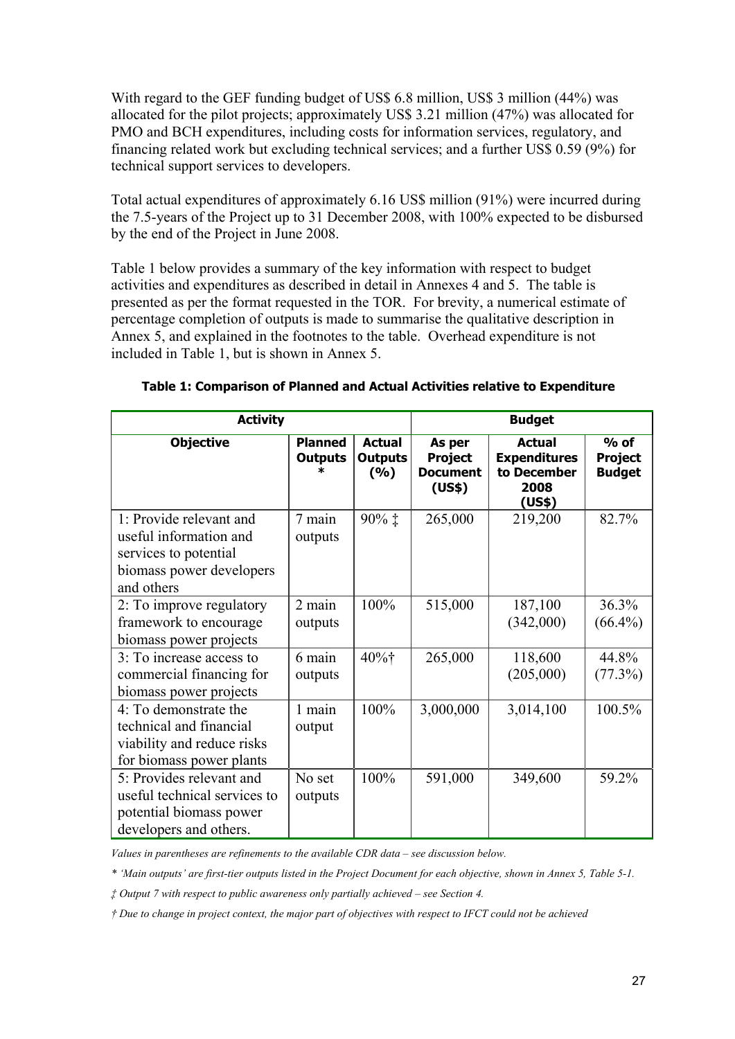With regard to the GEF funding budget of US$ 6.8 million, US$ 3 million (44%) was allocated for the pilot projects; approximately US$ 3.21 million (47%) was allocated for PMO and BCH expenditures, including costs for information services, regulatory, and financing related work but excluding technical services; and a further US$ 0.59 (9%) for technical support services to developers.

Total actual expenditures of approximately 6.16 US$ million (91%) were incurred during the 7.5-years of the Project up to 31 December 2008, with 100% expected to be disbursed by the end of the Project in June 2008.

Table 1 below provides a summary of the key information with respect to budget activities and expenditures as described in detail in Annexes 4 and 5. The table is presented as per the format requested in the TOR. For brevity, a numerical estimate of percentage completion of outputs is made to summarise the qualitative description in Annex 5, and explained in the footnotes to the table. Overhead expenditure is not included in Table 1, but is shown in Annex 5.

**Table 1: Comparison of Planned and Actual Activities relative to Expenditure**

| Activity | | | Budget | | |
|---|---|---|---|---|---|
| **Objective** | **Planned Outputs** * | **Actual Outputs (%)** | **As per Project Document (US$)** | **Actual Expenditures to December 2008 (US$)** | **% of Project Budget** |
| 1: Provide relevant and useful information and services to potential biomass power developers and others | 7 main outputs | 90% ‡ | 265,000 | 219,200 | 82.7% |
| 2: To improve regulatory framework to encourage biomass power projects | 2 main outputs | 100% | 515,000 | 187,100 (342,000) | 36.3% (66.4%) |
| 3: To increase access to commercial financing for biomass power projects | 6 main outputs | 40%† | 265,000 | 118,600 (205,000) | 44.8% (77.3%) |
| 4: To demonstrate the technical and financial viability and reduce risks for biomass power plants | 1 main output | 100% | 3,000,000 | 3,014,100 | 100.5% |
| 5: Provides relevant and useful technical services to potential biomass power developers and others. | No set outputs | 100% | 591,000 | 349,600 | 59.2% |

*Values in parentheses are refinements to the available CDR data – see discussion below.*

*\* 'Main outputs' are first-tier outputs listed in the Project Document for each objective, shown in Annex 5, Table 5-1.*

*‡ Output 7 with respect to public awareness only partially achieved – see Section 4.*

*† Due to change in project context, the major part of objectives with respect to IFCT could not be achieved*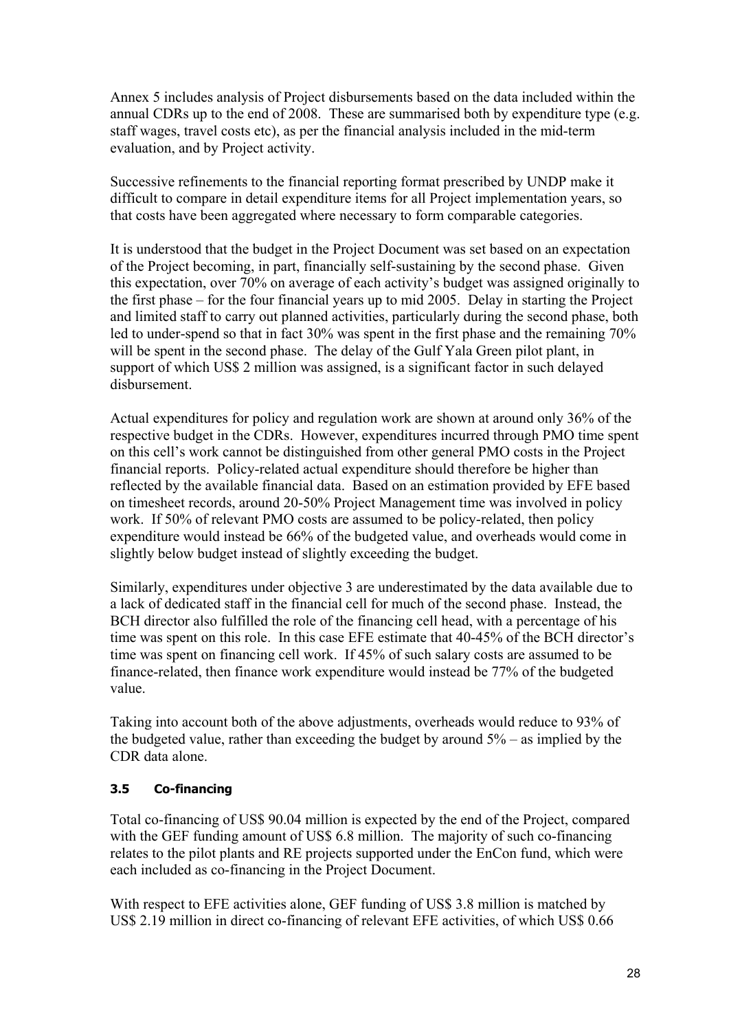Annex 5 includes analysis of Project disbursements based on the data included within the annual CDRs up to the end of 2008. These are summarised both by expenditure type (e.g. staff wages, travel costs etc), as per the financial analysis included in the mid-term evaluation, and by Project activity.

Successive refinements to the financial reporting format prescribed by UNDP make it difficult to compare in detail expenditure items for all Project implementation years, so that costs have been aggregated where necessary to form comparable categories.

It is understood that the budget in the Project Document was set based on an expectation of the Project becoming, in part, financially self-sustaining by the second phase. Given this expectation, over 70% on average of each activity's budget was assigned originally to the first phase – for the four financial years up to mid 2005. Delay in starting the Project and limited staff to carry out planned activities, particularly during the second phase, both led to under-spend so that in fact 30% was spent in the first phase and the remaining 70% will be spent in the second phase. The delay of the Gulf Yala Green pilot plant, in support of which US$ 2 million was assigned, is a significant factor in such delayed disbursement.

Actual expenditures for policy and regulation work are shown at around only 36% of the respective budget in the CDRs. However, expenditures incurred through PMO time spent on this cell's work cannot be distinguished from other general PMO costs in the Project financial reports. Policy-related actual expenditure should therefore be higher than reflected by the available financial data. Based on an estimation provided by EFE based on timesheet records, around 20-50% Project Management time was involved in policy work. If 50% of relevant PMO costs are assumed to be policy-related, then policy expenditure would instead be 66% of the budgeted value, and overheads would come in slightly below budget instead of slightly exceeding the budget.

Similarly, expenditures under objective 3 are underestimated by the data available due to a lack of dedicated staff in the financial cell for much of the second phase. Instead, the BCH director also fulfilled the role of the financing cell head, with a percentage of his time was spent on this role. In this case EFE estimate that 40-45% of the BCH director's time was spent on financing cell work. If 45% of such salary costs are assumed to be finance-related, then finance work expenditure would instead be 77% of the budgeted value.

Taking into account both of the above adjustments, overheads would reduce to 93% of the budgeted value, rather than exceeding the budget by around 5% – as implied by the CDR data alone.

### 3.5 Co-financing

Total co-financing of US$ 90.04 million is expected by the end of the Project, compared with the GEF funding amount of US$ 6.8 million. The majority of such co-financing relates to the pilot plants and RE projects supported under the EnCon fund, which were each included as co-financing in the Project Document.

With respect to EFE activities alone, GEF funding of US$ 3.8 million is matched by US$ 2.19 million in direct co-financing of relevant EFE activities, of which US$ 0.66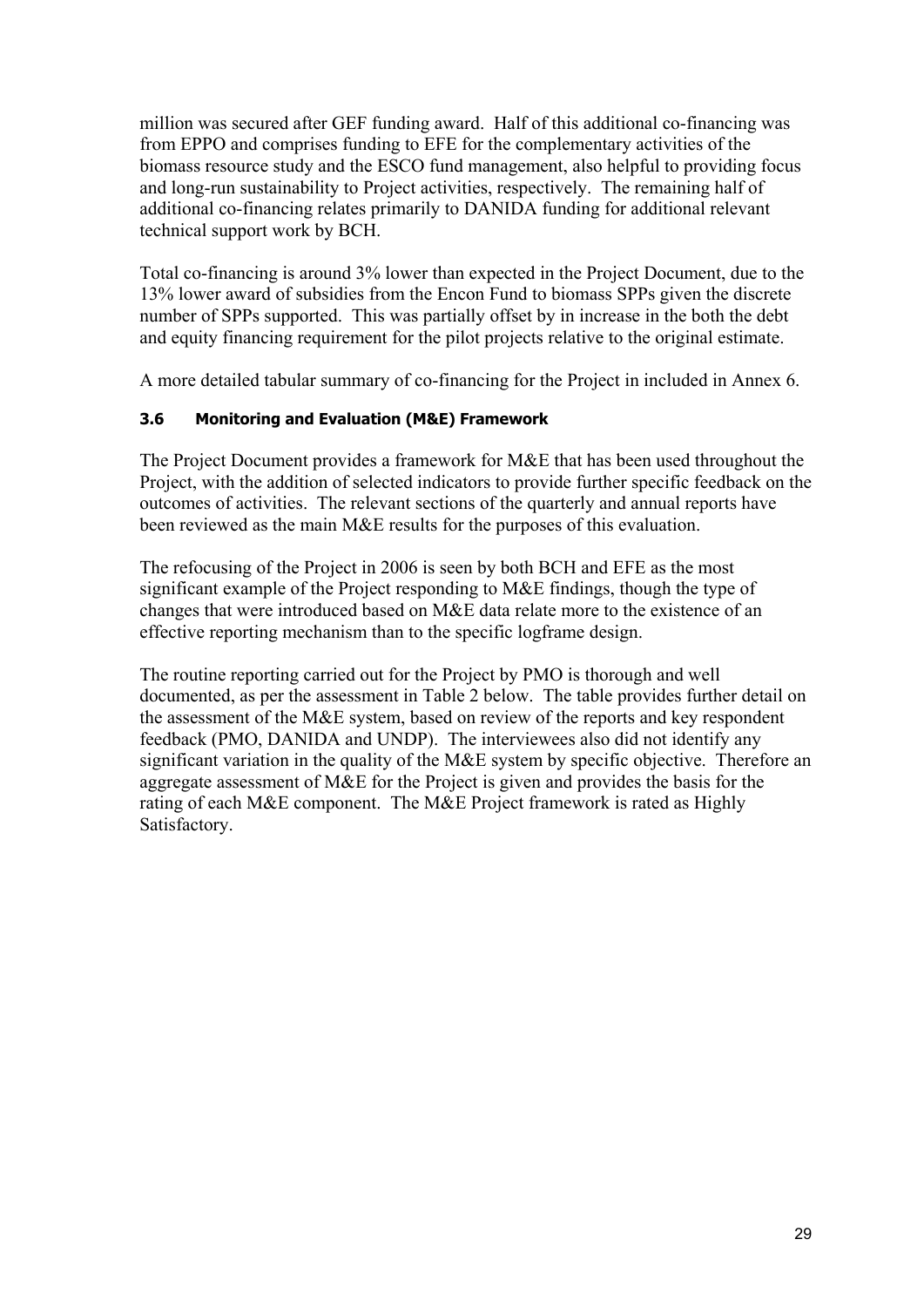million was secured after GEF funding award. Half of this additional co-financing was from EPPO and comprises funding to EFE for the complementary activities of the biomass resource study and the ESCO fund management, also helpful to providing focus and long-run sustainability to Project activities, respectively. The remaining half of additional co-financing relates primarily to DANIDA funding for additional relevant technical support work by BCH.

Total co-financing is around 3% lower than expected in the Project Document, due to the 13% lower award of subsidies from the Encon Fund to biomass SPPs given the discrete number of SPPs supported. This was partially offset by in increase in the both the debt and equity financing requirement for the pilot projects relative to the original estimate.

A more detailed tabular summary of co-financing for the Project in included in Annex 6.

### 3.6 Monitoring and Evaluation (M&E) Framework

The Project Document provides a framework for M&E that has been used throughout the Project, with the addition of selected indicators to provide further specific feedback on the outcomes of activities. The relevant sections of the quarterly and annual reports have been reviewed as the main M&E results for the purposes of this evaluation.

The refocusing of the Project in 2006 is seen by both BCH and EFE as the most significant example of the Project responding to M&E findings, though the type of changes that were introduced based on M&E data relate more to the existence of an effective reporting mechanism than to the specific logframe design.

The routine reporting carried out for the Project by PMO is thorough and well documented, as per the assessment in Table 2 below. The table provides further detail on the assessment of the M&E system, based on review of the reports and key respondent feedback (PMO, DANIDA and UNDP). The interviewees also did not identify any significant variation in the quality of the M&E system by specific objective. Therefore an aggregate assessment of M&E for the Project is given and provides the basis for the rating of each M&E component. The M&E Project framework is rated as Highly Satisfactory.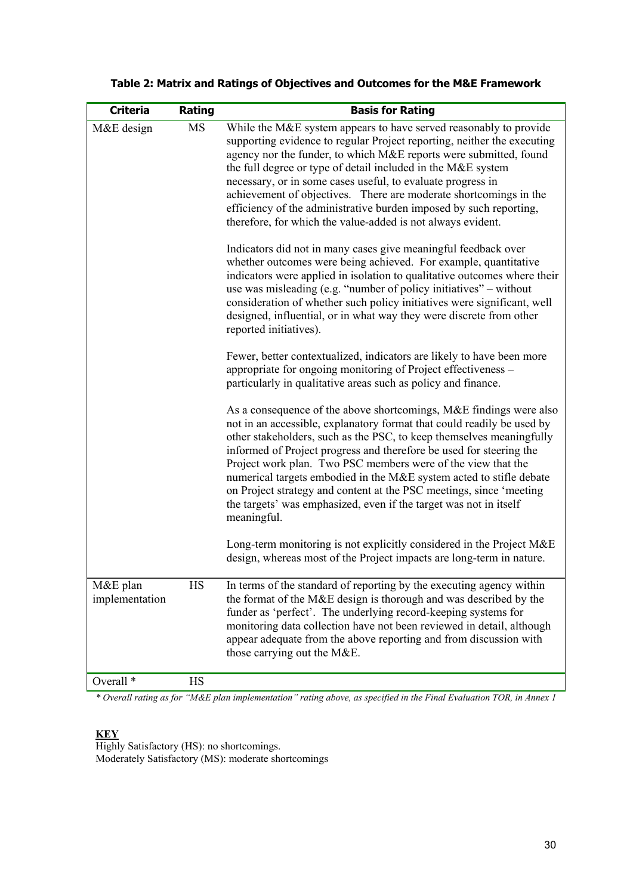**Table 2: Matrix and Ratings of Objectives and Outcomes for the M&E Framework**

| Criteria | Rating | Basis for Rating |
|---|---|---|
| M&E design | MS | While the M&E system appears to have served reasonably to provide supporting evidence to regular Project reporting, neither the executing agency nor the funder, to which M&E reports were submitted, found the full degree or type of detail included in the M&E system necessary, or in some cases useful, to evaluate progress in achievement of objectives. There are moderate shortcomings in the efficiency of the administrative burden imposed by such reporting, therefore, for which the value-added is not always evident.<br><br>Indicators did not in many cases give meaningful feedback over whether outcomes were being achieved. For example, quantitative indicators were applied in isolation to qualitative outcomes where their use was misleading (e.g. "number of policy initiatives" – without consideration of whether such policy initiatives were significant, well designed, influential, or in what way they were discrete from other reported initiatives).<br><br>Fewer, better contextualized, indicators are likely to have been more appropriate for ongoing monitoring of Project effectiveness – particularly in qualitative areas such as policy and finance.<br><br>As a consequence of the above shortcomings, M&E findings were also not in an accessible, explanatory format that could readily be used by other stakeholders, such as the PSC, to keep themselves meaningfully informed of Project progress and therefore be used for steering the Project work plan. Two PSC members were of the view that the numerical targets embodied in the M&E system acted to stifle debate on Project strategy and content at the PSC meetings, since 'meeting the targets' was emphasized, even if the target was not in itself meaningful.<br><br>Long-term monitoring is not explicitly considered in the Project M&E design, whereas most of the Project impacts are long-term in nature. |
| M&E plan implementation | HS | In terms of the standard of reporting by the executing agency within the format of the M&E design is thorough and was described by the funder as 'perfect'. The underlying record-keeping systems for monitoring data collection have not been reviewed in detail, although appear adequate from the above reporting and from discussion with those carrying out the M&E. |
| Overall * | HS | |

*\* Overall rating as for "M&E plan implementation" rating above, as specified in the Final Evaluation TOR, in Annex 1*

**KEY**

Highly Satisfactory (HS): no shortcomings.
Moderately Satisfactory (MS): moderate shortcomings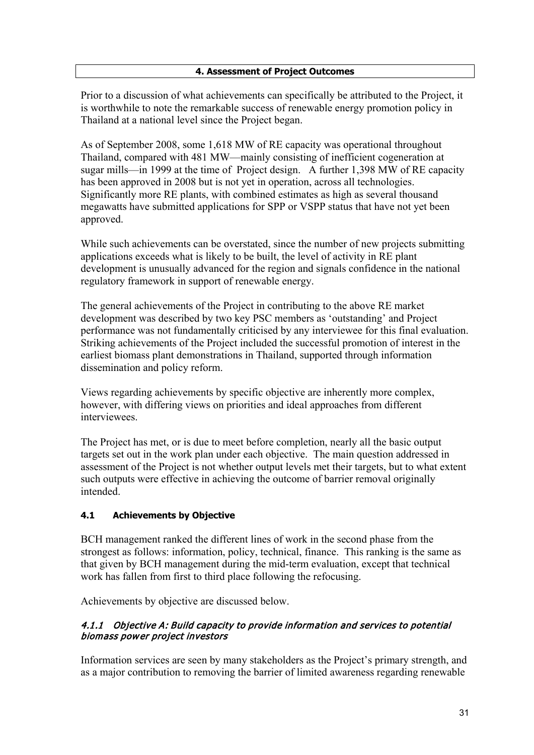## 4. Assessment of Project Outcomes

Prior to a discussion of what achievements can specifically be attributed to the Project, it is worthwhile to note the remarkable success of renewable energy promotion policy in Thailand at a national level since the Project began.

As of September 2008, some 1,618 MW of RE capacity was operational throughout Thailand, compared with 481 MW—mainly consisting of inefficient cogeneration at sugar mills—in 1999 at the time of Project design. A further 1,398 MW of RE capacity has been approved in 2008 but is not yet in operation, across all technologies. Significantly more RE plants, with combined estimates as high as several thousand megawatts have submitted applications for SPP or VSPP status that have not yet been approved.

While such achievements can be overstated, since the number of new projects submitting applications exceeds what is likely to be built, the level of activity in RE plant development is unusually advanced for the region and signals confidence in the national regulatory framework in support of renewable energy.

The general achievements of the Project in contributing to the above RE market development was described by two key PSC members as 'outstanding' and Project performance was not fundamentally criticised by any interviewee for this final evaluation. Striking achievements of the Project included the successful promotion of interest in the earliest biomass plant demonstrations in Thailand, supported through information dissemination and policy reform.

Views regarding achievements by specific objective are inherently more complex, however, with differing views on priorities and ideal approaches from different interviewees.

The Project has met, or is due to meet before completion, nearly all the basic output targets set out in the work plan under each objective. The main question addressed in assessment of the Project is not whether output levels met their targets, but to what extent such outputs were effective in achieving the outcome of barrier removal originally intended.

### 4.1 Achievements by Objective

BCH management ranked the different lines of work in the second phase from the strongest as follows: information, policy, technical, finance. This ranking is the same as that given by BCH management during the mid-term evaluation, except that technical work has fallen from first to third place following the refocusing.

Achievements by objective are discussed below.

#### *4.1.1 Objective A: Build capacity to provide information and services to potential biomass power project investors*

Information services are seen by many stakeholders as the Project's primary strength, and as a major contribution to removing the barrier of limited awareness regarding renewable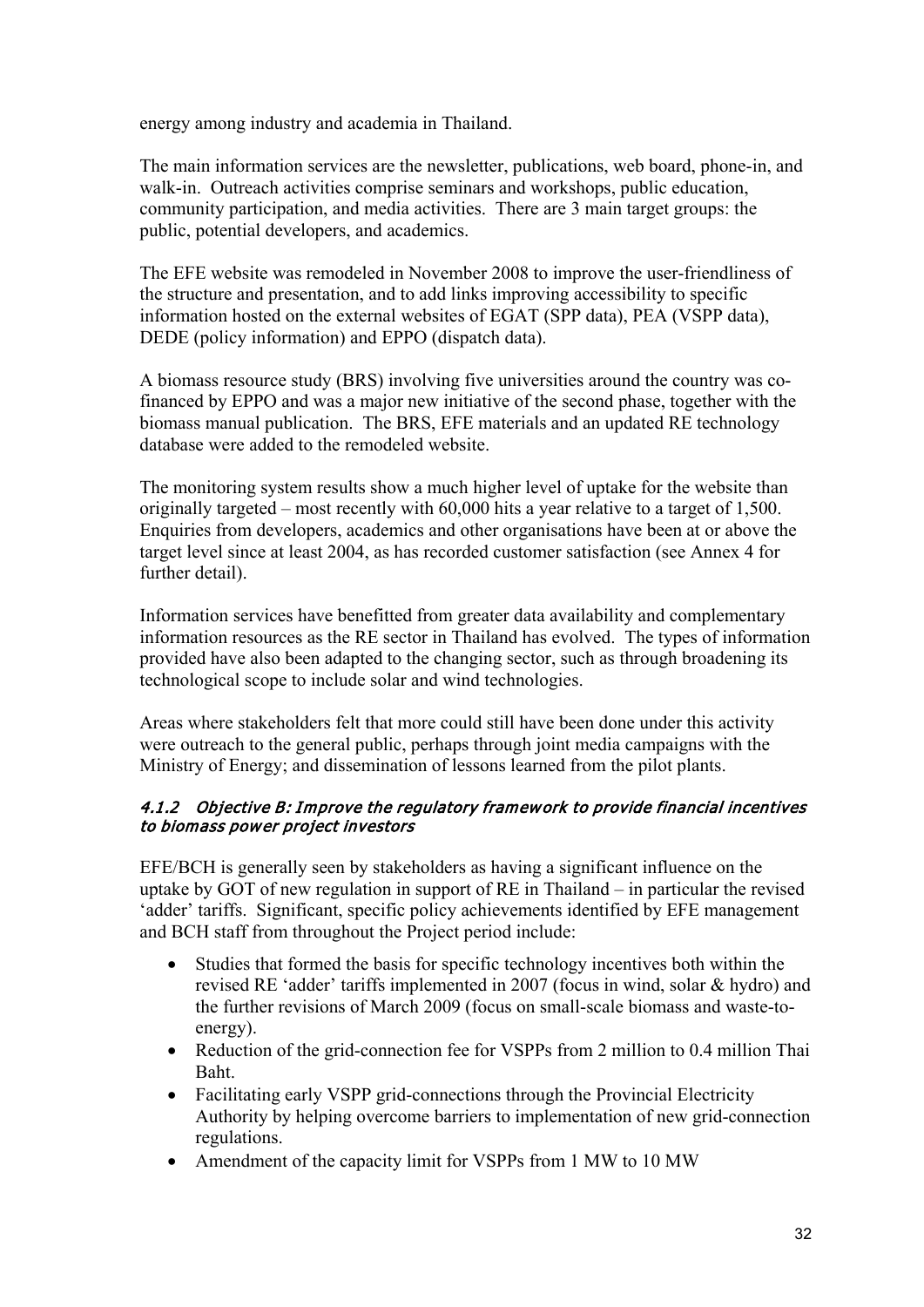energy among industry and academia in Thailand.

The main information services are the newsletter, publications, web board, phone-in, and walk-in. Outreach activities comprise seminars and workshops, public education, community participation, and media activities. There are 3 main target groups: the public, potential developers, and academics.

The EFE website was remodeled in November 2008 to improve the user-friendliness of the structure and presentation, and to add links improving accessibility to specific information hosted on the external websites of EGAT (SPP data), PEA (VSPP data), DEDE (policy information) and EPPO (dispatch data).

A biomass resource study (BRS) involving five universities around the country was co-financed by EPPO and was a major new initiative of the second phase, together with the biomass manual publication. The BRS, EFE materials and an updated RE technology database were added to the remodeled website.

The monitoring system results show a much higher level of uptake for the website than originally targeted – most recently with 60,000 hits a year relative to a target of 1,500. Enquiries from developers, academics and other organisations have been at or above the target level since at least 2004, as has recorded customer satisfaction (see Annex 4 for further detail).

Information services have benefitted from greater data availability and complementary information resources as the RE sector in Thailand has evolved. The types of information provided have also been adapted to the changing sector, such as through broadening its technological scope to include solar and wind technologies.

Areas where stakeholders felt that more could still have been done under this activity were outreach to the general public, perhaps through joint media campaigns with the Ministry of Energy; and dissemination of lessons learned from the pilot plants.

#### *4.1.2 Objective B: Improve the regulatory framework to provide financial incentives to biomass power project investors*

EFE/BCH is generally seen by stakeholders as having a significant influence on the uptake by GOT of new regulation in support of RE in Thailand – in particular the revised 'adder' tariffs. Significant, specific policy achievements identified by EFE management and BCH staff from throughout the Project period include:

- Studies that formed the basis for specific technology incentives both within the revised RE 'adder' tariffs implemented in 2007 (focus in wind, solar & hydro) and the further revisions of March 2009 (focus on small-scale biomass and waste-to-energy).
- Reduction of the grid-connection fee for VSPPs from 2 million to 0.4 million Thai Baht.
- Facilitating early VSPP grid-connections through the Provincial Electricity Authority by helping overcome barriers to implementation of new grid-connection regulations.
- Amendment of the capacity limit for VSPPs from 1 MW to 10 MW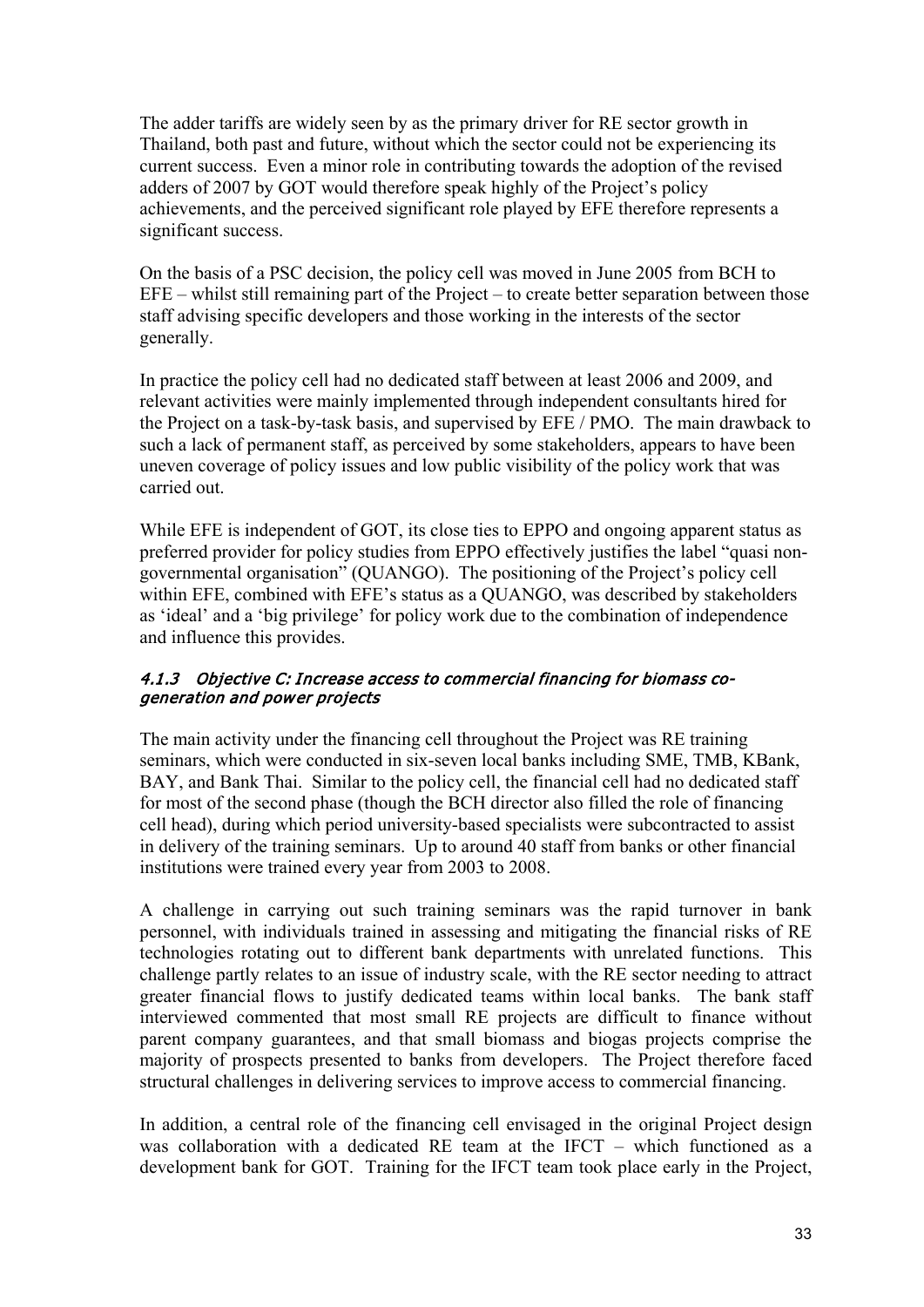The adder tariffs are widely seen by as the primary driver for RE sector growth in Thailand, both past and future, without which the sector could not be experiencing its current success. Even a minor role in contributing towards the adoption of the revised adders of 2007 by GOT would therefore speak highly of the Project's policy achievements, and the perceived significant role played by EFE therefore represents a significant success.

On the basis of a PSC decision, the policy cell was moved in June 2005 from BCH to EFE – whilst still remaining part of the Project – to create better separation between those staff advising specific developers and those working in the interests of the sector generally.

In practice the policy cell had no dedicated staff between at least 2006 and 2009, and relevant activities were mainly implemented through independent consultants hired for the Project on a task-by-task basis, and supervised by EFE / PMO. The main drawback to such a lack of permanent staff, as perceived by some stakeholders, appears to have been uneven coverage of policy issues and low public visibility of the policy work that was carried out.

While EFE is independent of GOT, its close ties to EPPO and ongoing apparent status as preferred provider for policy studies from EPPO effectively justifies the label "quasi non-governmental organisation" (QUANGO). The positioning of the Project's policy cell within EFE, combined with EFE's status as a QUANGO, was described by stakeholders as 'ideal' and a 'big privilege' for policy work due to the combination of independence and influence this provides.

#### *4.1.3 Objective C: Increase access to commercial financing for biomass co-generation and power projects*

The main activity under the financing cell throughout the Project was RE training seminars, which were conducted in six-seven local banks including SME, TMB, KBank, BAY, and Bank Thai. Similar to the policy cell, the financial cell had no dedicated staff for most of the second phase (though the BCH director also filled the role of financing cell head), during which period university-based specialists were subcontracted to assist in delivery of the training seminars. Up to around 40 staff from banks or other financial institutions were trained every year from 2003 to 2008.

A challenge in carrying out such training seminars was the rapid turnover in bank personnel, with individuals trained in assessing and mitigating the financial risks of RE technologies rotating out to different bank departments with unrelated functions. This challenge partly relates to an issue of industry scale, with the RE sector needing to attract greater financial flows to justify dedicated teams within local banks. The bank staff interviewed commented that most small RE projects are difficult to finance without parent company guarantees, and that small biomass and biogas projects comprise the majority of prospects presented to banks from developers. The Project therefore faced structural challenges in delivering services to improve access to commercial financing.

In addition, a central role of the financing cell envisaged in the original Project design was collaboration with a dedicated RE team at the IFCT – which functioned as a development bank for GOT. Training for the IFCT team took place early in the Project,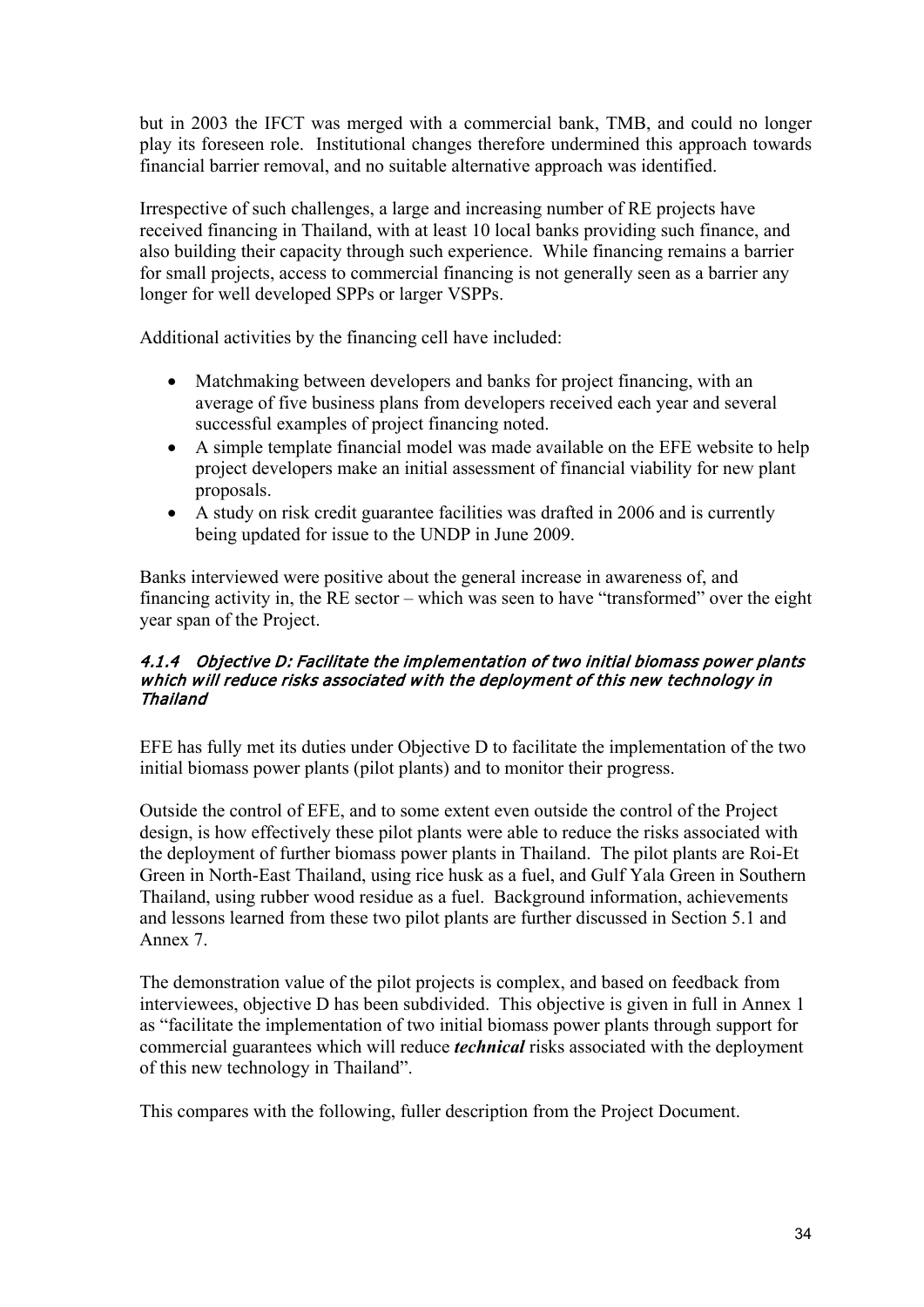but in 2003 the IFCT was merged with a commercial bank, TMB, and could no longer play its foreseen role. Institutional changes therefore undermined this approach towards financial barrier removal, and no suitable alternative approach was identified.

Irrespective of such challenges, a large and increasing number of RE projects have received financing in Thailand, with at least 10 local banks providing such finance, and also building their capacity through such experience. While financing remains a barrier for small projects, access to commercial financing is not generally seen as a barrier any longer for well developed SPPs or larger VSPPs.

Additional activities by the financing cell have included:

- Matchmaking between developers and banks for project financing, with an average of five business plans from developers received each year and several successful examples of project financing noted.
- A simple template financial model was made available on the EFE website to help project developers make an initial assessment of financial viability for new plant proposals.
- A study on risk credit guarantee facilities was drafted in 2006 and is currently being updated for issue to the UNDP in June 2009.

Banks interviewed were positive about the general increase in awareness of, and financing activity in, the RE sector – which was seen to have "transformed" over the eight year span of the Project.

#### 4.1.4 Objective D: Facilitate the implementation of two initial biomass power plants which will reduce risks associated with the deployment of this new technology in Thailand

EFE has fully met its duties under Objective D to facilitate the implementation of the two initial biomass power plants (pilot plants) and to monitor their progress.

Outside the control of EFE, and to some extent even outside the control of the Project design, is how effectively these pilot plants were able to reduce the risks associated with the deployment of further biomass power plants in Thailand. The pilot plants are Roi-Et Green in North-East Thailand, using rice husk as a fuel, and Gulf Yala Green in Southern Thailand, using rubber wood residue as a fuel. Background information, achievements and lessons learned from these two pilot plants are further discussed in Section 5.1 and Annex 7.

The demonstration value of the pilot projects is complex, and based on feedback from interviewees, objective D has been subdivided. This objective is given in full in Annex 1 as "facilitate the implementation of two initial biomass power plants through support for commercial guarantees which will reduce ***technical*** risks associated with the deployment of this new technology in Thailand".

This compares with the following, fuller description from the Project Document.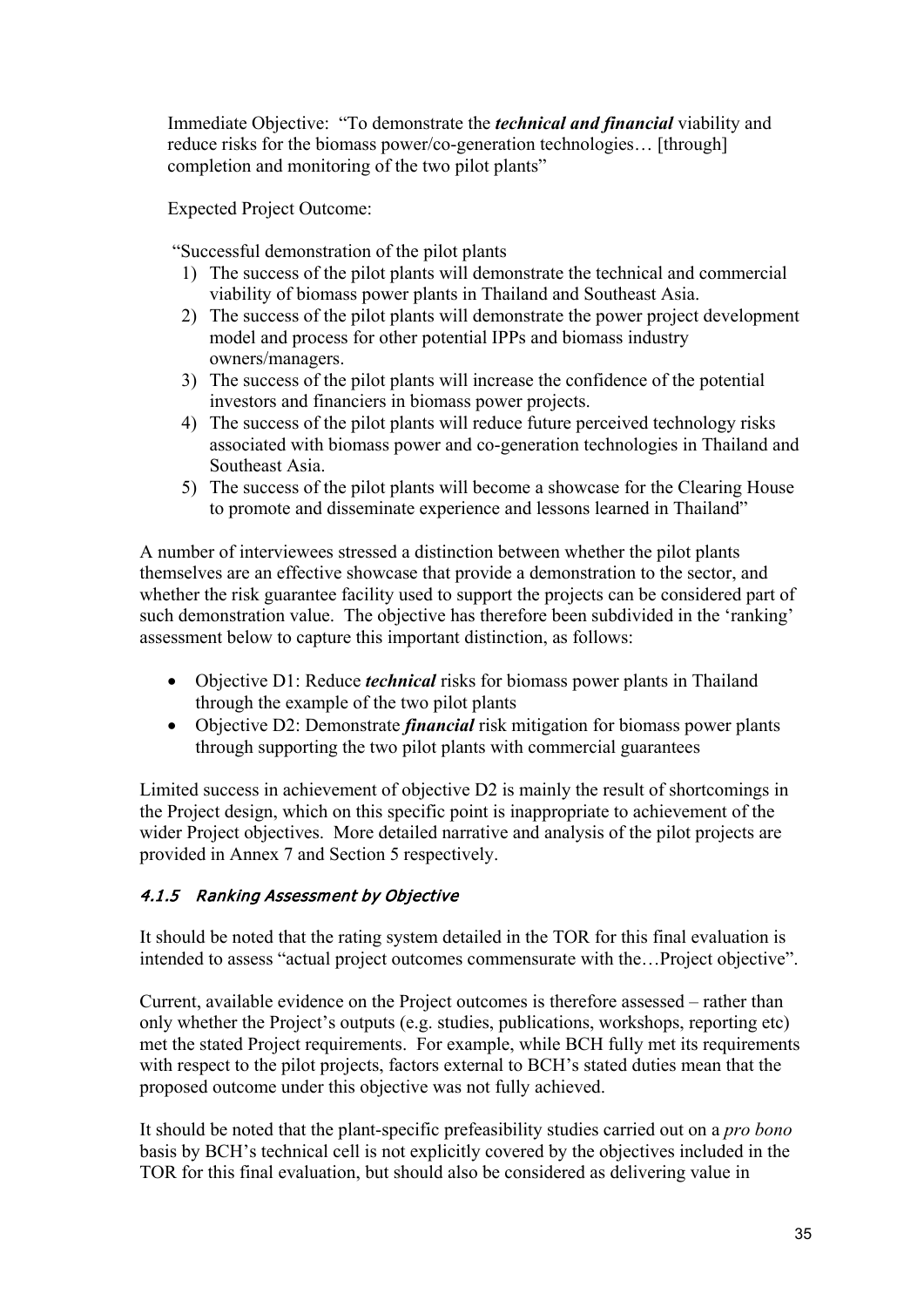Immediate Objective: "To demonstrate the ***technical and financial*** viability and reduce risks for the biomass power/co-generation technologies… [through] completion and monitoring of the two pilot plants"

Expected Project Outcome:

"Successful demonstration of the pilot plants

1) The success of the pilot plants will demonstrate the technical and commercial viability of biomass power plants in Thailand and Southeast Asia.
2) The success of the pilot plants will demonstrate the power project development model and process for other potential IPPs and biomass industry owners/managers.
3) The success of the pilot plants will increase the confidence of the potential investors and financiers in biomass power projects.
4) The success of the pilot plants will reduce future perceived technology risks associated with biomass power and co-generation technologies in Thailand and Southeast Asia.
5) The success of the pilot plants will become a showcase for the Clearing House to promote and disseminate experience and lessons learned in Thailand"

A number of interviewees stressed a distinction between whether the pilot plants themselves are an effective showcase that provide a demonstration to the sector, and whether the risk guarantee facility used to support the projects can be considered part of such demonstration value. The objective has therefore been subdivided in the 'ranking' assessment below to capture this important distinction, as follows:

- Objective D1: Reduce ***technical*** risks for biomass power plants in Thailand through the example of the two pilot plants
- Objective D2: Demonstrate ***financial*** risk mitigation for biomass power plants through supporting the two pilot plants with commercial guarantees

Limited success in achievement of objective D2 is mainly the result of shortcomings in the Project design, which on this specific point is inappropriate to achievement of the wider Project objectives. More detailed narrative and analysis of the pilot projects are provided in Annex 7 and Section 5 respectively.

#### *4.1.5 Ranking Assessment by Objective*

It should be noted that the rating system detailed in the TOR for this final evaluation is intended to assess "actual project outcomes commensurate with the…Project objective".

Current, available evidence on the Project outcomes is therefore assessed – rather than only whether the Project's outputs (e.g. studies, publications, workshops, reporting etc) met the stated Project requirements. For example, while BCH fully met its requirements with respect to the pilot projects, factors external to BCH's stated duties mean that the proposed outcome under this objective was not fully achieved.

It should be noted that the plant-specific prefeasibility studies carried out on a *pro bono* basis by BCH's technical cell is not explicitly covered by the objectives included in the TOR for this final evaluation, but should also be considered as delivering value in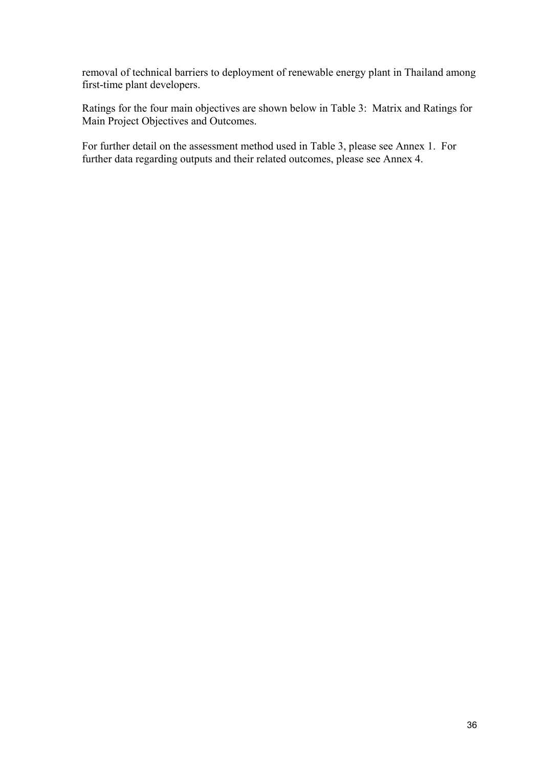removal of technical barriers to deployment of renewable energy plant in Thailand among first-time plant developers.

Ratings for the four main objectives are shown below in Table 3: Matrix and Ratings for Main Project Objectives and Outcomes.

For further detail on the assessment method used in Table 3, please see Annex 1. For further data regarding outputs and their related outcomes, please see Annex 4.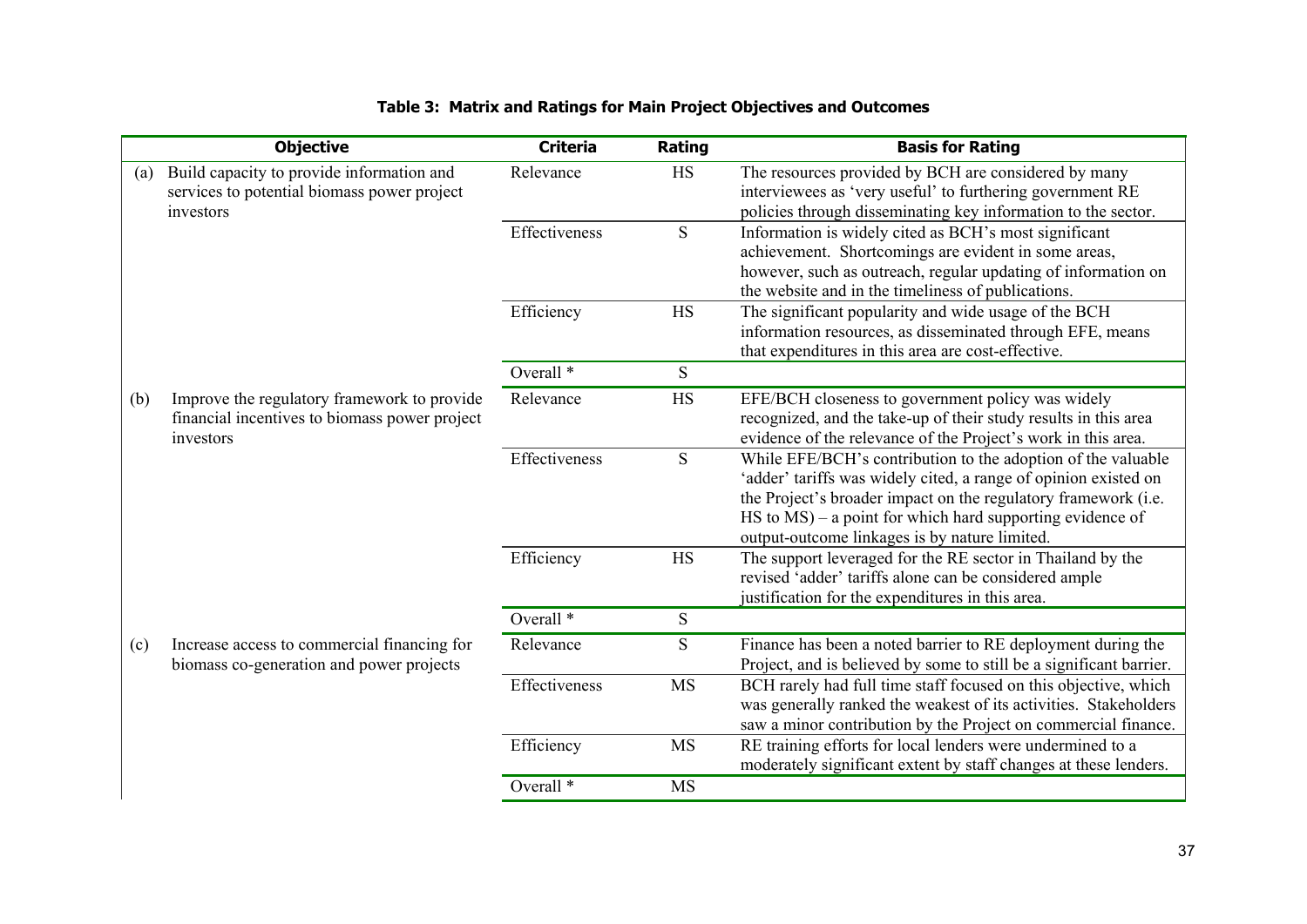**Table 3: Matrix and Ratings for Main Project Objectives and Outcomes**

| Objective | Criteria | Rating | Basis for Rating |
|---|---|---|---|
| (a) Build capacity to provide information and services to potential biomass power project investors | Relevance | HS | The resources provided by BCH are considered by many interviewees as 'very useful' to furthering government RE policies through disseminating key information to the sector. |
| | Effectiveness | S | Information is widely cited as BCH's most significant achievement. Shortcomings are evident in some areas, however, such as outreach, regular updating of information on the website and in the timeliness of publications. |
| | Efficiency | HS | The significant popularity and wide usage of the BCH information resources, as disseminated through EFE, means that expenditures in this area are cost-effective. |
| | Overall * | S | |
| (b) Improve the regulatory framework to provide financial incentives to biomass power project investors | Relevance | HS | EFE/BCH closeness to government policy was widely recognized, and the take-up of their study results in this area evidence of the relevance of the Project's work in this area. |
| | Effectiveness | S | While EFE/BCH's contribution to the adoption of the valuable 'adder' tariffs was widely cited, a range of opinion existed on the Project's broader impact on the regulatory framework (i.e. HS to MS) – a point for which hard supporting evidence of output-outcome linkages is by nature limited. |
| | Efficiency | HS | The support leveraged for the RE sector in Thailand by the revised 'adder' tariffs alone can be considered ample justification for the expenditures in this area. |
| | Overall * | S | |
| (c) Increase access to commercial financing for biomass co-generation and power projects | Relevance | S | Finance has been a noted barrier to RE deployment during the Project, and is believed by some to still be a significant barrier. |
| | Effectiveness | MS | BCH rarely had full time staff focused on this objective, which was generally ranked the weakest of its activities. Stakeholders saw a minor contribution by the Project on commercial finance. |
| | Efficiency | MS | RE training efforts for local lenders were undermined to a moderately significant extent by staff changes at these lenders. |
| | Overall * | MS | |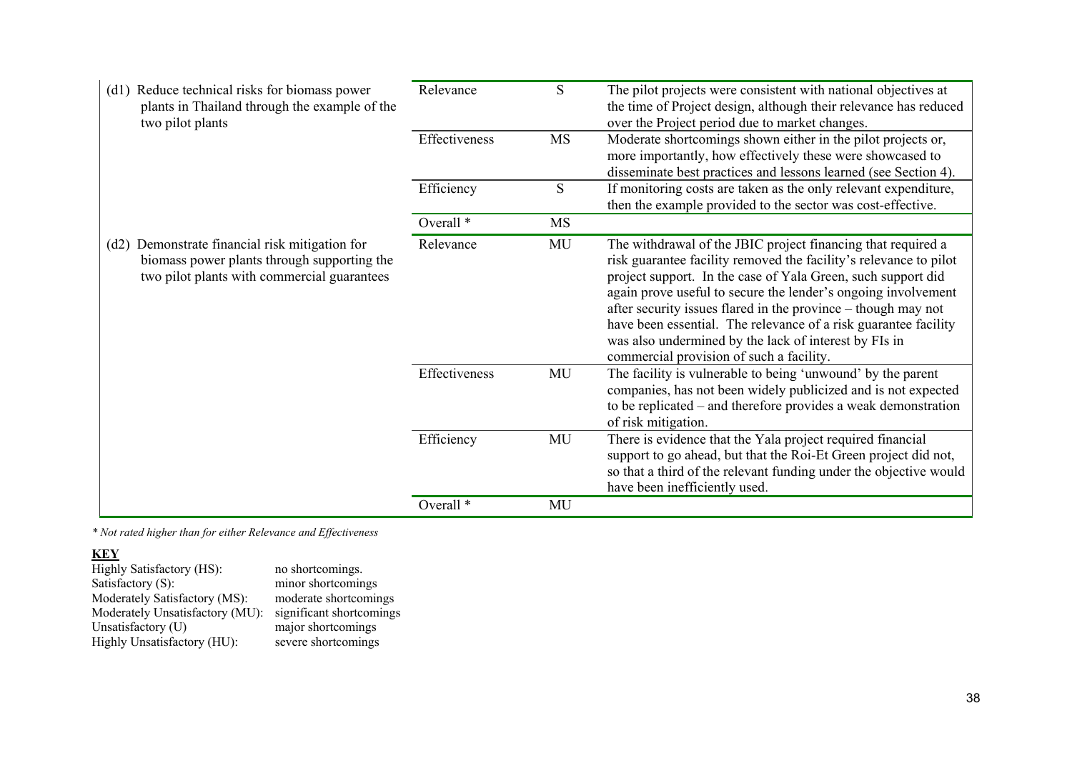| Objective | Criterion | Rating | Comment |
|---|---|---|---|
| (d1) Reduce technical risks for biomass power plants in Thailand through the example of the two pilot plants | Relevance | S | The pilot projects were consistent with national objectives at the time of Project design, although their relevance has reduced over the Project period due to market changes. |
| | Effectiveness | MS | Moderate shortcomings shown either in the pilot projects or, more importantly, how effectively these were showcased to disseminate best practices and lessons learned (see Section 4). |
| | Efficiency | S | If monitoring costs are taken as the only relevant expenditure, then the example provided to the sector was cost-effective. |
| | Overall * | MS | |
| (d2) Demonstrate financial risk mitigation for biomass power plants through supporting the two pilot plants with commercial guarantees | Relevance | MU | The withdrawal of the JBIC project financing that required a risk guarantee facility removed the facility's relevance to pilot project support. In the case of Yala Green, such support did again prove useful to secure the lender's ongoing involvement after security issues flared in the province – though may not have been essential. The relevance of a risk guarantee facility was also undermined by the lack of interest by FIs in commercial provision of such a facility. |
| | Effectiveness | MU | The facility is vulnerable to being 'unwound' by the parent companies, has not been widely publicized and is not expected to be replicated – and therefore provides a weak demonstration of risk mitigation. |
| | Efficiency | MU | There is evidence that the Yala project required financial support to go ahead, but that the Roi-Et Green project did not, so that a third of the relevant funding under the objective would have been inefficiently used. |
| | Overall * | MU | |

*\* Not rated higher than for either Relevance and Effectiveness*

**KEY**

Highly Satisfactory (HS): no shortcomings.
Satisfactory (S): minor shortcomings
Moderately Satisfactory (MS): moderate shortcomings
Moderately Unsatisfactory (MU): significant shortcomings
Unsatisfactory (U) major shortcomings
Highly Unsatisfactory (HU): severe shortcomings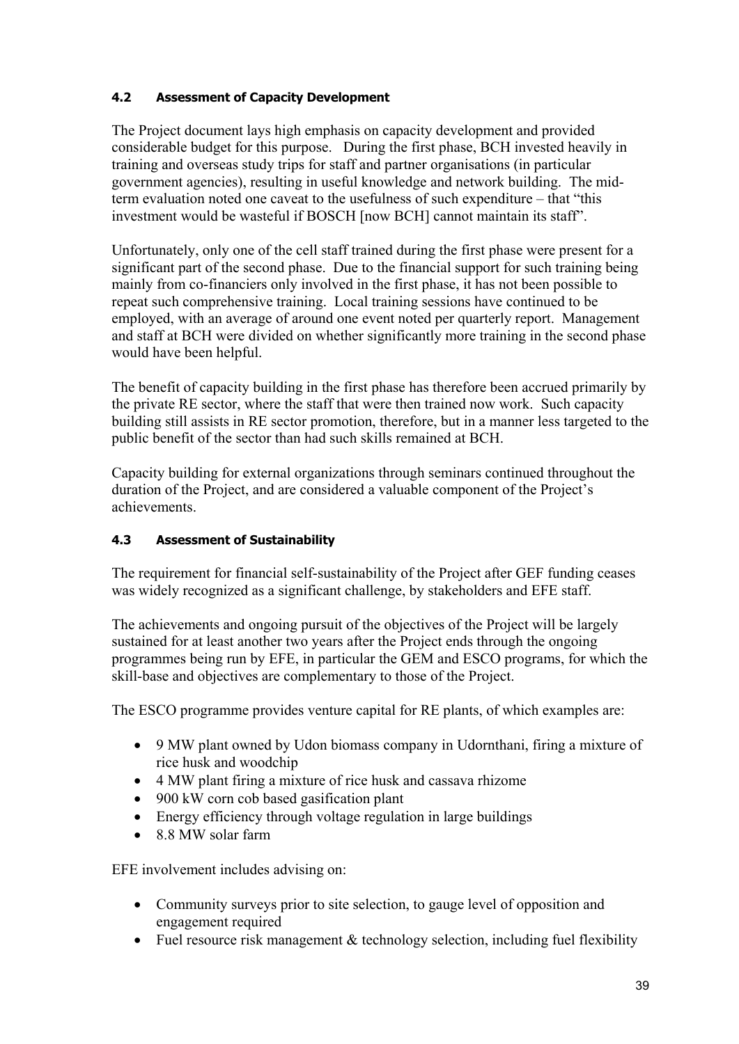### 4.2 Assessment of Capacity Development

The Project document lays high emphasis on capacity development and provided considerable budget for this purpose. During the first phase, BCH invested heavily in training and overseas study trips for staff and partner organisations (in particular government agencies), resulting in useful knowledge and network building. The mid-term evaluation noted one caveat to the usefulness of such expenditure – that "this investment would be wasteful if BOSCH [now BCH] cannot maintain its staff".

Unfortunately, only one of the cell staff trained during the first phase were present for a significant part of the second phase. Due to the financial support for such training being mainly from co-financiers only involved in the first phase, it has not been possible to repeat such comprehensive training. Local training sessions have continued to be employed, with an average of around one event noted per quarterly report. Management and staff at BCH were divided on whether significantly more training in the second phase would have been helpful.

The benefit of capacity building in the first phase has therefore been accrued primarily by the private RE sector, where the staff that were then trained now work. Such capacity building still assists in RE sector promotion, therefore, but in a manner less targeted to the public benefit of the sector than had such skills remained at BCH.

Capacity building for external organizations through seminars continued throughout the duration of the Project, and are considered a valuable component of the Project's achievements.

### 4.3 Assessment of Sustainability

The requirement for financial self-sustainability of the Project after GEF funding ceases was widely recognized as a significant challenge, by stakeholders and EFE staff.

The achievements and ongoing pursuit of the objectives of the Project will be largely sustained for at least another two years after the Project ends through the ongoing programmes being run by EFE, in particular the GEM and ESCO programs, for which the skill-base and objectives are complementary to those of the Project.

The ESCO programme provides venture capital for RE plants, of which examples are:

- 9 MW plant owned by Udon biomass company in Udornthani, firing a mixture of rice husk and woodchip
- 4 MW plant firing a mixture of rice husk and cassava rhizome
- 900 kW corn cob based gasification plant
- Energy efficiency through voltage regulation in large buildings
- 8.8 MW solar farm

EFE involvement includes advising on:

- Community surveys prior to site selection, to gauge level of opposition and engagement required
- Fuel resource risk management & technology selection, including fuel flexibility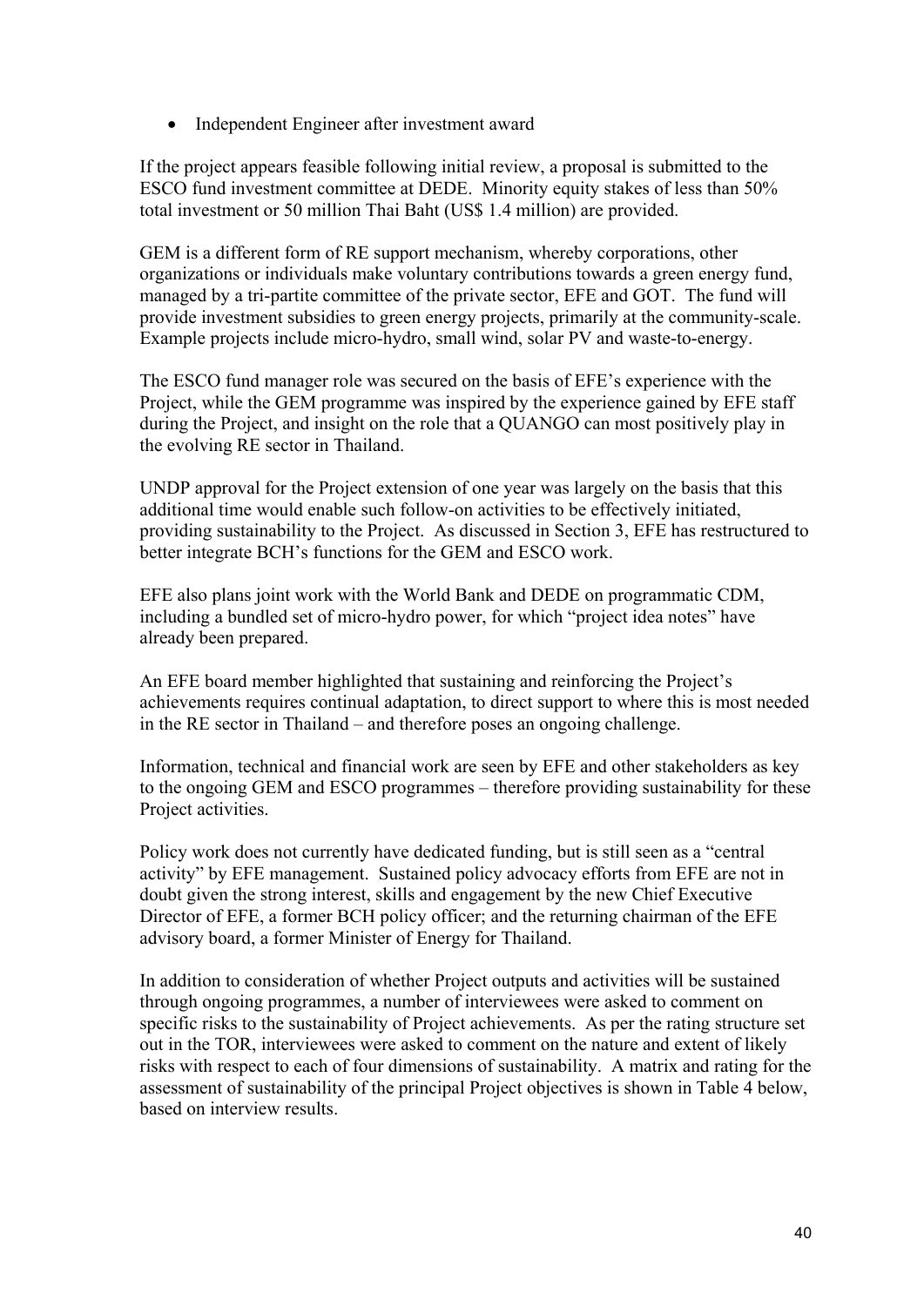- Independent Engineer after investment award

If the project appears feasible following initial review, a proposal is submitted to the ESCO fund investment committee at DEDE. Minority equity stakes of less than 50% total investment or 50 million Thai Baht (US$ 1.4 million) are provided.

GEM is a different form of RE support mechanism, whereby corporations, other organizations or individuals make voluntary contributions towards a green energy fund, managed by a tri-partite committee of the private sector, EFE and GOT. The fund will provide investment subsidies to green energy projects, primarily at the community-scale. Example projects include micro-hydro, small wind, solar PV and waste-to-energy.

The ESCO fund manager role was secured on the basis of EFE's experience with the Project, while the GEM programme was inspired by the experience gained by EFE staff during the Project, and insight on the role that a QUANGO can most positively play in the evolving RE sector in Thailand.

UNDP approval for the Project extension of one year was largely on the basis that this additional time would enable such follow-on activities to be effectively initiated, providing sustainability to the Project. As discussed in Section 3, EFE has restructured to better integrate BCH's functions for the GEM and ESCO work.

EFE also plans joint work with the World Bank and DEDE on programmatic CDM, including a bundled set of micro-hydro power, for which "project idea notes" have already been prepared.

An EFE board member highlighted that sustaining and reinforcing the Project's achievements requires continual adaptation, to direct support to where this is most needed in the RE sector in Thailand – and therefore poses an ongoing challenge.

Information, technical and financial work are seen by EFE and other stakeholders as key to the ongoing GEM and ESCO programmes – therefore providing sustainability for these Project activities.

Policy work does not currently have dedicated funding, but is still seen as a "central activity" by EFE management. Sustained policy advocacy efforts from EFE are not in doubt given the strong interest, skills and engagement by the new Chief Executive Director of EFE, a former BCH policy officer; and the returning chairman of the EFE advisory board, a former Minister of Energy for Thailand.

In addition to consideration of whether Project outputs and activities will be sustained through ongoing programmes, a number of interviewees were asked to comment on specific risks to the sustainability of Project achievements. As per the rating structure set out in the TOR, interviewees were asked to comment on the nature and extent of likely risks with respect to each of four dimensions of sustainability. A matrix and rating for the assessment of sustainability of the principal Project objectives is shown in Table 4 below, based on interview results.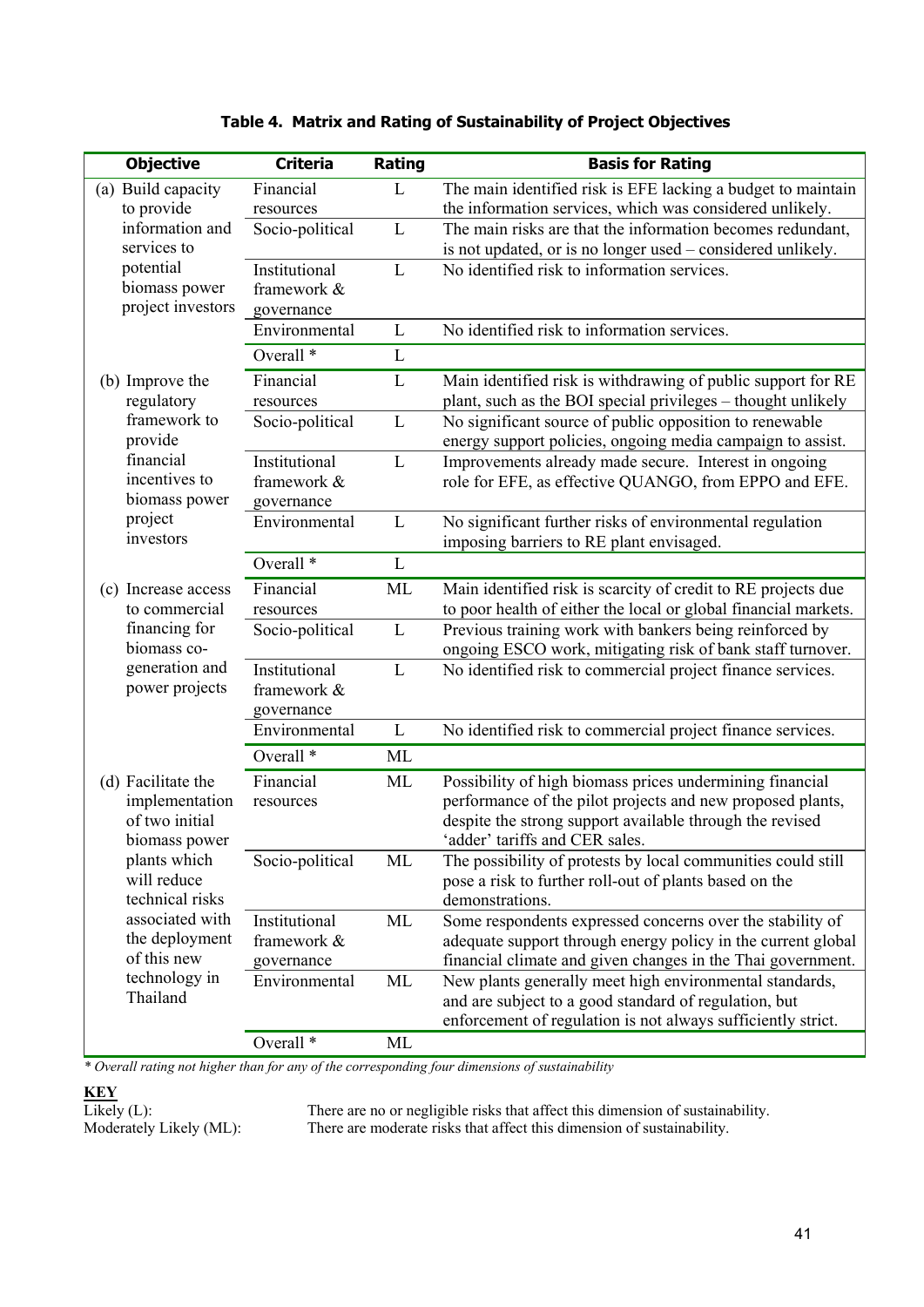**Table 4. Matrix and Rating of Sustainability of Project Objectives**

| Objective | Criteria | Rating | Basis for Rating |
|---|---|---|---|
| (a) Build capacity to provide information and services to potential biomass power project investors | Financial resources | L | The main identified risk is EFE lacking a budget to maintain the information services, which was considered unlikely. |
| | Socio-political | L | The main risks are that the information becomes redundant, is not updated, or is no longer used – considered unlikely. |
| | Institutional framework & governance | L | No identified risk to information services. |
| | Environmental | L | No identified risk to information services. |
| | Overall * | L | |
| (b) Improve the regulatory framework to provide financial incentives to biomass power project investors | Financial resources | L | Main identified risk is withdrawing of public support for RE plant, such as the BOI special privileges – thought unlikely |
| | Socio-political | L | No significant source of public opposition to renewable energy support policies, ongoing media campaign to assist. |
| | Institutional framework & governance | L | Improvements already made secure. Interest in ongoing role for EFE, as effective QUANGO, from EPPO and EFE. |
| | Environmental | L | No significant further risks of environmental regulation imposing barriers to RE plant envisaged. |
| | Overall * | L | |
| (c) Increase access to commercial financing for biomass co-generation and power projects | Financial resources | ML | Main identified risk is scarcity of credit to RE projects due to poor health of either the local or global financial markets. |
| | Socio-political | L | Previous training work with bankers being reinforced by ongoing ESCO work, mitigating risk of bank staff turnover. |
| | Institutional framework & governance | L | No identified risk to commercial project finance services. |
| | Environmental | L | No identified risk to commercial project finance services. |
| | Overall * | ML | |
| (d) Facilitate the implementation of two initial biomass power plants which will reduce technical risks associated with the deployment of this new technology in Thailand | Financial resources | ML | Possibility of high biomass prices undermining financial performance of the pilot projects and new proposed plants, despite the strong support available through the revised 'adder' tariffs and CER sales. |
| | Socio-political | ML | The possibility of protests by local communities could still pose a risk to further roll-out of plants based on the demonstrations. |
| | Institutional framework & governance | ML | Some respondents expressed concerns over the stability of adequate support through energy policy in the current global financial climate and given changes in the Thai government. |
| | Environmental | ML | New plants generally meet high environmental standards, and are subject to a good standard of regulation, but enforcement of regulation is not always sufficiently strict. |
| | Overall * | ML | |

*\* Overall rating not higher than for any of the corresponding four dimensions of sustainability*

**KEY**

Likely (L): There are no or negligible risks that affect this dimension of sustainability.

Moderately Likely (ML): There are moderate risks that affect this dimension of sustainability.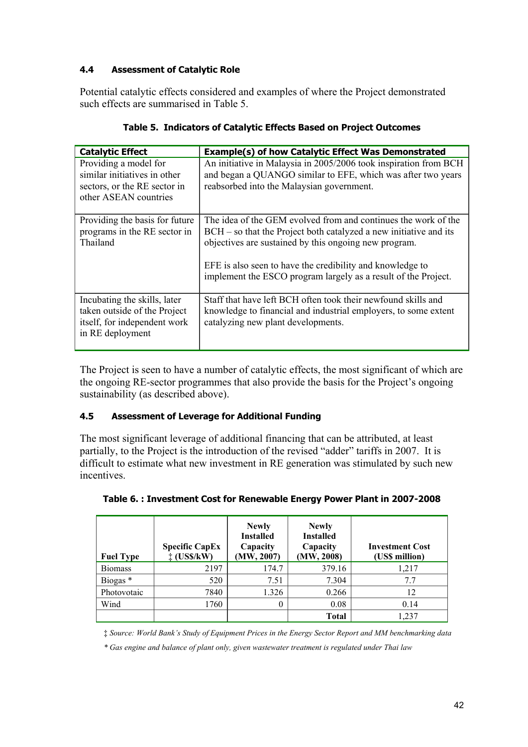### 4.4 Assessment of Catalytic Role

Potential catalytic effects considered and examples of where the Project demonstrated such effects are summarised in Table 5.

**Table 5. Indicators of Catalytic Effects Based on Project Outcomes**

| Catalytic Effect | Example(s) of how Catalytic Effect Was Demonstrated |
|---|---|
| Providing a model for similar initiatives in other sectors, or the RE sector in other ASEAN countries | An initiative in Malaysia in 2005/2006 took inspiration from BCH and began a QUANGO similar to EFE, which was after two years reabsorbed into the Malaysian government. |
| Providing the basis for future programs in the RE sector in Thailand | The idea of the GEM evolved from and continues the work of the BCH – so that the Project both catalyzed a new initiative and its objectives are sustained by this ongoing new program.<br><br>EFE is also seen to have the credibility and knowledge to implement the ESCO program largely as a result of the Project. |
| Incubating the skills, later taken outside of the Project itself, for independent work in RE deployment | Staff that have left BCH often took their newfound skills and knowledge to financial and industrial employers, to some extent catalyzing new plant developments. |

The Project is seen to have a number of catalytic effects, the most significant of which are the ongoing RE-sector programmes that also provide the basis for the Project's ongoing sustainability (as described above).

### 4.5 Assessment of Leverage for Additional Funding

The most significant leverage of additional financing that can be attributed, at least partially, to the Project is the introduction of the revised "adder" tariffs in 2007. It is difficult to estimate what new investment in RE generation was stimulated by such new incentives.

**Table 6. : Investment Cost for Renewable Energy Power Plant in 2007-2008**

| Fuel Type | Specific CapEx ‡ (US$/kW) | Newly Installed Capacity (MW, 2007) | Newly Installed Capacity (MW, 2008) | Investment Cost (US$ million) |
|---|---|---|---|---|
| Biomass | 2197 | 174.7 | 379.16 | 1,217 |
| Biogas * | 520 | 7.51 | 7.304 | 7.7 |
| Photovotaic | 7840 | 1.326 | 0.266 | 12 |
| Wind | 1760 | 0 | 0.08 | 0.14 |
| | | | **Total** | 1,237 |

*‡ Source: World Bank's Study of Equipment Prices in the Energy Sector Report and MM benchmarking data*

*\* Gas engine and balance of plant only, given wastewater treatment is regulated under Thai law*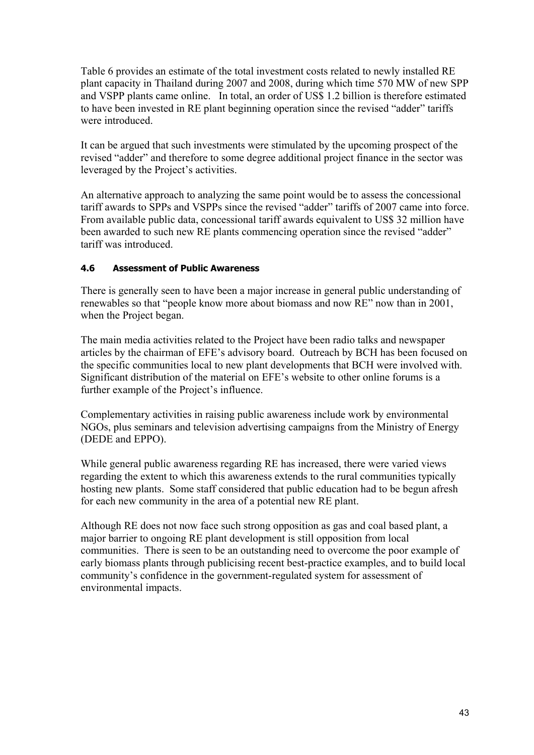Table 6 provides an estimate of the total investment costs related to newly installed RE plant capacity in Thailand during 2007 and 2008, during which time 570 MW of new SPP and VSPP plants came online. In total, an order of US$ 1.2 billion is therefore estimated to have been invested in RE plant beginning operation since the revised "adder" tariffs were introduced.

It can be argued that such investments were stimulated by the upcoming prospect of the revised "adder" and therefore to some degree additional project finance in the sector was leveraged by the Project's activities.

An alternative approach to analyzing the same point would be to assess the concessional tariff awards to SPPs and VSPPs since the revised "adder" tariffs of 2007 came into force. From available public data, concessional tariff awards equivalent to US$ 32 million have been awarded to such new RE plants commencing operation since the revised "adder" tariff was introduced.

### 4.6 Assessment of Public Awareness

There is generally seen to have been a major increase in general public understanding of renewables so that "people know more about biomass and now RE" now than in 2001, when the Project began.

The main media activities related to the Project have been radio talks and newspaper articles by the chairman of EFE's advisory board. Outreach by BCH has been focused on the specific communities local to new plant developments that BCH were involved with. Significant distribution of the material on EFE's website to other online forums is a further example of the Project's influence.

Complementary activities in raising public awareness include work by environmental NGOs, plus seminars and television advertising campaigns from the Ministry of Energy (DEDE and EPPO).

While general public awareness regarding RE has increased, there were varied views regarding the extent to which this awareness extends to the rural communities typically hosting new plants. Some staff considered that public education had to be begun afresh for each new community in the area of a potential new RE plant.

Although RE does not now face such strong opposition as gas and coal based plant, a major barrier to ongoing RE plant development is still opposition from local communities. There is seen to be an outstanding need to overcome the poor example of early biomass plants through publicising recent best-practice examples, and to build local community's confidence in the government-regulated system for assessment of environmental impacts.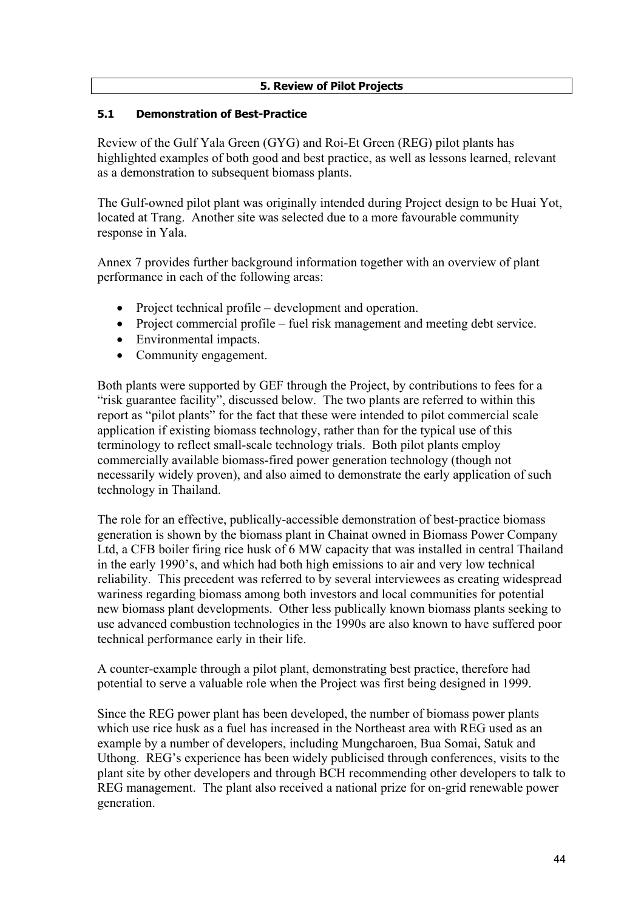# 5. Review of Pilot Projects

## 5.1 Demonstration of Best-Practice

Review of the Gulf Yala Green (GYG) and Roi-Et Green (REG) pilot plants has highlighted examples of both good and best practice, as well as lessons learned, relevant as a demonstration to subsequent biomass plants.

The Gulf-owned pilot plant was originally intended during Project design to be Huai Yot, located at Trang. Another site was selected due to a more favourable community response in Yala.

Annex 7 provides further background information together with an overview of plant performance in each of the following areas:

- Project technical profile – development and operation.
- Project commercial profile – fuel risk management and meeting debt service.
- Environmental impacts.
- Community engagement.

Both plants were supported by GEF through the Project, by contributions to fees for a "risk guarantee facility", discussed below. The two plants are referred to within this report as "pilot plants" for the fact that these were intended to pilot commercial scale application if existing biomass technology, rather than for the typical use of this terminology to reflect small-scale technology trials. Both pilot plants employ commercially available biomass-fired power generation technology (though not necessarily widely proven), and also aimed to demonstrate the early application of such technology in Thailand.

The role for an effective, publically-accessible demonstration of best-practice biomass generation is shown by the biomass plant in Chainat owned in Biomass Power Company Ltd, a CFB boiler firing rice husk of 6 MW capacity that was installed in central Thailand in the early 1990's, and which had both high emissions to air and very low technical reliability. This precedent was referred to by several interviewees as creating widespread wariness regarding biomass among both investors and local communities for potential new biomass plant developments. Other less publically known biomass plants seeking to use advanced combustion technologies in the 1990s are also known to have suffered poor technical performance early in their life.

A counter-example through a pilot plant, demonstrating best practice, therefore had potential to serve a valuable role when the Project was first being designed in 1999.

Since the REG power plant has been developed, the number of biomass power plants which use rice husk as a fuel has increased in the Northeast area with REG used as an example by a number of developers, including Mungcharoen, Bua Somai, Satuk and Uthong. REG's experience has been widely publicised through conferences, visits to the plant site by other developers and through BCH recommending other developers to talk to REG management. The plant also received a national prize for on-grid renewable power generation.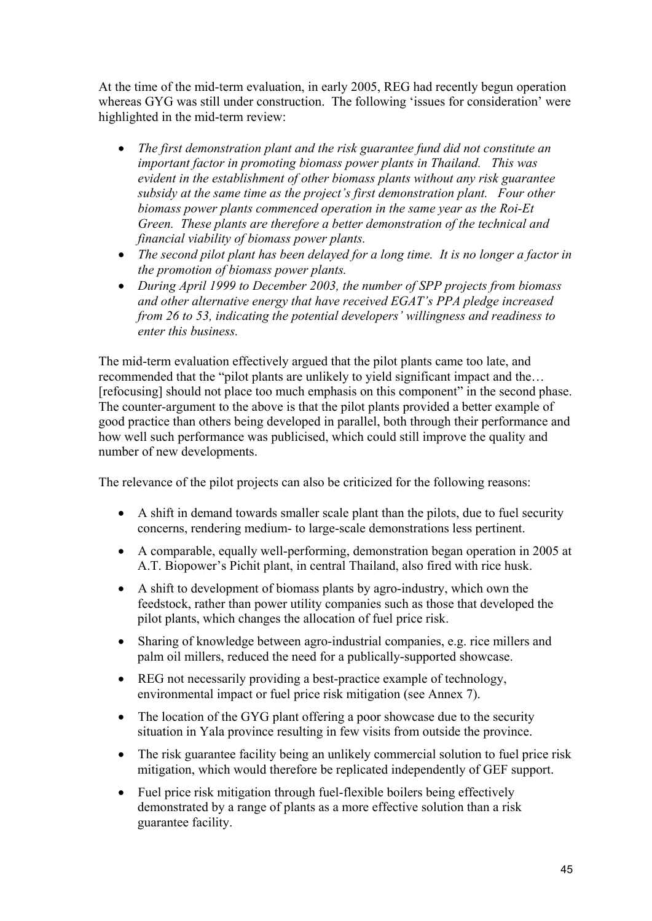At the time of the mid-term evaluation, in early 2005, REG had recently begun operation whereas GYG was still under construction. The following 'issues for consideration' were highlighted in the mid-term review:

- *The first demonstration plant and the risk guarantee fund did not constitute an important factor in promoting biomass power plants in Thailand. This was evident in the establishment of other biomass plants without any risk guarantee subsidy at the same time as the project's first demonstration plant. Four other biomass power plants commenced operation in the same year as the Roi-Et Green. These plants are therefore a better demonstration of the technical and financial viability of biomass power plants.*
- *The second pilot plant has been delayed for a long time. It is no longer a factor in the promotion of biomass power plants.*
- *During April 1999 to December 2003, the number of SPP projects from biomass and other alternative energy that have received EGAT's PPA pledge increased from 26 to 53, indicating the potential developers' willingness and readiness to enter this business.*

The mid-term evaluation effectively argued that the pilot plants came too late, and recommended that the "pilot plants are unlikely to yield significant impact and the… [refocusing] should not place too much emphasis on this component" in the second phase. The counter-argument to the above is that the pilot plants provided a better example of good practice than others being developed in parallel, both through their performance and how well such performance was publicised, which could still improve the quality and number of new developments.

The relevance of the pilot projects can also be criticized for the following reasons:

- A shift in demand towards smaller scale plant than the pilots, due to fuel security concerns, rendering medium- to large-scale demonstrations less pertinent.
- A comparable, equally well-performing, demonstration began operation in 2005 at A.T. Biopower's Pichit plant, in central Thailand, also fired with rice husk.
- A shift to development of biomass plants by agro-industry, which own the feedstock, rather than power utility companies such as those that developed the pilot plants, which changes the allocation of fuel price risk.
- Sharing of knowledge between agro-industrial companies, e.g. rice millers and palm oil millers, reduced the need for a publically-supported showcase.
- REG not necessarily providing a best-practice example of technology, environmental impact or fuel price risk mitigation (see Annex 7).
- The location of the GYG plant offering a poor showcase due to the security situation in Yala province resulting in few visits from outside the province.
- The risk guarantee facility being an unlikely commercial solution to fuel price risk mitigation, which would therefore be replicated independently of GEF support.
- Fuel price risk mitigation through fuel-flexible boilers being effectively demonstrated by a range of plants as a more effective solution than a risk guarantee facility.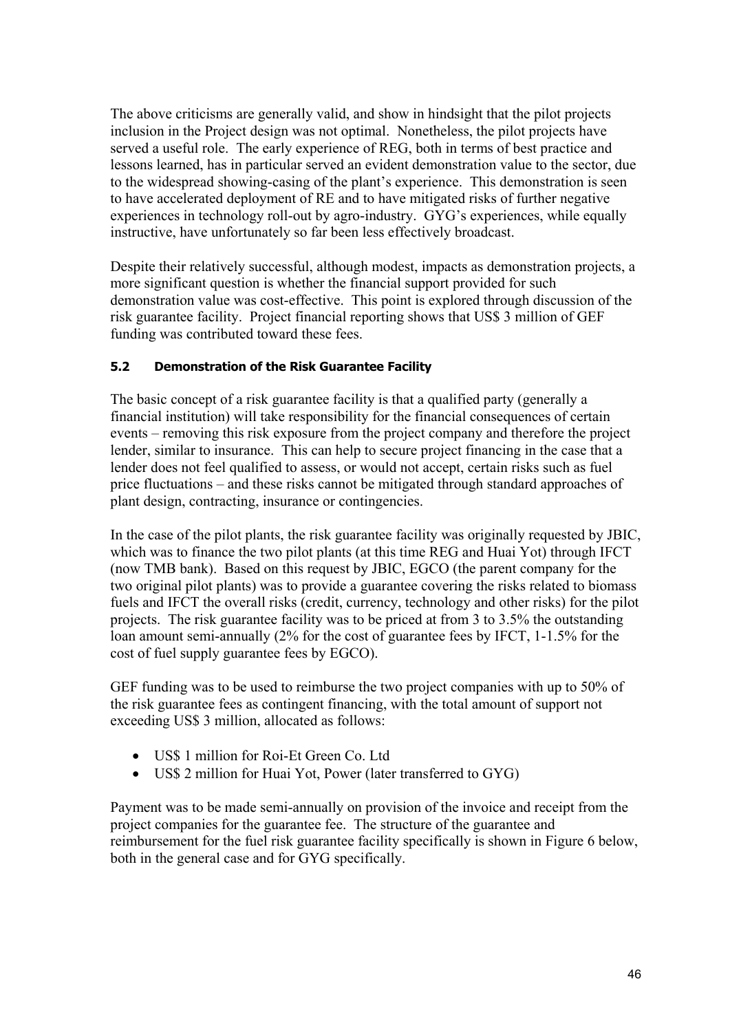The above criticisms are generally valid, and show in hindsight that the pilot projects inclusion in the Project design was not optimal. Nonetheless, the pilot projects have served a useful role. The early experience of REG, both in terms of best practice and lessons learned, has in particular served an evident demonstration value to the sector, due to the widespread showing-casing of the plant's experience. This demonstration is seen to have accelerated deployment of RE and to have mitigated risks of further negative experiences in technology roll-out by agro-industry. GYG's experiences, while equally instructive, have unfortunately so far been less effectively broadcast.

Despite their relatively successful, although modest, impacts as demonstration projects, a more significant question is whether the financial support provided for such demonstration value was cost-effective. This point is explored through discussion of the risk guarantee facility. Project financial reporting shows that US$ 3 million of GEF funding was contributed toward these fees.

### 5.2 Demonstration of the Risk Guarantee Facility

The basic concept of a risk guarantee facility is that a qualified party (generally a financial institution) will take responsibility for the financial consequences of certain events – removing this risk exposure from the project company and therefore the project lender, similar to insurance. This can help to secure project financing in the case that a lender does not feel qualified to assess, or would not accept, certain risks such as fuel price fluctuations – and these risks cannot be mitigated through standard approaches of plant design, contracting, insurance or contingencies.

In the case of the pilot plants, the risk guarantee facility was originally requested by JBIC, which was to finance the two pilot plants (at this time REG and Huai Yot) through IFCT (now TMB bank). Based on this request by JBIC, EGCO (the parent company for the two original pilot plants) was to provide a guarantee covering the risks related to biomass fuels and IFCT the overall risks (credit, currency, technology and other risks) for the pilot projects. The risk guarantee facility was to be priced at from 3 to 3.5% the outstanding loan amount semi-annually (2% for the cost of guarantee fees by IFCT, 1-1.5% for the cost of fuel supply guarantee fees by EGCO).

GEF funding was to be used to reimburse the two project companies with up to 50% of the risk guarantee fees as contingent financing, with the total amount of support not exceeding US$ 3 million, allocated as follows:

- US$ 1 million for Roi-Et Green Co. Ltd
- US$ 2 million for Huai Yot, Power (later transferred to GYG)

Payment was to be made semi-annually on provision of the invoice and receipt from the project companies for the guarantee fee. The structure of the guarantee and reimbursement for the fuel risk guarantee facility specifically is shown in Figure 6 below, both in the general case and for GYG specifically.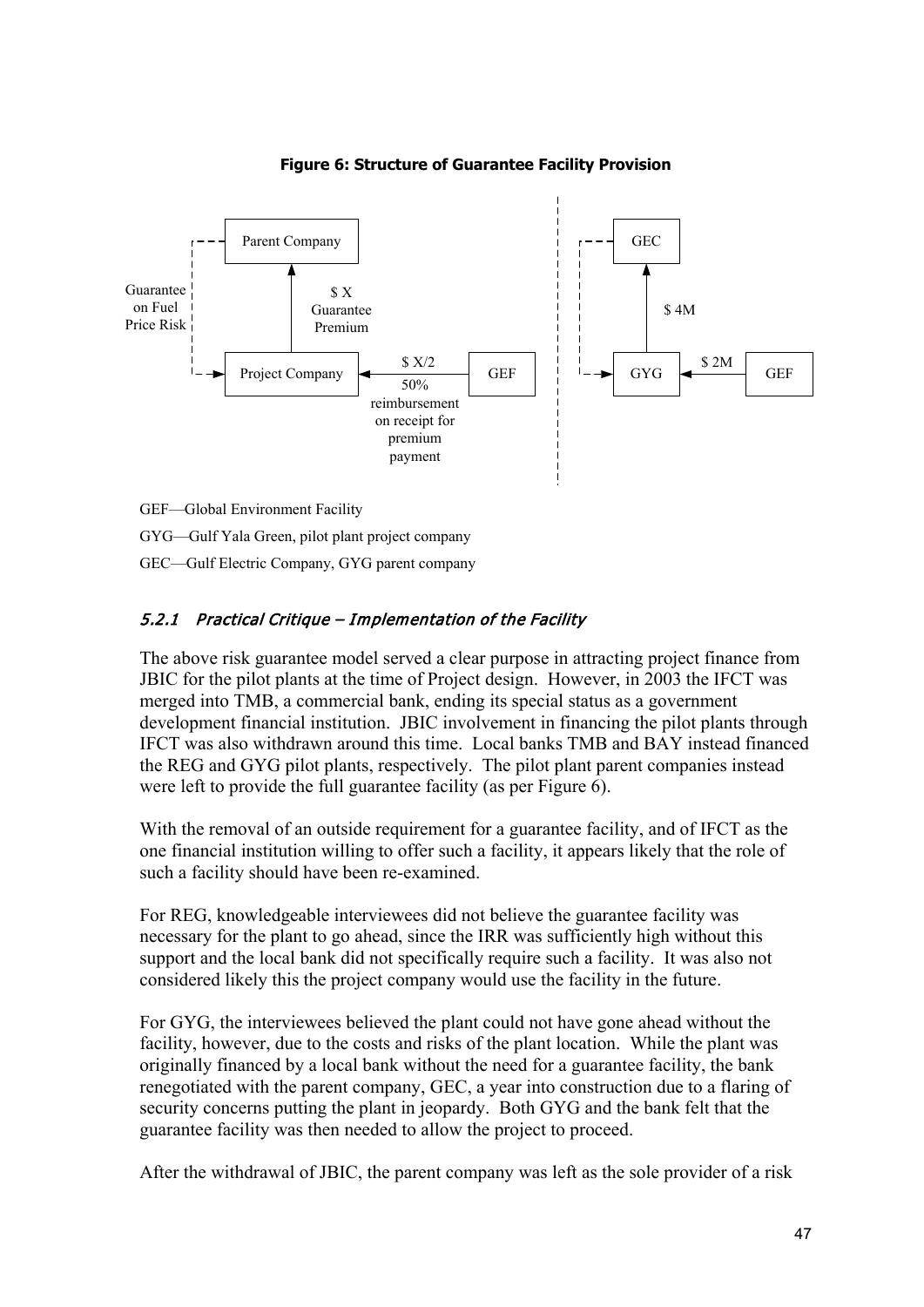**Figure 6: Structure of Guarantee Facility Provision**

Parent Company

Guarantee on Fuel Price Risk

$ X Guarantee Premium

Project Company

$ X/2

50% reimbursement on receipt for premium payment

GEF

GEC

$ 4M

GYG

$ 2M

GEF

GEF—Global Environment Facility

GYG—Gulf Yala Green, pilot plant project company

GEC—Gulf Electric Company, GYG parent company

### *5.2.1 Practical Critique – Implementation of the Facility*

The above risk guarantee model served a clear purpose in attracting project finance from JBIC for the pilot plants at the time of Project design. However, in 2003 the IFCT was merged into TMB, a commercial bank, ending its special status as a government development financial institution. JBIC involvement in financing the pilot plants through IFCT was also withdrawn around this time. Local banks TMB and BAY instead financed the REG and GYG pilot plants, respectively. The pilot plant parent companies instead were left to provide the full guarantee facility (as per Figure 6).

With the removal of an outside requirement for a guarantee facility, and of IFCT as the one financial institution willing to offer such a facility, it appears likely that the role of such a facility should have been re-examined.

For REG, knowledgeable interviewees did not believe the guarantee facility was necessary for the plant to go ahead, since the IRR was sufficiently high without this support and the local bank did not specifically require such a facility. It was also not considered likely this the project company would use the facility in the future.

For GYG, the interviewees believed the plant could not have gone ahead without the facility, however, due to the costs and risks of the plant location. While the plant was originally financed by a local bank without the need for a guarantee facility, the bank renegotiated with the parent company, GEC, a year into construction due to a flaring of security concerns putting the plant in jeopardy. Both GYG and the bank felt that the guarantee facility was then needed to allow the project to proceed.

After the withdrawal of JBIC, the parent company was left as the sole provider of a risk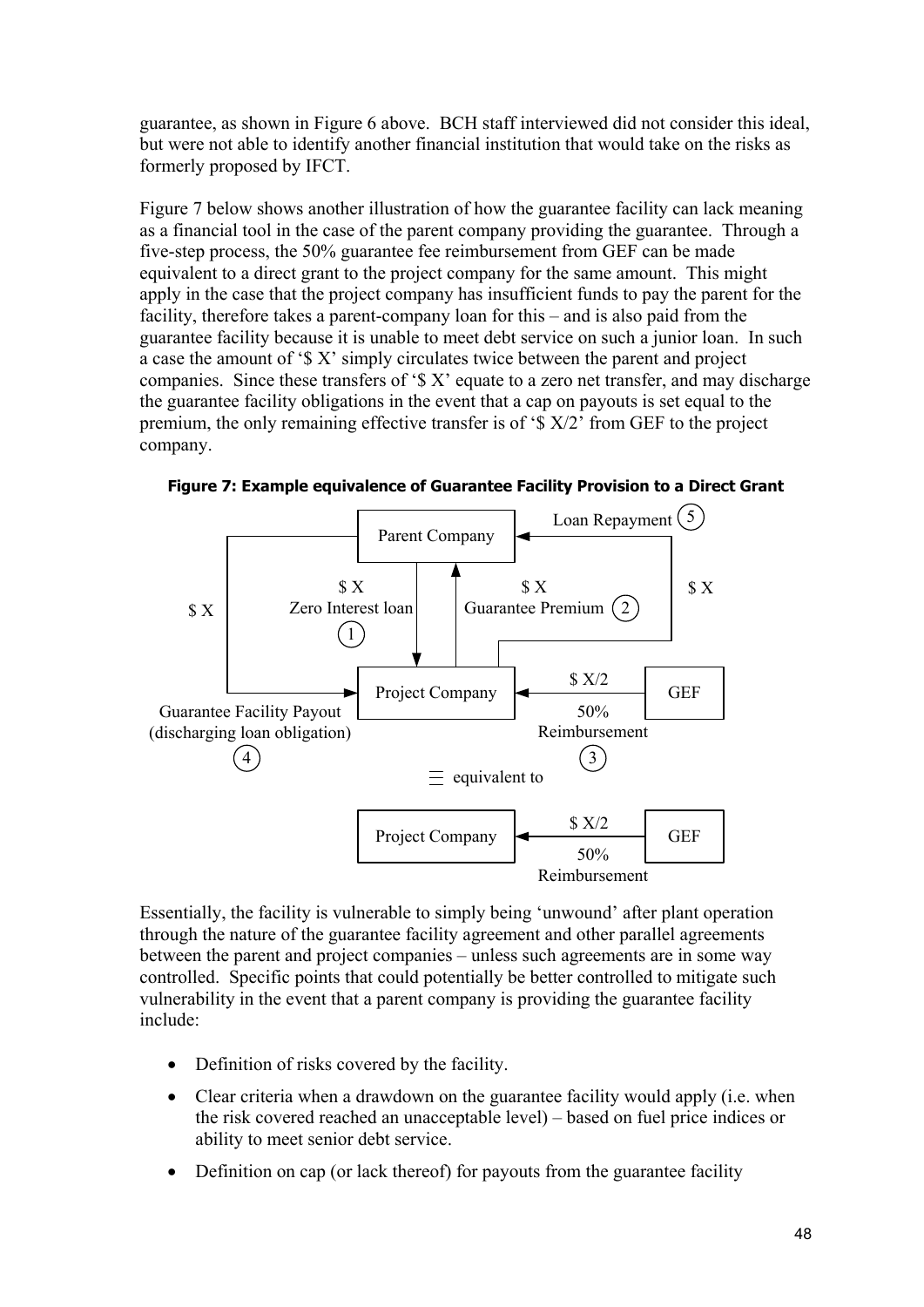guarantee, as shown in Figure 6 above. BCH staff interviewed did not consider this ideal, but were not able to identify another financial institution that would take on the risks as formerly proposed by IFCT.

Figure 7 below shows another illustration of how the guarantee facility can lack meaning as a financial tool in the case of the parent company providing the guarantee. Through a five-step process, the 50% guarantee fee reimbursement from GEF can be made equivalent to a direct grant to the project company for the same amount. This might apply in the case that the project company has insufficient funds to pay the parent for the facility, therefore takes a parent-company loan for this – and is also paid from the guarantee facility because it is unable to meet debt service on such a junior loan. In such a case the amount of '$ X' simply circulates twice between the parent and project companies. Since these transfers of '$ X' equate to a zero net transfer, and may discharge the guarantee facility obligations in the event that a cap on payouts is set equal to the premium, the only remaining effective transfer is of '$ X/2' from GEF to the project company.

**Figure 7: Example equivalence of Guarantee Facility Provision to a Direct Grant**

Parent Company → Project Company: $ X Zero Interest loan (1)

Project Company → Parent Company: $ X Guarantee Premium (2)

GEF → Project Company: $ X/2 50% Reimbursement (3)

Parent Company → Project Company: $ X Guarantee Facility Payout (discharging loan obligation) (4)

Project Company → Parent Company: $ X Loan Repayment (5)

≡ equivalent to

GEF → Project Company: $ X/2 50% Reimbursement

Essentially, the facility is vulnerable to simply being 'unwound' after plant operation through the nature of the guarantee facility agreement and other parallel agreements between the parent and project companies – unless such agreements are in some way controlled. Specific points that could potentially be better controlled to mitigate such vulnerability in the event that a parent company is providing the guarantee facility include:

- Definition of risks covered by the facility.
- Clear criteria when a drawdown on the guarantee facility would apply (i.e. when the risk covered reached an unacceptable level) – based on fuel price indices or ability to meet senior debt service.
- Definition on cap (or lack thereof) for payouts from the guarantee facility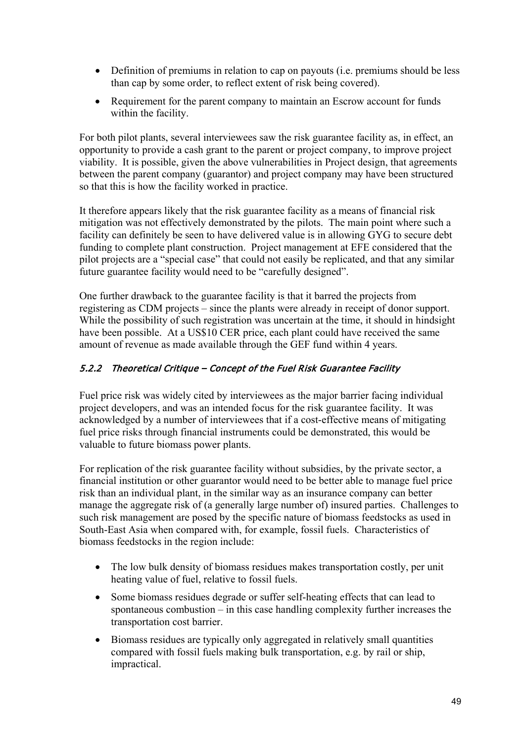- Definition of premiums in relation to cap on payouts (i.e. premiums should be less than cap by some order, to reflect extent of risk being covered).
- Requirement for the parent company to maintain an Escrow account for funds within the facility.

For both pilot plants, several interviewees saw the risk guarantee facility as, in effect, an opportunity to provide a cash grant to the parent or project company, to improve project viability. It is possible, given the above vulnerabilities in Project design, that agreements between the parent company (guarantor) and project company may have been structured so that this is how the facility worked in practice.

It therefore appears likely that the risk guarantee facility as a means of financial risk mitigation was not effectively demonstrated by the pilots. The main point where such a facility can definitely be seen to have delivered value is in allowing GYG to secure debt funding to complete plant construction. Project management at EFE considered that the pilot projects are a "special case" that could not easily be replicated, and that any similar future guarantee facility would need to be "carefully designed".

One further drawback to the guarantee facility is that it barred the projects from registering as CDM projects – since the plants were already in receipt of donor support. While the possibility of such registration was uncertain at the time, it should in hindsight have been possible. At a US$10 CER price, each plant could have received the same amount of revenue as made available through the GEF fund within 4 years.

### *5.2.2 Theoretical Critique – Concept of the Fuel Risk Guarantee Facility*

Fuel price risk was widely cited by interviewees as the major barrier facing individual project developers, and was an intended focus for the risk guarantee facility. It was acknowledged by a number of interviewees that if a cost-effective means of mitigating fuel price risks through financial instruments could be demonstrated, this would be valuable to future biomass power plants.

For replication of the risk guarantee facility without subsidies, by the private sector, a financial institution or other guarantor would need to be better able to manage fuel price risk than an individual plant, in the similar way as an insurance company can better manage the aggregate risk of (a generally large number of) insured parties. Challenges to such risk management are posed by the specific nature of biomass feedstocks as used in South-East Asia when compared with, for example, fossil fuels. Characteristics of biomass feedstocks in the region include:

- The low bulk density of biomass residues makes transportation costly, per unit heating value of fuel, relative to fossil fuels.
- Some biomass residues degrade or suffer self-heating effects that can lead to spontaneous combustion – in this case handling complexity further increases the transportation cost barrier.
- Biomass residues are typically only aggregated in relatively small quantities compared with fossil fuels making bulk transportation, e.g. by rail or ship, impractical.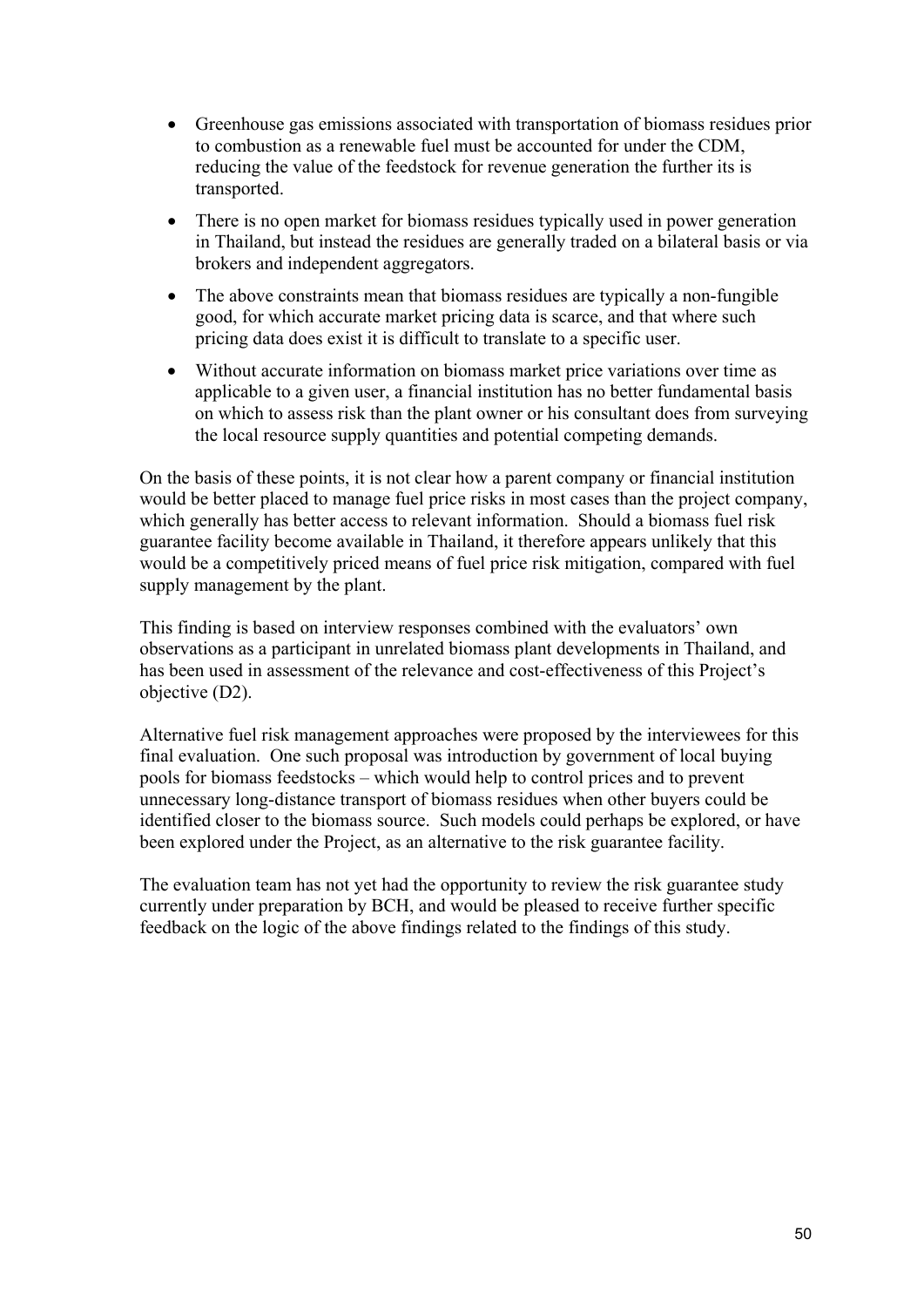- Greenhouse gas emissions associated with transportation of biomass residues prior to combustion as a renewable fuel must be accounted for under the CDM, reducing the value of the feedstock for revenue generation the further its is transported.
- There is no open market for biomass residues typically used in power generation in Thailand, but instead the residues are generally traded on a bilateral basis or via brokers and independent aggregators.
- The above constraints mean that biomass residues are typically a non-fungible good, for which accurate market pricing data is scarce, and that where such pricing data does exist it is difficult to translate to a specific user.
- Without accurate information on biomass market price variations over time as applicable to a given user, a financial institution has no better fundamental basis on which to assess risk than the plant owner or his consultant does from surveying the local resource supply quantities and potential competing demands.

On the basis of these points, it is not clear how a parent company or financial institution would be better placed to manage fuel price risks in most cases than the project company, which generally has better access to relevant information. Should a biomass fuel risk guarantee facility become available in Thailand, it therefore appears unlikely that this would be a competitively priced means of fuel price risk mitigation, compared with fuel supply management by the plant.

This finding is based on interview responses combined with the evaluators' own observations as a participant in unrelated biomass plant developments in Thailand, and has been used in assessment of the relevance and cost-effectiveness of this Project's objective (D2).

Alternative fuel risk management approaches were proposed by the interviewees for this final evaluation. One such proposal was introduction by government of local buying pools for biomass feedstocks – which would help to control prices and to prevent unnecessary long-distance transport of biomass residues when other buyers could be identified closer to the biomass source. Such models could perhaps be explored, or have been explored under the Project, as an alternative to the risk guarantee facility.

The evaluation team has not yet had the opportunity to review the risk guarantee study currently under preparation by BCH, and would be pleased to receive further specific feedback on the logic of the above findings related to the findings of this study.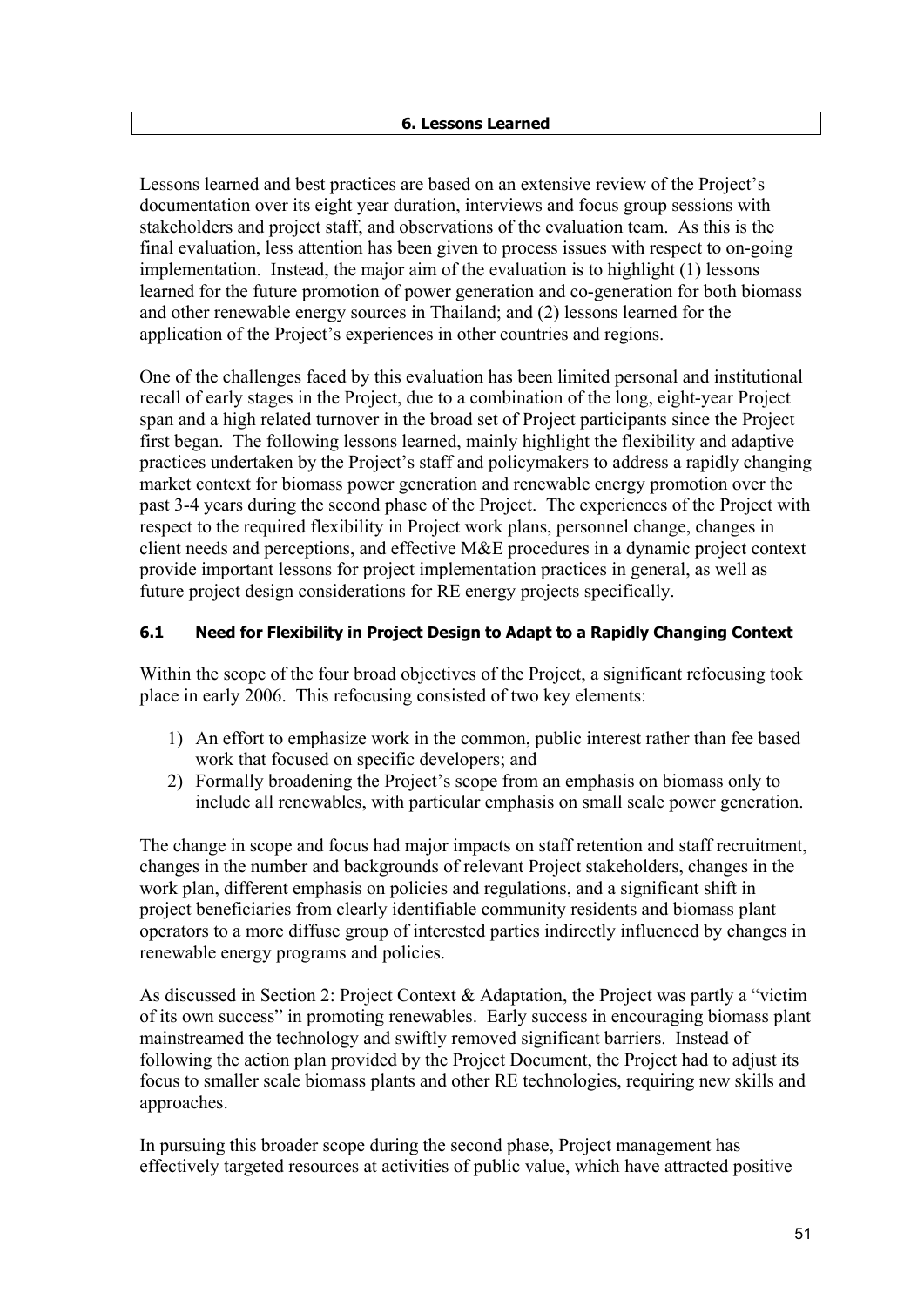## 6. Lessons Learned

Lessons learned and best practices are based on an extensive review of the Project's documentation over its eight year duration, interviews and focus group sessions with stakeholders and project staff, and observations of the evaluation team. As this is the final evaluation, less attention has been given to process issues with respect to on-going implementation. Instead, the major aim of the evaluation is to highlight (1) lessons learned for the future promotion of power generation and co-generation for both biomass and other renewable energy sources in Thailand; and (2) lessons learned for the application of the Project's experiences in other countries and regions.

One of the challenges faced by this evaluation has been limited personal and institutional recall of early stages in the Project, due to a combination of the long, eight-year Project span and a high related turnover in the broad set of Project participants since the Project first began. The following lessons learned, mainly highlight the flexibility and adaptive practices undertaken by the Project's staff and policymakers to address a rapidly changing market context for biomass power generation and renewable energy promotion over the past 3-4 years during the second phase of the Project. The experiences of the Project with respect to the required flexibility in Project work plans, personnel change, changes in client needs and perceptions, and effective M&E procedures in a dynamic project context provide important lessons for project implementation practices in general, as well as future project design considerations for RE energy projects specifically.

### 6.1 Need for Flexibility in Project Design to Adapt to a Rapidly Changing Context

Within the scope of the four broad objectives of the Project, a significant refocusing took place in early 2006. This refocusing consisted of two key elements:

1) An effort to emphasize work in the common, public interest rather than fee based work that focused on specific developers; and
2) Formally broadening the Project's scope from an emphasis on biomass only to include all renewables, with particular emphasis on small scale power generation.

The change in scope and focus had major impacts on staff retention and staff recruitment, changes in the number and backgrounds of relevant Project stakeholders, changes in the work plan, different emphasis on policies and regulations, and a significant shift in project beneficiaries from clearly identifiable community residents and biomass plant operators to a more diffuse group of interested parties indirectly influenced by changes in renewable energy programs and policies.

As discussed in Section 2: Project Context & Adaptation, the Project was partly a "victim of its own success" in promoting renewables. Early success in encouraging biomass plant mainstreamed the technology and swiftly removed significant barriers. Instead of following the action plan provided by the Project Document, the Project had to adjust its focus to smaller scale biomass plants and other RE technologies, requiring new skills and approaches.

In pursuing this broader scope during the second phase, Project management has effectively targeted resources at activities of public value, which have attracted positive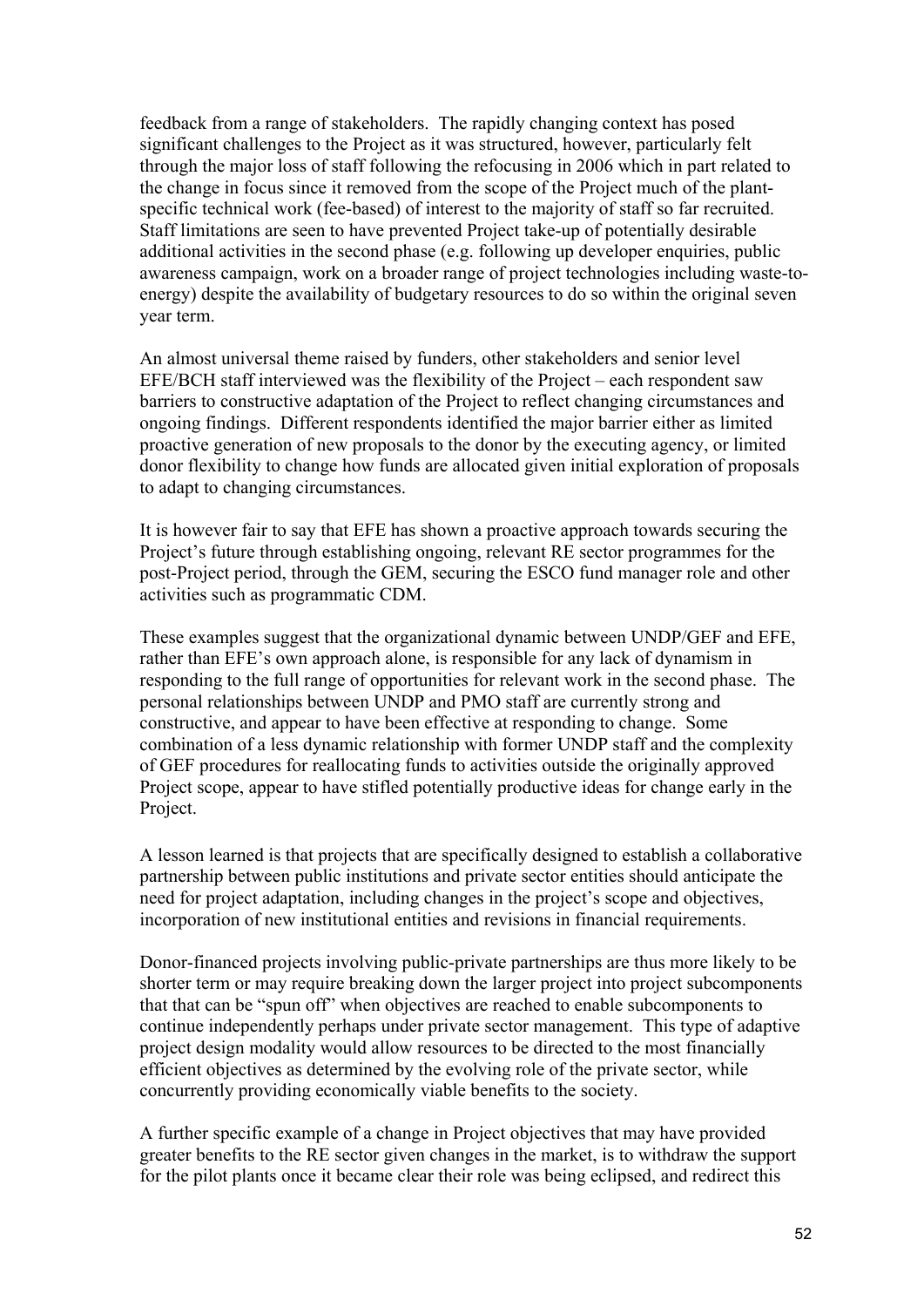feedback from a range of stakeholders. The rapidly changing context has posed significant challenges to the Project as it was structured, however, particularly felt through the major loss of staff following the refocusing in 2006 which in part related to the change in focus since it removed from the scope of the Project much of the plant-specific technical work (fee-based) of interest to the majority of staff so far recruited. Staff limitations are seen to have prevented Project take-up of potentially desirable additional activities in the second phase (e.g. following up developer enquiries, public awareness campaign, work on a broader range of project technologies including waste-to-energy) despite the availability of budgetary resources to do so within the original seven year term.

An almost universal theme raised by funders, other stakeholders and senior level EFE/BCH staff interviewed was the flexibility of the Project – each respondent saw barriers to constructive adaptation of the Project to reflect changing circumstances and ongoing findings. Different respondents identified the major barrier either as limited proactive generation of new proposals to the donor by the executing agency, or limited donor flexibility to change how funds are allocated given initial exploration of proposals to adapt to changing circumstances.

It is however fair to say that EFE has shown a proactive approach towards securing the Project's future through establishing ongoing, relevant RE sector programmes for the post-Project period, through the GEM, securing the ESCO fund manager role and other activities such as programmatic CDM.

These examples suggest that the organizational dynamic between UNDP/GEF and EFE, rather than EFE's own approach alone, is responsible for any lack of dynamism in responding to the full range of opportunities for relevant work in the second phase. The personal relationships between UNDP and PMO staff are currently strong and constructive, and appear to have been effective at responding to change. Some combination of a less dynamic relationship with former UNDP staff and the complexity of GEF procedures for reallocating funds to activities outside the originally approved Project scope, appear to have stifled potentially productive ideas for change early in the Project.

A lesson learned is that projects that are specifically designed to establish a collaborative partnership between public institutions and private sector entities should anticipate the need for project adaptation, including changes in the project's scope and objectives, incorporation of new institutional entities and revisions in financial requirements.

Donor-financed projects involving public-private partnerships are thus more likely to be shorter term or may require breaking down the larger project into project subcomponents that that can be "spun off" when objectives are reached to enable subcomponents to continue independently perhaps under private sector management. This type of adaptive project design modality would allow resources to be directed to the most financially efficient objectives as determined by the evolving role of the private sector, while concurrently providing economically viable benefits to the society.

A further specific example of a change in Project objectives that may have provided greater benefits to the RE sector given changes in the market, is to withdraw the support for the pilot plants once it became clear their role was being eclipsed, and redirect this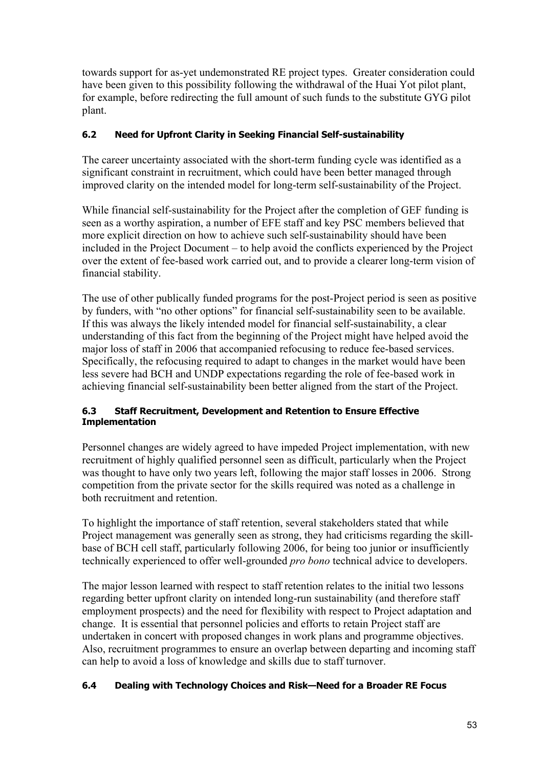towards support for as-yet undemonstrated RE project types. Greater consideration could have been given to this possibility following the withdrawal of the Huai Yot pilot plant, for example, before redirecting the full amount of such funds to the substitute GYG pilot plant.

### 6.2 Need for Upfront Clarity in Seeking Financial Self-sustainability

The career uncertainty associated with the short-term funding cycle was identified as a significant constraint in recruitment, which could have been better managed through improved clarity on the intended model for long-term self-sustainability of the Project.

While financial self-sustainability for the Project after the completion of GEF funding is seen as a worthy aspiration, a number of EFE staff and key PSC members believed that more explicit direction on how to achieve such self-sustainability should have been included in the Project Document – to help avoid the conflicts experienced by the Project over the extent of fee-based work carried out, and to provide a clearer long-term vision of financial stability.

The use of other publically funded programs for the post-Project period is seen as positive by funders, with "no other options" for financial self-sustainability seen to be available. If this was always the likely intended model for financial self-sustainability, a clear understanding of this fact from the beginning of the Project might have helped avoid the major loss of staff in 2006 that accompanied refocusing to reduce fee-based services. Specifically, the refocusing required to adapt to changes in the market would have been less severe had BCH and UNDP expectations regarding the role of fee-based work in achieving financial self-sustainability been better aligned from the start of the Project.

### 6.3 Staff Recruitment, Development and Retention to Ensure Effective Implementation

Personnel changes are widely agreed to have impeded Project implementation, with new recruitment of highly qualified personnel seen as difficult, particularly when the Project was thought to have only two years left, following the major staff losses in 2006. Strong competition from the private sector for the skills required was noted as a challenge in both recruitment and retention.

To highlight the importance of staff retention, several stakeholders stated that while Project management was generally seen as strong, they had criticisms regarding the skill-base of BCH cell staff, particularly following 2006, for being too junior or insufficiently technically experienced to offer well-grounded *pro bono* technical advice to developers.

The major lesson learned with respect to staff retention relates to the initial two lessons regarding better upfront clarity on intended long-run sustainability (and therefore staff employment prospects) and the need for flexibility with respect to Project adaptation and change. It is essential that personnel policies and efforts to retain Project staff are undertaken in concert with proposed changes in work plans and programme objectives. Also, recruitment programmes to ensure an overlap between departing and incoming staff can help to avoid a loss of knowledge and skills due to staff turnover.

### 6.4 Dealing with Technology Choices and Risk—Need for a Broader RE Focus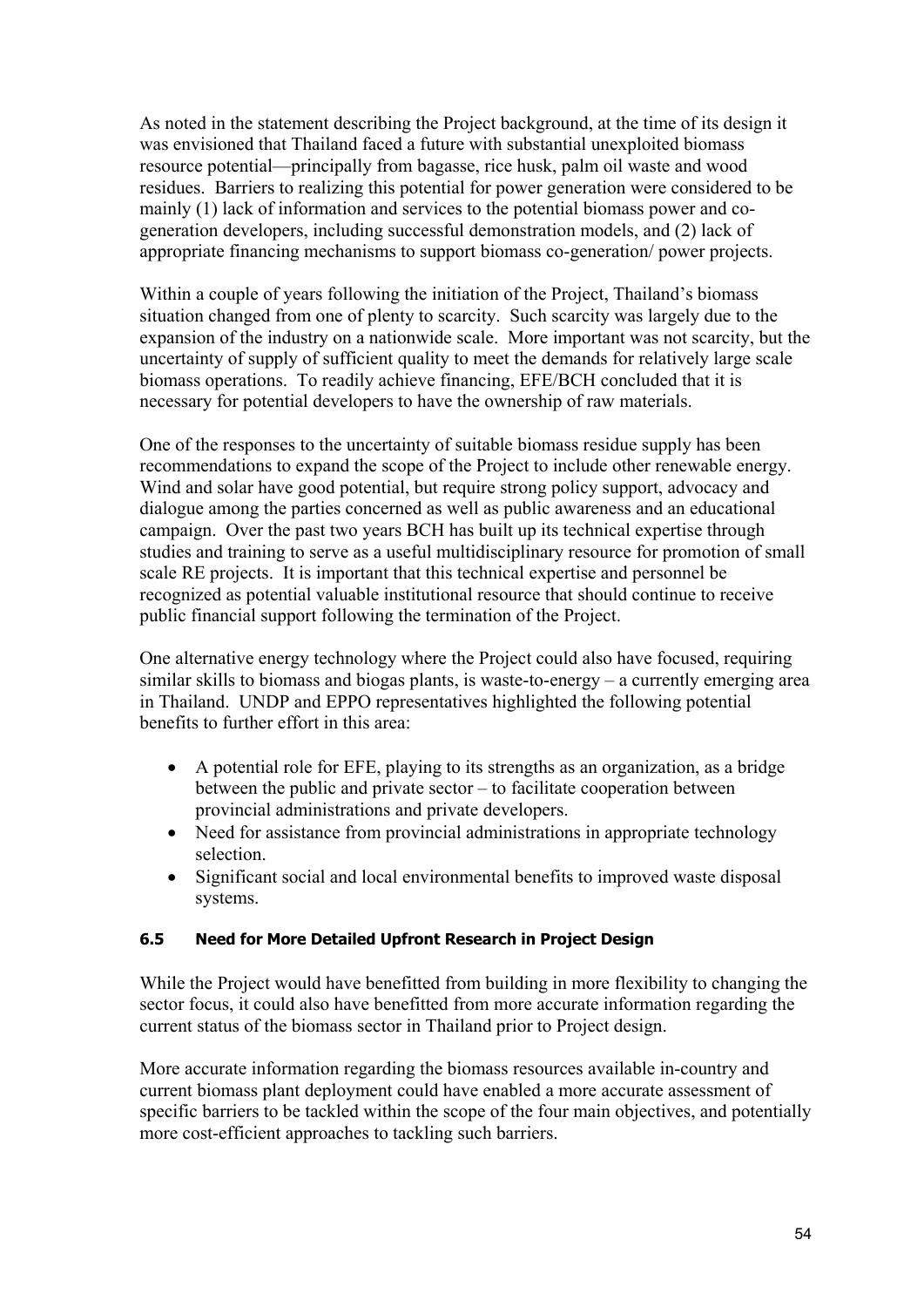As noted in the statement describing the Project background, at the time of its design it was envisioned that Thailand faced a future with substantial unexploited biomass resource potential—principally from bagasse, rice husk, palm oil waste and wood residues. Barriers to realizing this potential for power generation were considered to be mainly (1) lack of information and services to the potential biomass power and co-generation developers, including successful demonstration models, and (2) lack of appropriate financing mechanisms to support biomass co-generation/ power projects.

Within a couple of years following the initiation of the Project, Thailand's biomass situation changed from one of plenty to scarcity. Such scarcity was largely due to the expansion of the industry on a nationwide scale. More important was not scarcity, but the uncertainty of supply of sufficient quality to meet the demands for relatively large scale biomass operations. To readily achieve financing, EFE/BCH concluded that it is necessary for potential developers to have the ownership of raw materials.

One of the responses to the uncertainty of suitable biomass residue supply has been recommendations to expand the scope of the Project to include other renewable energy. Wind and solar have good potential, but require strong policy support, advocacy and dialogue among the parties concerned as well as public awareness and an educational campaign. Over the past two years BCH has built up its technical expertise through studies and training to serve as a useful multidisciplinary resource for promotion of small scale RE projects. It is important that this technical expertise and personnel be recognized as potential valuable institutional resource that should continue to receive public financial support following the termination of the Project.

One alternative energy technology where the Project could also have focused, requiring similar skills to biomass and biogas plants, is waste-to-energy – a currently emerging area in Thailand. UNDP and EPPO representatives highlighted the following potential benefits to further effort in this area:

- A potential role for EFE, playing to its strengths as an organization, as a bridge between the public and private sector – to facilitate cooperation between provincial administrations and private developers.
- Need for assistance from provincial administrations in appropriate technology selection.
- Significant social and local environmental benefits to improved waste disposal systems.

### 6.5 Need for More Detailed Upfront Research in Project Design

While the Project would have benefitted from building in more flexibility to changing the sector focus, it could also have benefitted from more accurate information regarding the current status of the biomass sector in Thailand prior to Project design.

More accurate information regarding the biomass resources available in-country and current biomass plant deployment could have enabled a more accurate assessment of specific barriers to be tackled within the scope of the four main objectives, and potentially more cost-efficient approaches to tackling such barriers.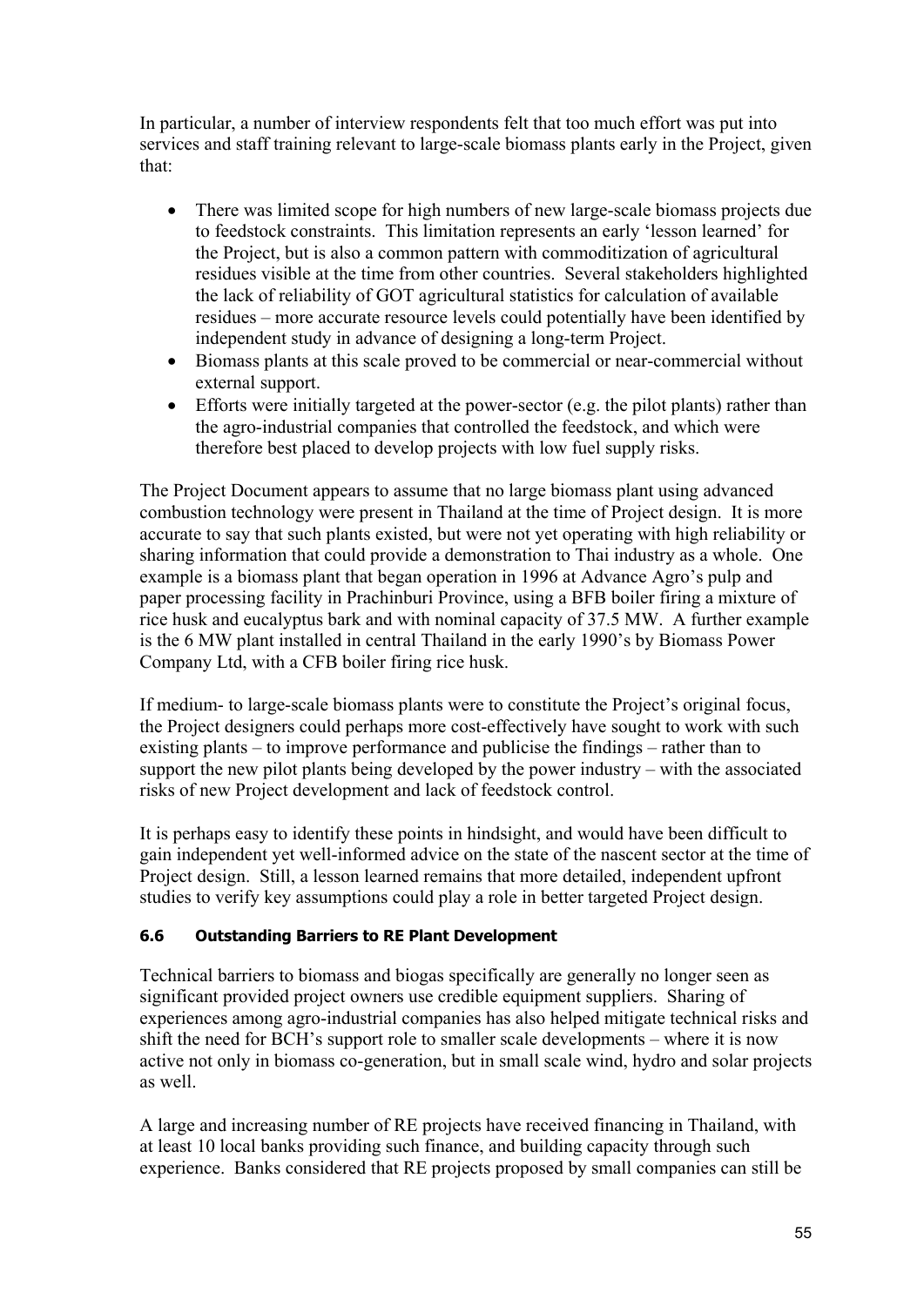In particular, a number of interview respondents felt that too much effort was put into services and staff training relevant to large-scale biomass plants early in the Project, given that:

- There was limited scope for high numbers of new large-scale biomass projects due to feedstock constraints. This limitation represents an early 'lesson learned' for the Project, but is also a common pattern with commoditization of agricultural residues visible at the time from other countries. Several stakeholders highlighted the lack of reliability of GOT agricultural statistics for calculation of available residues – more accurate resource levels could potentially have been identified by independent study in advance of designing a long-term Project.
- Biomass plants at this scale proved to be commercial or near-commercial without external support.
- Efforts were initially targeted at the power-sector (e.g. the pilot plants) rather than the agro-industrial companies that controlled the feedstock, and which were therefore best placed to develop projects with low fuel supply risks.

The Project Document appears to assume that no large biomass plant using advanced combustion technology were present in Thailand at the time of Project design. It is more accurate to say that such plants existed, but were not yet operating with high reliability or sharing information that could provide a demonstration to Thai industry as a whole. One example is a biomass plant that began operation in 1996 at Advance Agro's pulp and paper processing facility in Prachinburi Province, using a BFB boiler firing a mixture of rice husk and eucalyptus bark and with nominal capacity of 37.5 MW. A further example is the 6 MW plant installed in central Thailand in the early 1990's by Biomass Power Company Ltd, with a CFB boiler firing rice husk.

If medium- to large-scale biomass plants were to constitute the Project's original focus, the Project designers could perhaps more cost-effectively have sought to work with such existing plants – to improve performance and publicise the findings – rather than to support the new pilot plants being developed by the power industry – with the associated risks of new Project development and lack of feedstock control.

It is perhaps easy to identify these points in hindsight, and would have been difficult to gain independent yet well-informed advice on the state of the nascent sector at the time of Project design. Still, a lesson learned remains that more detailed, independent upfront studies to verify key assumptions could play a role in better targeted Project design.

### 6.6 Outstanding Barriers to RE Plant Development

Technical barriers to biomass and biogas specifically are generally no longer seen as significant provided project owners use credible equipment suppliers. Sharing of experiences among agro-industrial companies has also helped mitigate technical risks and shift the need for BCH's support role to smaller scale developments – where it is now active not only in biomass co-generation, but in small scale wind, hydro and solar projects as well.

A large and increasing number of RE projects have received financing in Thailand, with at least 10 local banks providing such finance, and building capacity through such experience. Banks considered that RE projects proposed by small companies can still be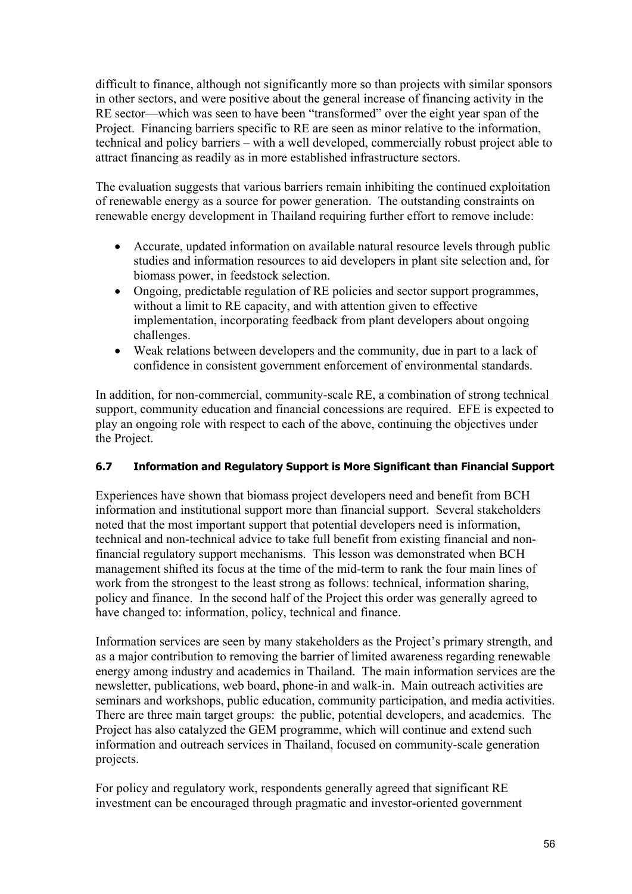difficult to finance, although not significantly more so than projects with similar sponsors in other sectors, and were positive about the general increase of financing activity in the RE sector—which was seen to have been "transformed" over the eight year span of the Project. Financing barriers specific to RE are seen as minor relative to the information, technical and policy barriers – with a well developed, commercially robust project able to attract financing as readily as in more established infrastructure sectors.

The evaluation suggests that various barriers remain inhibiting the continued exploitation of renewable energy as a source for power generation. The outstanding constraints on renewable energy development in Thailand requiring further effort to remove include:

- Accurate, updated information on available natural resource levels through public studies and information resources to aid developers in plant site selection and, for biomass power, in feedstock selection.
- Ongoing, predictable regulation of RE policies and sector support programmes, without a limit to RE capacity, and with attention given to effective implementation, incorporating feedback from plant developers about ongoing challenges.
- Weak relations between developers and the community, due in part to a lack of confidence in consistent government enforcement of environmental standards.

In addition, for non-commercial, community-scale RE, a combination of strong technical support, community education and financial concessions are required. EFE is expected to play an ongoing role with respect to each of the above, continuing the objectives under the Project.

### 6.7 Information and Regulatory Support is More Significant than Financial Support

Experiences have shown that biomass project developers need and benefit from BCH information and institutional support more than financial support. Several stakeholders noted that the most important support that potential developers need is information, technical and non-technical advice to take full benefit from existing financial and non-financial regulatory support mechanisms. This lesson was demonstrated when BCH management shifted its focus at the time of the mid-term to rank the four main lines of work from the strongest to the least strong as follows: technical, information sharing, policy and finance. In the second half of the Project this order was generally agreed to have changed to: information, policy, technical and finance.

Information services are seen by many stakeholders as the Project's primary strength, and as a major contribution to removing the barrier of limited awareness regarding renewable energy among industry and academics in Thailand. The main information services are the newsletter, publications, web board, phone-in and walk-in. Main outreach activities are seminars and workshops, public education, community participation, and media activities. There are three main target groups: the public, potential developers, and academics. The Project has also catalyzed the GEM programme, which will continue and extend such information and outreach services in Thailand, focused on community-scale generation projects.

For policy and regulatory work, respondents generally agreed that significant RE investment can be encouraged through pragmatic and investor-oriented government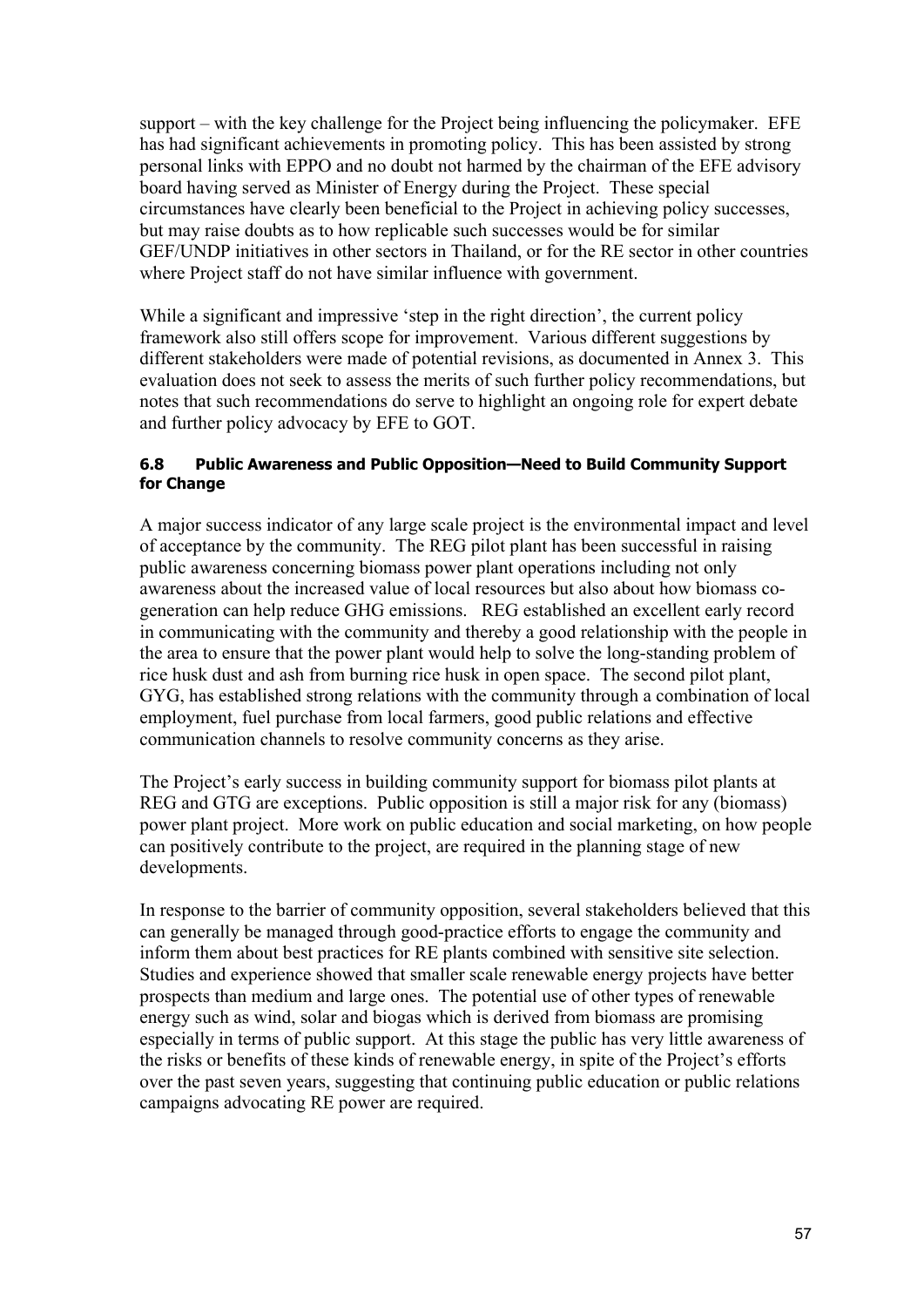support – with the key challenge for the Project being influencing the policymaker. EFE has had significant achievements in promoting policy. This has been assisted by strong personal links with EPPO and no doubt not harmed by the chairman of the EFE advisory board having served as Minister of Energy during the Project. These special circumstances have clearly been beneficial to the Project in achieving policy successes, but may raise doubts as to how replicable such successes would be for similar GEF/UNDP initiatives in other sectors in Thailand, or for the RE sector in other countries where Project staff do not have similar influence with government.

While a significant and impressive 'step in the right direction', the current policy framework also still offers scope for improvement. Various different suggestions by different stakeholders were made of potential revisions, as documented in Annex 3. This evaluation does not seek to assess the merits of such further policy recommendations, but notes that such recommendations do serve to highlight an ongoing role for expert debate and further policy advocacy by EFE to GOT.

### 6.8 Public Awareness and Public Opposition—Need to Build Community Support for Change

A major success indicator of any large scale project is the environmental impact and level of acceptance by the community. The REG pilot plant has been successful in raising public awareness concerning biomass power plant operations including not only awareness about the increased value of local resources but also about how biomass co-generation can help reduce GHG emissions. REG established an excellent early record in communicating with the community and thereby a good relationship with the people in the area to ensure that the power plant would help to solve the long-standing problem of rice husk dust and ash from burning rice husk in open space. The second pilot plant, GYG, has established strong relations with the community through a combination of local employment, fuel purchase from local farmers, good public relations and effective communication channels to resolve community concerns as they arise.

The Project's early success in building community support for biomass pilot plants at REG and GTG are exceptions. Public opposition is still a major risk for any (biomass) power plant project. More work on public education and social marketing, on how people can positively contribute to the project, are required in the planning stage of new developments.

In response to the barrier of community opposition, several stakeholders believed that this can generally be managed through good-practice efforts to engage the community and inform them about best practices for RE plants combined with sensitive site selection. Studies and experience showed that smaller scale renewable energy projects have better prospects than medium and large ones. The potential use of other types of renewable energy such as wind, solar and biogas which is derived from biomass are promising especially in terms of public support. At this stage the public has very little awareness of the risks or benefits of these kinds of renewable energy, in spite of the Project's efforts over the past seven years, suggesting that continuing public education or public relations campaigns advocating RE power are required.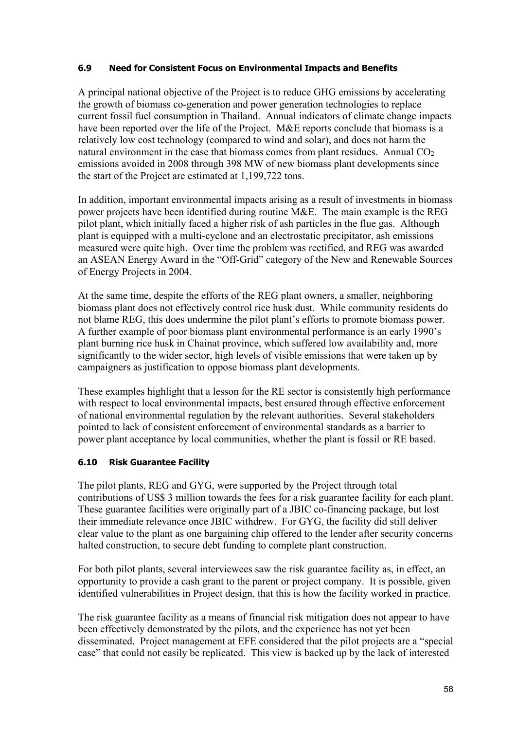### 6.9 Need for Consistent Focus on Environmental Impacts and Benefits

A principal national objective of the Project is to reduce GHG emissions by accelerating the growth of biomass co-generation and power generation technologies to replace current fossil fuel consumption in Thailand. Annual indicators of climate change impacts have been reported over the life of the Project. M&E reports conclude that biomass is a relatively low cost technology (compared to wind and solar), and does not harm the natural environment in the case that biomass comes from plant residues. Annual $CO_2$ emissions avoided in 2008 through 398 MW of new biomass plant developments since the start of the Project are estimated at 1,199,722 tons.

In addition, important environmental impacts arising as a result of investments in biomass power projects have been identified during routine M&E. The main example is the REG pilot plant, which initially faced a higher risk of ash particles in the flue gas. Although plant is equipped with a multi-cyclone and an electrostatic precipitator, ash emissions measured were quite high. Over time the problem was rectified, and REG was awarded an ASEAN Energy Award in the "Off-Grid" category of the New and Renewable Sources of Energy Projects in 2004.

At the same time, despite the efforts of the REG plant owners, a smaller, neighboring biomass plant does not effectively control rice husk dust. While community residents do not blame REG, this does undermine the pilot plant's efforts to promote biomass power. A further example of poor biomass plant environmental performance is an early 1990's plant burning rice husk in Chainat province, which suffered low availability and, more significantly to the wider sector, high levels of visible emissions that were taken up by campaigners as justification to oppose biomass plant developments.

These examples highlight that a lesson for the RE sector is consistently high performance with respect to local environmental impacts, best ensured through effective enforcement of national environmental regulation by the relevant authorities. Several stakeholders pointed to lack of consistent enforcement of environmental standards as a barrier to power plant acceptance by local communities, whether the plant is fossil or RE based.

### 6.10 Risk Guarantee Facility

The pilot plants, REG and GYG, were supported by the Project through total contributions of US$ 3 million towards the fees for a risk guarantee facility for each plant. These guarantee facilities were originally part of a JBIC co-financing package, but lost their immediate relevance once JBIC withdrew. For GYG, the facility did still deliver clear value to the plant as one bargaining chip offered to the lender after security concerns halted construction, to secure debt funding to complete plant construction.

For both pilot plants, several interviewees saw the risk guarantee facility as, in effect, an opportunity to provide a cash grant to the parent or project company. It is possible, given identified vulnerabilities in Project design, that this is how the facility worked in practice.

The risk guarantee facility as a means of financial risk mitigation does not appear to have been effectively demonstrated by the pilots, and the experience has not yet been disseminated. Project management at EFE considered that the pilot projects are a "special case" that could not easily be replicated. This view is backed up by the lack of interested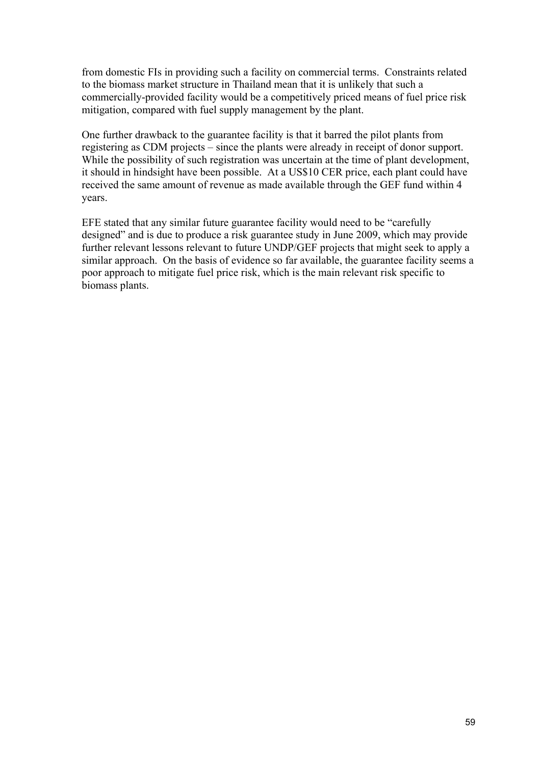from domestic FIs in providing such a facility on commercial terms. Constraints related to the biomass market structure in Thailand mean that it is unlikely that such a commercially-provided facility would be a competitively priced means of fuel price risk mitigation, compared with fuel supply management by the plant.

One further drawback to the guarantee facility is that it barred the pilot plants from registering as CDM projects – since the plants were already in receipt of donor support. While the possibility of such registration was uncertain at the time of plant development, it should in hindsight have been possible. At a US$10 CER price, each plant could have received the same amount of revenue as made available through the GEF fund within 4 years.

EFE stated that any similar future guarantee facility would need to be "carefully designed" and is due to produce a risk guarantee study in June 2009, which may provide further relevant lessons relevant to future UNDP/GEF projects that might seek to apply a similar approach. On the basis of evidence so far available, the guarantee facility seems a poor approach to mitigate fuel price risk, which is the main relevant risk specific to biomass plants.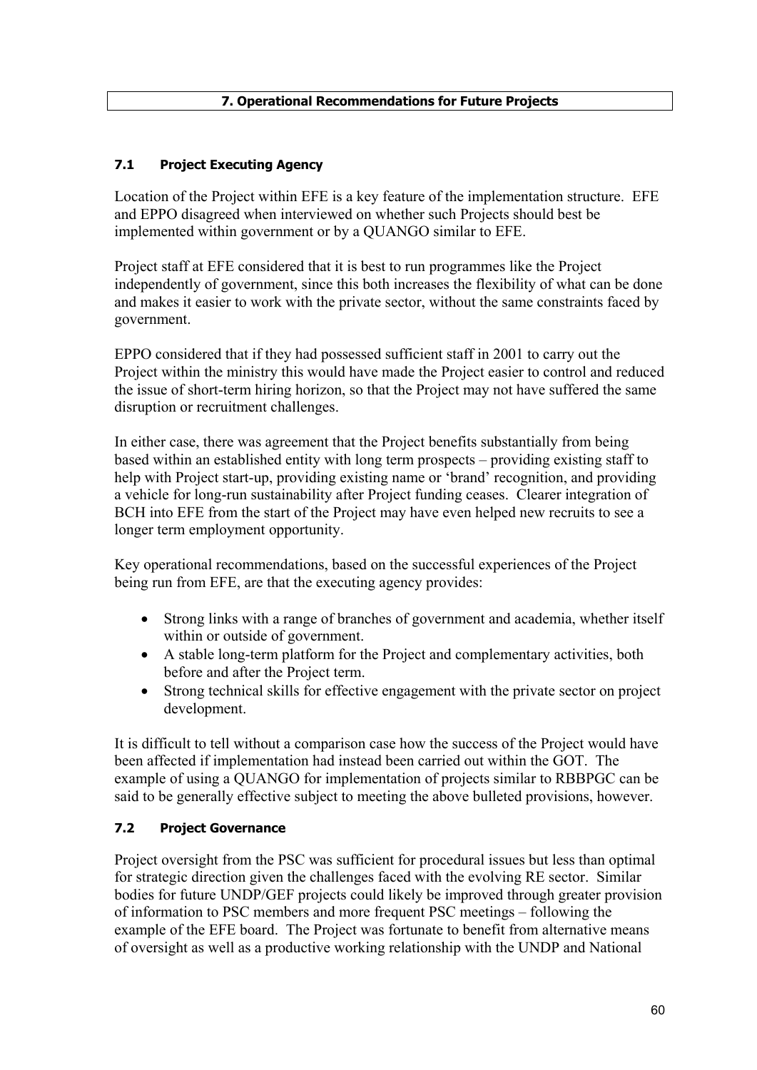## 7. Operational Recommendations for Future Projects

### 7.1 Project Executing Agency

Location of the Project within EFE is a key feature of the implementation structure. EFE and EPPO disagreed when interviewed on whether such Projects should best be implemented within government or by a QUANGO similar to EFE.

Project staff at EFE considered that it is best to run programmes like the Project independently of government, since this both increases the flexibility of what can be done and makes it easier to work with the private sector, without the same constraints faced by government.

EPPO considered that if they had possessed sufficient staff in 2001 to carry out the Project within the ministry this would have made the Project easier to control and reduced the issue of short-term hiring horizon, so that the Project may not have suffered the same disruption or recruitment challenges.

In either case, there was agreement that the Project benefits substantially from being based within an established entity with long term prospects – providing existing staff to help with Project start-up, providing existing name or 'brand' recognition, and providing a vehicle for long-run sustainability after Project funding ceases. Clearer integration of BCH into EFE from the start of the Project may have even helped new recruits to see a longer term employment opportunity.

Key operational recommendations, based on the successful experiences of the Project being run from EFE, are that the executing agency provides:

- Strong links with a range of branches of government and academia, whether itself within or outside of government.
- A stable long-term platform for the Project and complementary activities, both before and after the Project term.
- Strong technical skills for effective engagement with the private sector on project development.

It is difficult to tell without a comparison case how the success of the Project would have been affected if implementation had instead been carried out within the GOT. The example of using a QUANGO for implementation of projects similar to RBBPGC can be said to be generally effective subject to meeting the above bulleted provisions, however.

### 7.2 Project Governance

Project oversight from the PSC was sufficient for procedural issues but less than optimal for strategic direction given the challenges faced with the evolving RE sector. Similar bodies for future UNDP/GEF projects could likely be improved through greater provision of information to PSC members and more frequent PSC meetings – following the example of the EFE board. The Project was fortunate to benefit from alternative means of oversight as well as a productive working relationship with the UNDP and National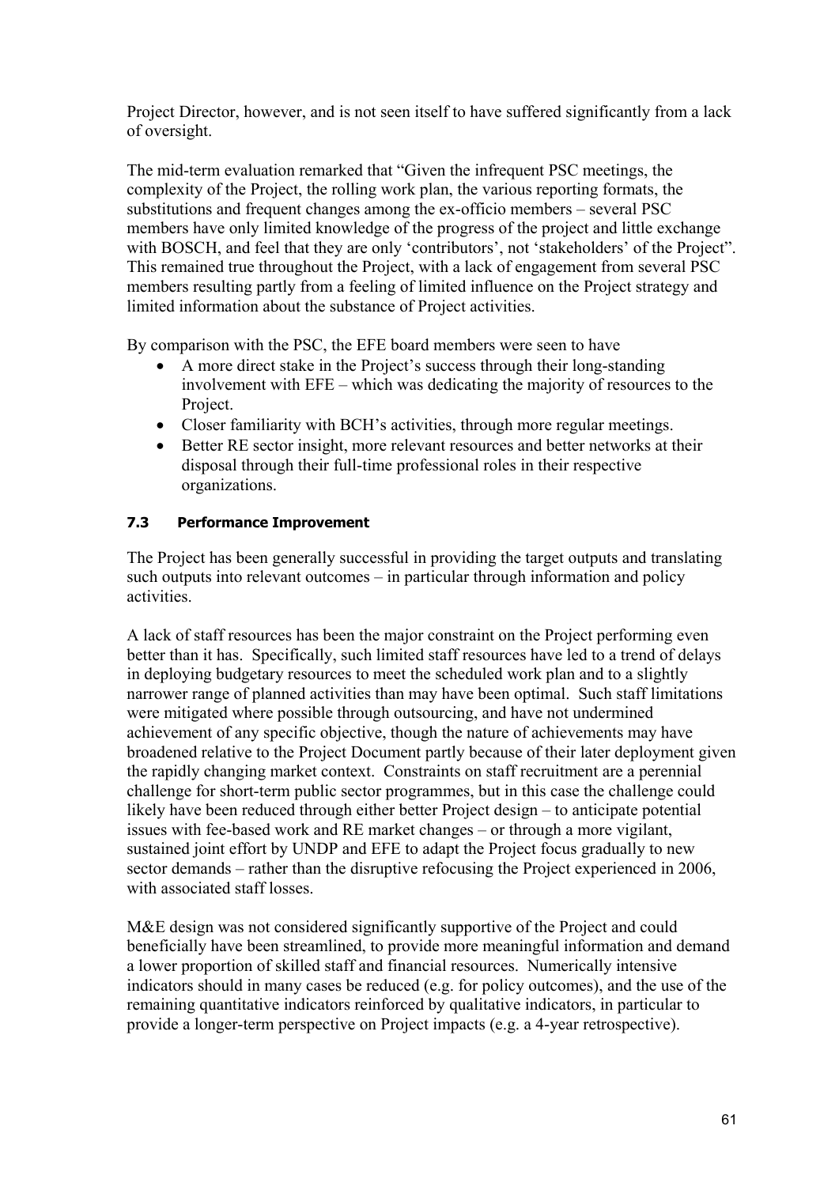Project Director, however, and is not seen itself to have suffered significantly from a lack of oversight.

The mid-term evaluation remarked that "Given the infrequent PSC meetings, the complexity of the Project, the rolling work plan, the various reporting formats, the substitutions and frequent changes among the ex-officio members – several PSC members have only limited knowledge of the progress of the project and little exchange with BOSCH, and feel that they are only 'contributors', not 'stakeholders' of the Project". This remained true throughout the Project, with a lack of engagement from several PSC members resulting partly from a feeling of limited influence on the Project strategy and limited information about the substance of Project activities.

By comparison with the PSC, the EFE board members were seen to have

- A more direct stake in the Project's success through their long-standing involvement with EFE – which was dedicating the majority of resources to the Project.
- Closer familiarity with BCH's activities, through more regular meetings.
- Better RE sector insight, more relevant resources and better networks at their disposal through their full-time professional roles in their respective organizations.

### 7.3 Performance Improvement

The Project has been generally successful in providing the target outputs and translating such outputs into relevant outcomes – in particular through information and policy activities.

A lack of staff resources has been the major constraint on the Project performing even better than it has. Specifically, such limited staff resources have led to a trend of delays in deploying budgetary resources to meet the scheduled work plan and to a slightly narrower range of planned activities than may have been optimal. Such staff limitations were mitigated where possible through outsourcing, and have not undermined achievement of any specific objective, though the nature of achievements may have broadened relative to the Project Document partly because of their later deployment given the rapidly changing market context. Constraints on staff recruitment are a perennial challenge for short-term public sector programmes, but in this case the challenge could likely have been reduced through either better Project design – to anticipate potential issues with fee-based work and RE market changes – or through a more vigilant, sustained joint effort by UNDP and EFE to adapt the Project focus gradually to new sector demands – rather than the disruptive refocusing the Project experienced in 2006, with associated staff losses.

M&E design was not considered significantly supportive of the Project and could beneficially have been streamlined, to provide more meaningful information and demand a lower proportion of skilled staff and financial resources. Numerically intensive indicators should in many cases be reduced (e.g. for policy outcomes), and the use of the remaining quantitative indicators reinforced by qualitative indicators, in particular to provide a longer-term perspective on Project impacts (e.g. a 4-year retrospective).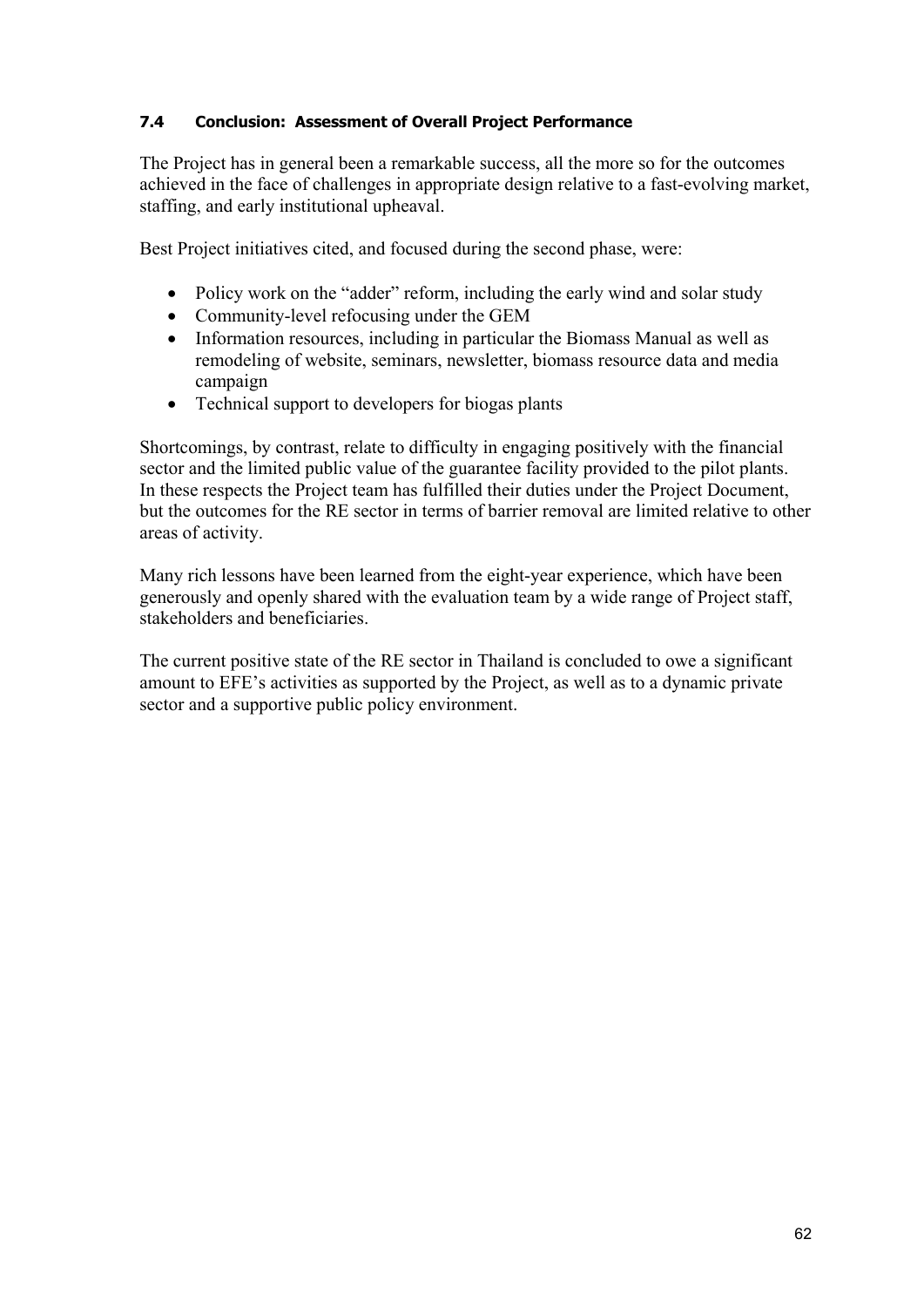### 7.4 Conclusion: Assessment of Overall Project Performance

The Project has in general been a remarkable success, all the more so for the outcomes achieved in the face of challenges in appropriate design relative to a fast-evolving market, staffing, and early institutional upheaval.

Best Project initiatives cited, and focused during the second phase, were:

- Policy work on the "adder" reform, including the early wind and solar study
- Community-level refocusing under the GEM
- Information resources, including in particular the Biomass Manual as well as remodeling of website, seminars, newsletter, biomass resource data and media campaign
- Technical support to developers for biogas plants

Shortcomings, by contrast, relate to difficulty in engaging positively with the financial sector and the limited public value of the guarantee facility provided to the pilot plants. In these respects the Project team has fulfilled their duties under the Project Document, but the outcomes for the RE sector in terms of barrier removal are limited relative to other areas of activity.

Many rich lessons have been learned from the eight-year experience, which have been generously and openly shared with the evaluation team by a wide range of Project staff, stakeholders and beneficiaries.

The current positive state of the RE sector in Thailand is concluded to owe a significant amount to EFE's activities as supported by the Project, as well as to a dynamic private sector and a supportive public policy environment.